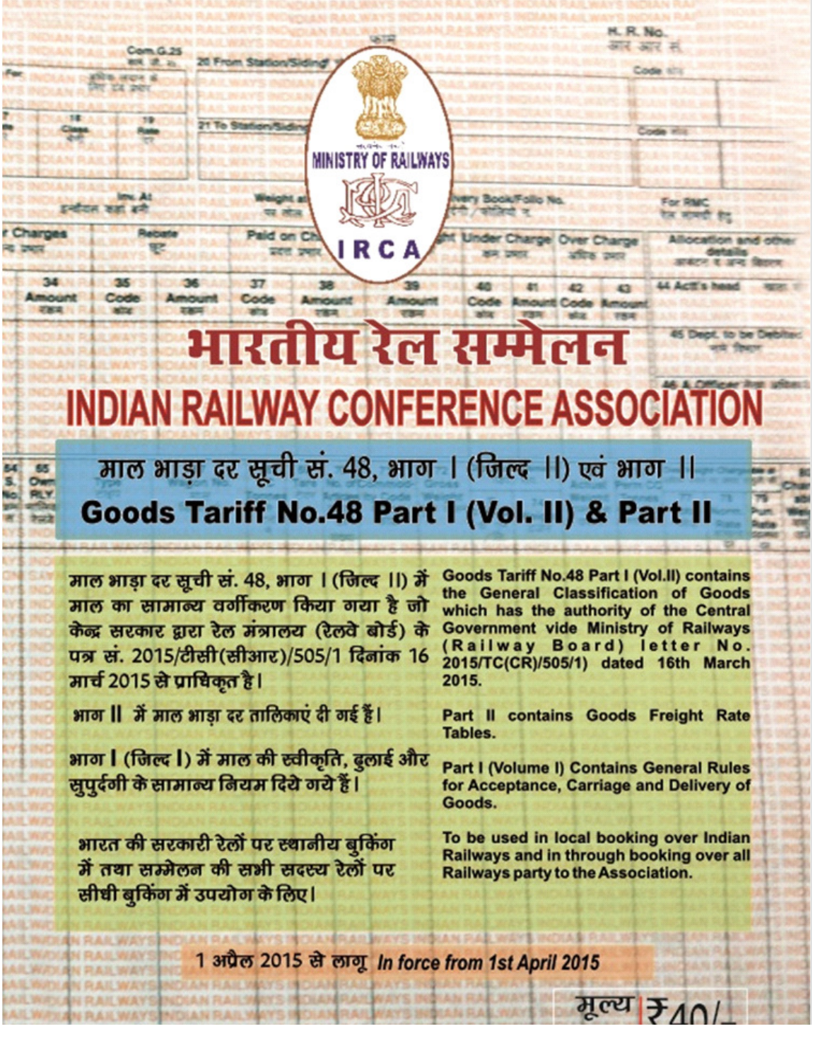MINISTRY OF RAILWAYS

IRCA

# भारतीय रेल सम्मेलन

# INDIAN RAILWAY CONFERENCE ASSOCIATION

## माल भाड़ा दर सूची सं. 48, भाग I (जिल्द II) एवं भाग II

## Goods Tariff No.48 Part I (Vol. II) & Part II

माल भाड़ा दर सूची सं. 48, भाग I (जिल्द II) में माल का सामान्य वर्गीकरण किया गया है जो केन्द्र सरकार द्वारा रेल मंत्रालय (रेलवे बोर्ड) के पत्र सं. 2015/टीसी(सीआर)/505/1 दिनांक 16 मार्च 2015 से प्राधिकृत है।

Goods Tariff No.48 Part I (Vol.II) contains the General Classification of Goods which has the authority of the Central Government vide Ministry of Railways (Railway Board) letter No. 2015/TC(CR)/505/1) dated 16th March 2015.

भाग II में माल भाड़ा दर तालिकाएं दी गई हैं।

Part II contains Goods Freight Rate Tables.

भाग I (जिल्द I) में माल की स्वीकृति, ढुलाई और सुपुर्दगी के सामान्य नियम दिये गये हैं।

Part I (Volume I) Contains General Rules for Acceptance, Carriage and Delivery of Goods.

भारत की सरकारी रेलों पर स्थानीय बुकिंग में तथा सम्मेलन की सभी सदस्य रेलों पर सीधी बुकिंग में उपयोग के लिए।

To be used in local booking over Indian Railways and in through booking over all Railways party to the Association.

1 अप्रैल 2015 से लागू *In force from 1st April 2015*

मूल्य ₹40/-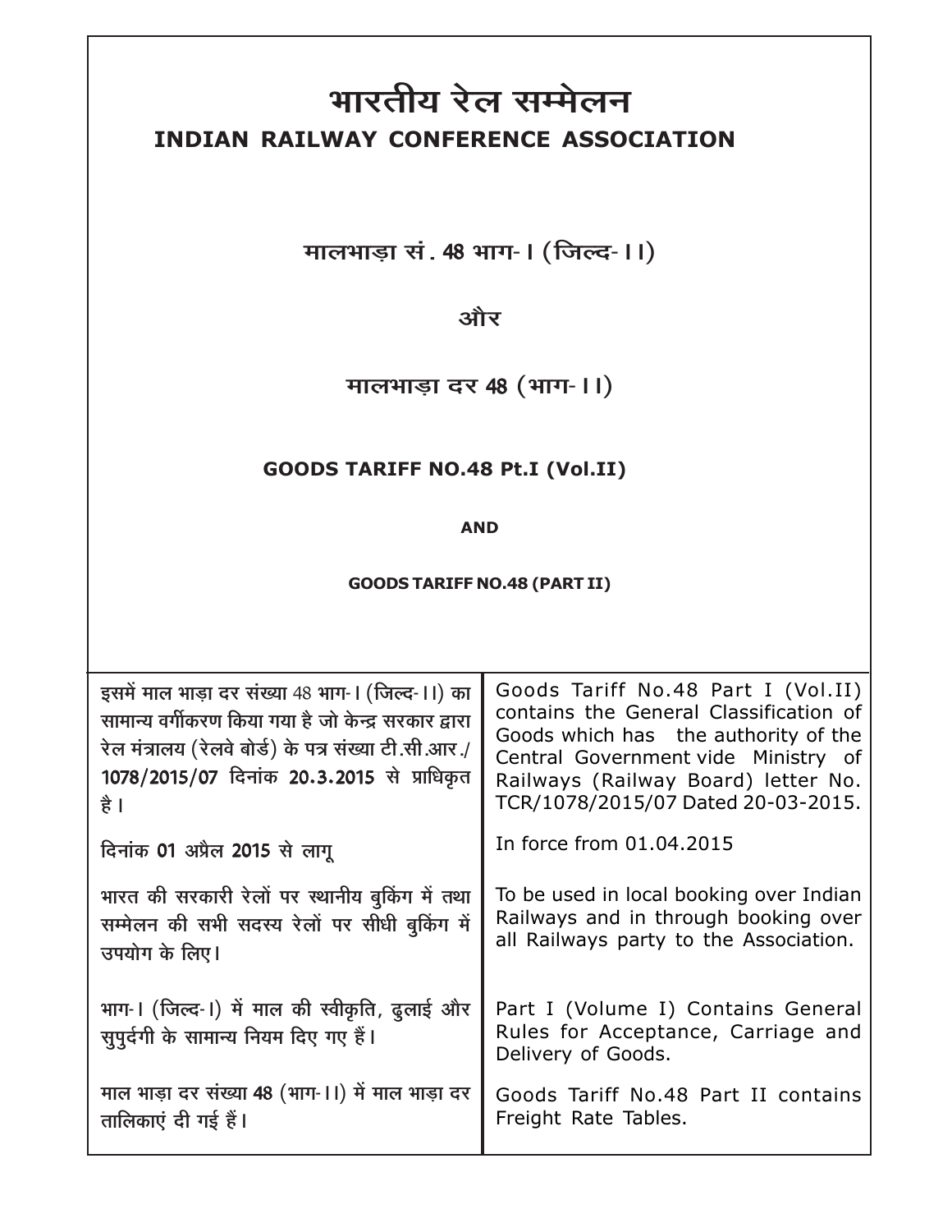# भारतीय रेल सम्मेलन

# INDIAN RAILWAY CONFERENCE ASSOCIATION

## मालभाड़ा सं. 48 भाग-I (जिल्द-II)

## और

## मालभाड़ा दर 48 (भाग-II)

## GOODS TARIFF NO.48 Pt.I (Vol.II)

**AND**

**GOODS TARIFF NO.48 (PART II)**

| | |
|---|---|
| इसमें माल भाड़ा दर संख्या 48 भाग-I (जिल्द-II) का सामान्य वर्गीकरण किया गया है जो केन्द्र सरकार द्वारा रेल मंत्रालय (रेलवे बोर्ड) के पत्र संख्या टी.सी.आर./1078/2015/07 दिनांक 20.3.2015 से प्राधिकृत है। | Goods Tariff No.48 Part I (Vol.II) contains the General Classification of Goods which has the authority of the Central Government vide Ministry of Railways (Railway Board) letter No. TCR/1078/2015/07 Dated 20-03-2015. |
| दिनांक 01 अप्रैल 2015 से लागू | In force from 01.04.2015 |
| भारत की सरकारी रेलों पर स्थानीय बुकिंग में तथा सम्मेलन की सभी सदस्य रेलों पर सीधी बुकिंग में उपयोग के लिए। | To be used in local booking over Indian Railways and in through booking over all Railways party to the Association. |
| भाग-I (जिल्द-I) में माल की स्वीकृति, ढुलाई और सुपुर्दगी के सामान्य नियम दिए गए हैं। | Part I (Volume I) Contains General Rules for Acceptance, Carriage and Delivery of Goods. |
| माल भाड़ा दर संख्या 48 (भाग-II) में माल भाड़ा दर तालिकाएं दी गई हैं। | Goods Tariff No.48 Part II contains Freight Rate Tables. |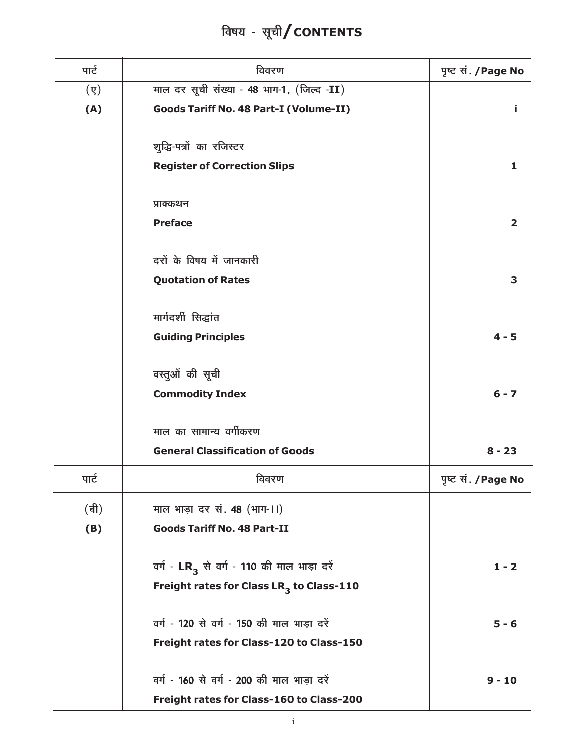# विषय - सूची/CONTENTS

| पार्ट | विवरण | पृष्ट सं. /Page No |
|---|---|---|
| (ए) | माल दर सूची संख्या - 48 भाग-1, (जिल्द -**II**) | |
| **(A)** | **Goods Tariff No. 48 Part-I (Volume-II)** | **i** |
| | शुद्धि-पत्रों का रजिस्टर | |
| | **Register of Correction Slips** | **1** |
| | प्राक्कथन | |
| | **Preface** | **2** |
| | दरों के विषय में जानकारी | |
| | **Quotation of Rates** | **3** |
| | मार्गदर्शी सिद्धांत | |
| | **Guiding Principles** | **4 - 5** |
| | वस्तुओं की सूची | |
| | **Commodity Index** | **6 - 7** |
| | माल का सामान्य वर्गीकरण | |
| | **General Classification of Goods** | **8 - 23** |

| पार्ट | विवरण | पृष्ट सं. /Page No |
|---|---|---|
| (बी) | माल भाड़ा दर सं. 48 (भाग-II) | |
| **(B)** | **Goods Tariff No. 48 Part-II** | |
| | वर्ग - $LR_3$ से वर्ग - 110 की माल भाड़ा दरें | **1 - 2** |
| | **Freight rates for Class $LR_3$ to Class-110** | |
| | वर्ग - 120 से वर्ग - 150 की माल भाड़ा दरें | **5 - 6** |
| | **Freight rates for Class-120 to Class-150** | |
| | वर्ग - 160 से वर्ग - 200 की माल भाड़ा दरें | **9 - 10** |
| | **Freight rates for Class-160 to Class-200** | |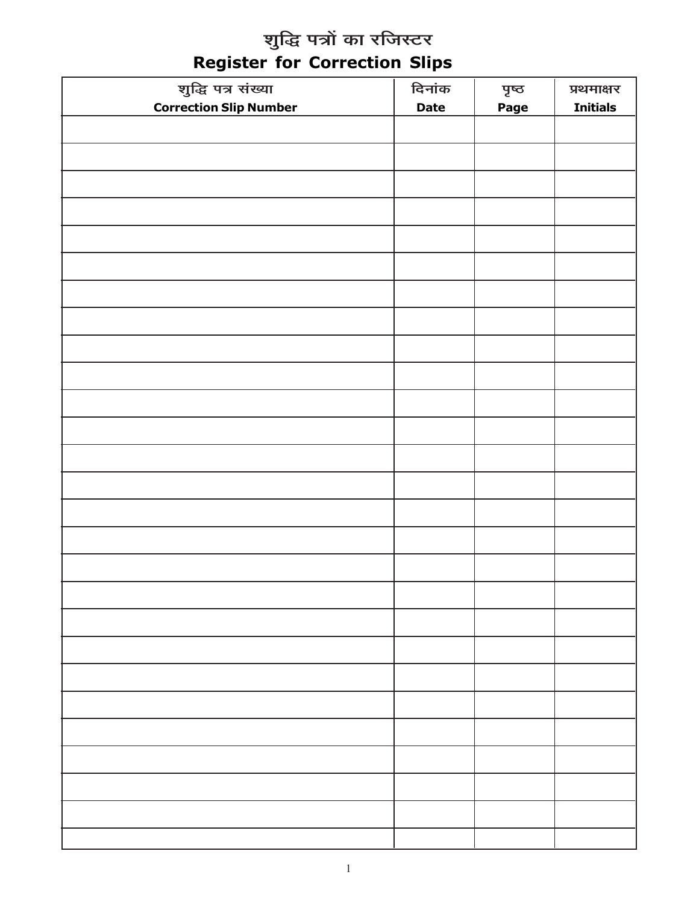# शुद्धि पत्रों का रजिस्टर
## Register for Correction Slips

| शुद्धि पत्र संख्या<br>Correction Slip Number | दिनांक<br>Date | पृष्ठ<br>Page | प्रथमाक्षर<br>Initials |
|---|---|---|---|
| | | | |
| | | | |
| | | | |
| | | | |
| | | | |
| | | | |
| | | | |
| | | | |
| | | | |
| | | | |
| | | | |
| | | | |
| | | | |
| | | | |
| | | | |
| | | | |
| | | | |
| | | | |
| | | | |
| | | | |
| | | | |
| | | | |
| | | | |
| | | | |
| | | | |
| | | | |
| | | | |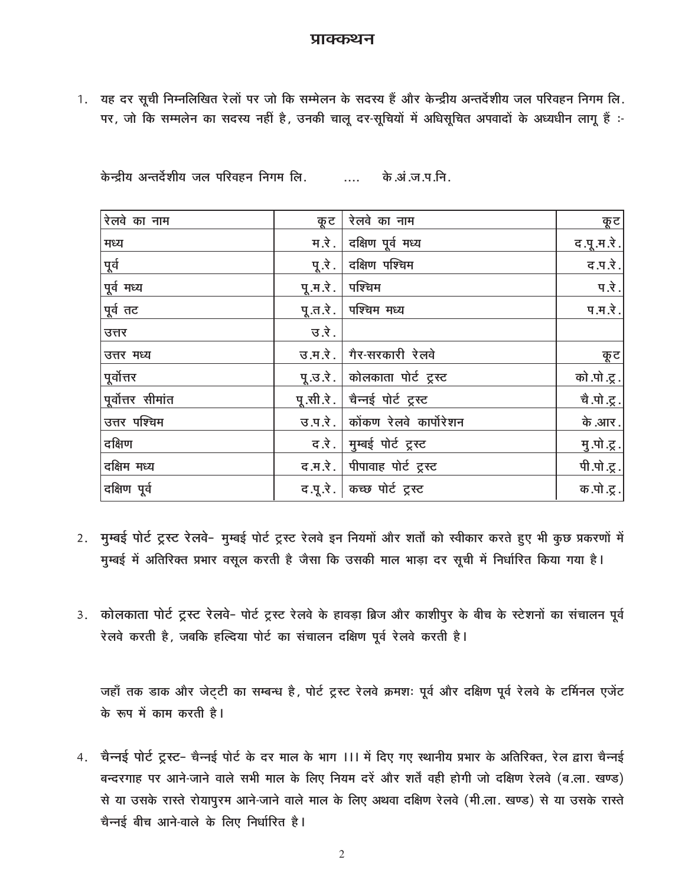# प्राक्कथन

1. यह दर सूची निम्नलिखित रेलों पर जो कि सम्मेलन के सदस्य हैं और केन्द्रीय अन्तर्देशीय जल परिवहन निगम लि. पर, जो कि सम्मेलन का सदस्य नहीं है, उनकी चालू दर-सूचियों में अधिसूचित अपवादों के अध्यधीन लागू हैं :-

केन्द्रीय अन्तर्देशीय जल परिवहन निगम लि. .... के.अं.ज.प.नि.

| रेलवे का नाम | कूट | रेलवे का नाम | कूट |
|---|---|---|---|
| मध्य | म.रे. | दक्षिण पूर्व मध्य | द.पू.म.रे. |
| पूर्व | पू.रे. | दक्षिण पश्चिम | द.प.रे. |
| पूर्व मध्य | पू.म.रे. | पश्चिम | प.रे. |
| पूर्व तट | पू.त.रे. | पश्चिम मध्य | प.म.रे. |
| उत्तर | उ.रे. | | |
| उत्तर मध्य | उ.म.रे. | गैर-सरकारी रेलवे | कूट |
| पूर्वोत्तर | पू.उ.रे. | कोलकाता पोर्ट ट्रस्ट | को.पो.ट्र. |
| पूर्वोत्तर सीमांत | पू.सी.रे. | चैन्नई पोर्ट ट्रस्ट | चै.पो.ट्र. |
| उत्तर पश्चिम | उ.प.रे. | कोंकण रेलवे कार्पोरेशन | के.आर. |
| दक्षिण | द.रे. | मुम्बई पोर्ट ट्रस्ट | मु.पो.ट्र. |
| दक्षिम मध्य | द.म.रे. | पीपावाह पोर्ट ट्रस्ट | पी.पो.ट्र. |
| दक्षिण पूर्व | द.पू.रे. | कच्छ पोर्ट ट्रस्ट | क.पो.ट्र. |

2. मुम्बई पोर्ट ट्रस्ट रेलवे- मुम्बई पोर्ट ट्रस्ट रेलवे इन नियमों और शर्तों को स्वीकार करते हुए भी कुछ प्रकरणों में मुम्बई में अतिरिक्त प्रभार वसूल करती है जैसा कि उसकी माल भाड़ा दर सूची में निर्धारित किया गया है।

3. कोलकाता पोर्ट ट्रस्ट रेलवे- पोर्ट ट्रस्ट रेलवे के हावड़ा ब्रिज और काशीपुर के बीच के स्टेशनों का संचालन पूर्व रेलवे करती है, जबकि हल्दिया पोर्ट का संचालन दक्षिण पूर्व रेलवे करती है।

   जहाँ तक डाक और जेट्टी का सम्बन्ध है, पोर्ट ट्रस्ट रेलवे क्रमशः पूर्व और दक्षिण पूर्व रेलवे के टर्मिनल एजेंट के रूप में काम करती है।

4. चैन्नई पोर्ट ट्रस्ट- चैन्नई पोर्ट के दर माल के भाग ।।। में दिए गए स्थानीय प्रभार के अतिरिक्त, रेल द्वारा चैन्नई बन्दरगाह पर आने-जाने वाले सभी माल के लिए नियम दरें और शर्तें वही होगी जो दक्षिण रेलवे (ब.ला. खण्ड) से या उसके रास्ते रोयापुरम आने-जाने वाले माल के लिए अथवा दक्षिण रेलवे (मी.ला. खण्ड) से या उसके रास्ते चैन्नई बीच आने-वाले के लिए निर्धारित है।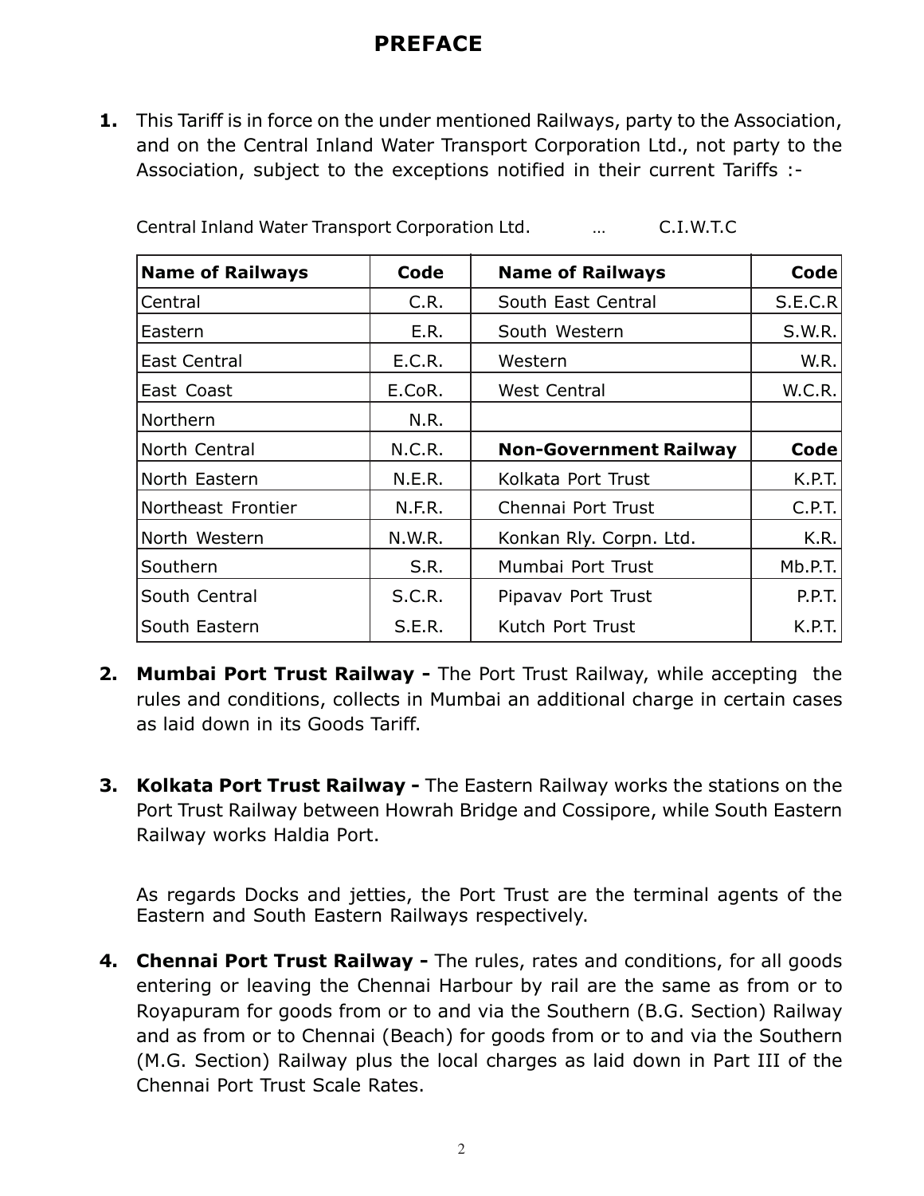# PREFACE

**1.** This Tariff is in force on the under mentioned Railways, party to the Association, and on the Central Inland Water Transport Corporation Ltd., not party to the Association, subject to the exceptions notified in their current Tariffs :-

Central Inland Water Transport Corporation Ltd. … C.I.W.T.C

| Name of Railways | Code | Name of Railways | Code |
|---|---|---|---|
| Central | C.R. | South East Central | S.E.C.R |
| Eastern | E.R. | South Western | S.W.R. |
| East Central | E.C.R. | Western | W.R. |
| East Coast | E.CoR. | West Central | W.C.R. |
| Northern | N.R. | | |
| North Central | N.C.R. | **Non-Government Railway** | **Code** |
| North Eastern | N.E.R. | Kolkata Port Trust | K.P.T. |
| Northeast Frontier | N.F.R. | Chennai Port Trust | C.P.T. |
| North Western | N.W.R. | Konkan Rly. Corpn. Ltd. | K.R. |
| Southern | S.R. | Mumbai Port Trust | Mb.P.T. |
| South Central | S.C.R. | Pipavav Port Trust | P.P.T. |
| South Eastern | S.E.R. | Kutch Port Trust | K.P.T. |

**2. Mumbai Port Trust Railway -** The Port Trust Railway, while accepting the rules and conditions, collects in Mumbai an additional charge in certain cases as laid down in its Goods Tariff.

**3. Kolkata Port Trust Railway -** The Eastern Railway works the stations on the Port Trust Railway between Howrah Bridge and Cossipore, while South Eastern Railway works Haldia Port.

As regards Docks and jetties, the Port Trust are the terminal agents of the Eastern and South Eastern Railways respectively.

**4. Chennai Port Trust Railway -** The rules, rates and conditions, for all goods entering or leaving the Chennai Harbour by rail are the same as from or to Royapuram for goods from or to and via the Southern (B.G. Section) Railway and as from or to Chennai (Beach) for goods from or to and via the Southern (M.G. Section) Railway plus the local charges as laid down in Part III of the Chennai Port Trust Scale Rates.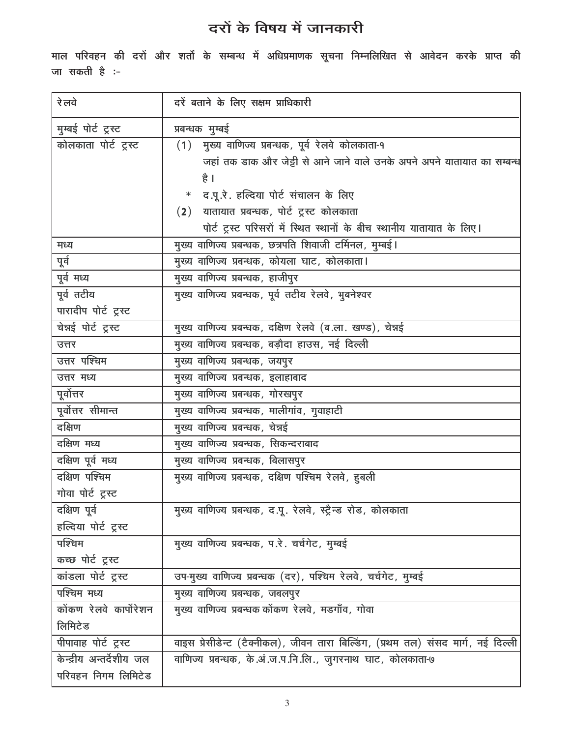# दरों के विषय में जानकारी

**माल परिवहन की दरों और शर्तों के सम्बन्ध में अधिप्रमाणक सूचना निम्नलिखित से आवेदन करके प्राप्त की जा सकती है :-**

| रेलवे | दरें बताने के लिए सक्षम प्राधिकारी |
|---|---|
| मुम्बई पोर्ट ट्रस्ट | प्रबन्धक मुम्बई |
| कोलकाता पोर्ट ट्रस्ट | (1) मुख्य वाणिज्य प्रबन्धक, पूर्व रेलवे कोलकाता-१ जहां तक डाक और जेट्टी से आने जाने वाले उनके अपने अपने यातायात का सम्बन्ध है। * द.पू.रे. हल्दिया पोर्ट संचालन के लिए (2) यातायात प्रबन्धक, पोर्ट ट्रस्ट कोलकाता पोर्ट ट्रस्ट परिसरों में स्थित स्थानों के बीच स्थानीय यातायात के लिए। |
| मध्य | मुख्य वाणिज्य प्रबन्धक, छत्रपति शिवाजी टर्मिनल, मुम्बई। |
| पूर्व | मुख्य वाणिज्य प्रबन्धक, कोयला घाट, कोलकाता। |
| पूर्व मध्य | मुख्य वाणिज्य प्रबन्धक, हाजीपुर |
| पूर्व तटीय पारादीप पोर्ट ट्रस्ट | मुख्य वाणिज्य प्रबन्धक, पूर्व तटीय रेलवे, भुबनेश्वर |
| चेन्नई पोर्ट ट्रस्ट | मुख्य वाणिज्य प्रबन्धक, दक्षिण रेलवे (ब.ला. खण्ड), चेन्नई |
| उत्तर | मुख्य वाणिज्य प्रबन्धक, बड़ौदा हाउस, नई दिल्ली |
| उत्तर पश्चिम | मुख्य वाणिज्य प्रबन्धक, जयपुर |
| उत्तर मध्य | मुख्य वाणिज्य प्रबन्धक, इलाहाबाद |
| पूर्वोत्तर | मुख्य वाणिज्य प्रबन्धक, गोरखपुर |
| पूर्वोत्तर सीमान्त | मुख्य वाणिज्य प्रबन्धक, मालीगांव, गुवाहाटी |
| दक्षिण | मुख्य वाणिज्य प्रबन्धक, चेन्नई |
| दक्षिण मध्य | मुख्य वाणिज्य प्रबन्धक, सिकन्दराबाद |
| दक्षिण पूर्व मध्य | मुख्य वाणिज्य प्रबन्धक, बिलासपुर |
| दक्षिण पश्चिम गोवा पोर्ट ट्रस्ट | मुख्य वाणिज्य प्रबन्धक, दक्षिण पश्चिम रेलवे, हुबली |
| दक्षिण पूर्व हल्दिया पोर्ट ट्रस्ट | मुख्य वाणिज्य प्रबन्धक, द.पू. रेलवे, स्ट्रैन्ड रोड, कोलकाता |
| पश्चिम कच्छ पोर्ट ट्रस्ट | मुख्य वाणिज्य प्रबन्धक, प.रे. चर्चगेट, मुम्बई |
| कांडला पोर्ट ट्रस्ट | उप-मुख्य वाणिज्य प्रबन्धक (दर), पश्चिम रेलवे, चर्चगेट, मुम्बई |
| पश्चिम मध्य | मुख्य वाणिज्य प्रबन्धक, जबलपुर |
| कोंकण रेलवे कार्पोरेशन लिमिटेड | मुख्य वाणिज्य प्रबन्धक कोंकण रेलवे, मडगाँव, गोवा |
| पीपावाह पोर्ट ट्रस्ट | वाइस प्रेसीडेन्ट (टैक्नीकल), जीवन तारा बिल्डिंग, (प्रथम तल) संसद मार्ग, नई दिल्ली |
| केन्द्रीय अन्तर्देशीय जल परिवहन निगम लिमिटेड | वाणिज्य प्रबन्धक, के.अं.ज.प.नि.लि., जुगरनाथ घाट, कोलकाता-७ |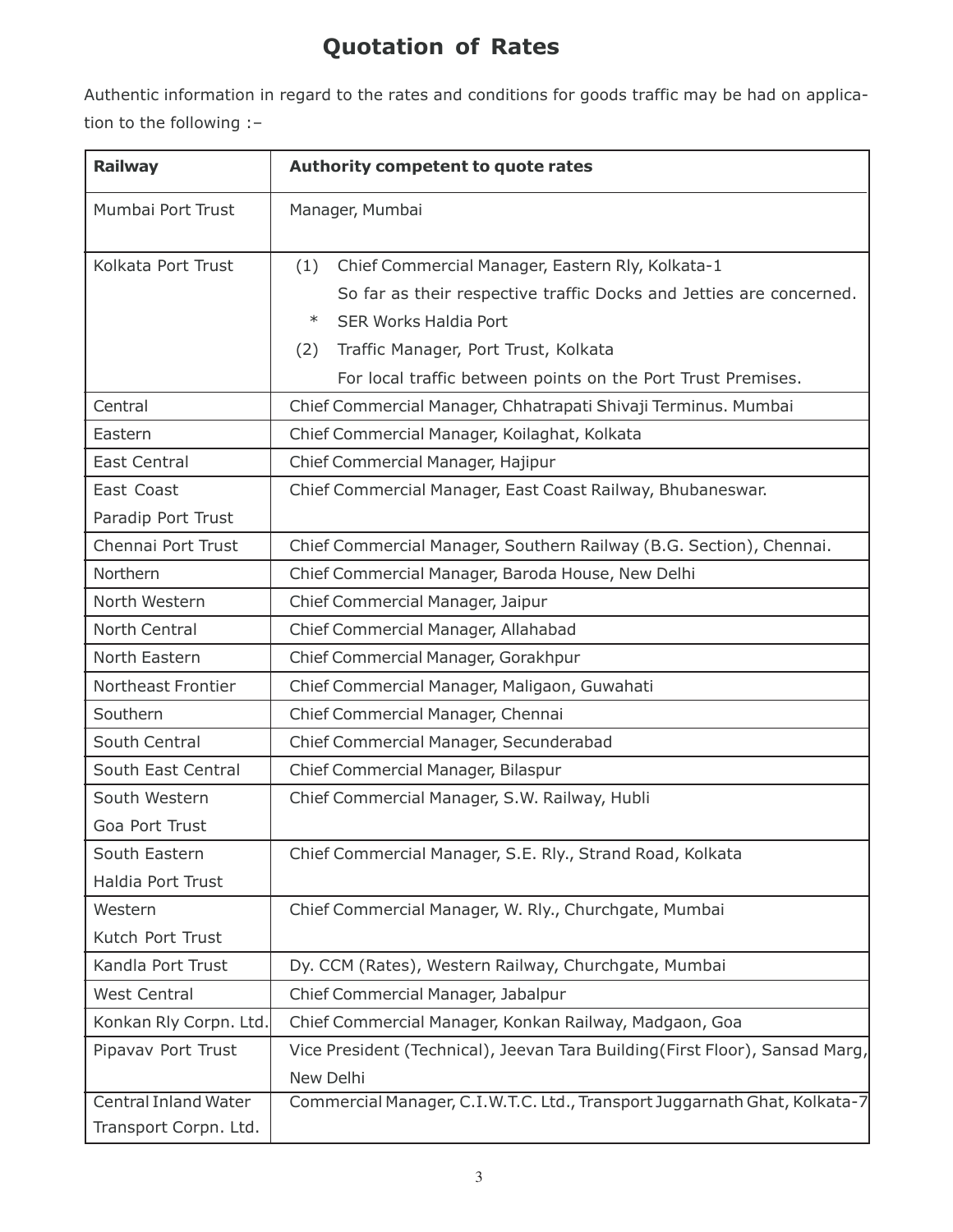# Quotation of Rates

Authentic information in regard to the rates and conditions for goods traffic may be had on application to the following :–

| Railway | Authority competent to quote rates |
|---|---|
| Mumbai Port Trust | Manager, Mumbai |
| Kolkata Port Trust | (1) Chief Commercial Manager, Eastern Rly, Kolkata-1<br>So far as their respective traffic Docks and Jetties are concerned.<br>* SER Works Haldia Port<br>(2) Traffic Manager, Port Trust, Kolkata<br>For local traffic between points on the Port Trust Premises. |
| Central | Chief Commercial Manager, Chhatrapati Shivaji Terminus. Mumbai |
| Eastern | Chief Commercial Manager, Koilaghat, Kolkata |
| East Central | Chief Commercial Manager, Hajipur |
| East Coast<br>Paradip Port Trust | Chief Commercial Manager, East Coast Railway, Bhubaneswar. |
| Chennai Port Trust | Chief Commercial Manager, Southern Railway (B.G. Section), Chennai. |
| Northern | Chief Commercial Manager, Baroda House, New Delhi |
| North Western | Chief Commercial Manager, Jaipur |
| North Central | Chief Commercial Manager, Allahabad |
| North Eastern | Chief Commercial Manager, Gorakhpur |
| Northeast Frontier | Chief Commercial Manager, Maligaon, Guwahati |
| Southern | Chief Commercial Manager, Chennai |
| South Central | Chief Commercial Manager, Secunderabad |
| South East Central | Chief Commercial Manager, Bilaspur |
| South Western<br>Goa Port Trust | Chief Commercial Manager, S.W. Railway, Hubli |
| South Eastern<br>Haldia Port Trust | Chief Commercial Manager, S.E. Rly., Strand Road, Kolkata |
| Western<br>Kutch Port Trust | Chief Commercial Manager, W. Rly., Churchgate, Mumbai |
| Kandla Port Trust | Dy. CCM (Rates), Western Railway, Churchgate, Mumbai |
| West Central | Chief Commercial Manager, Jabalpur |
| Konkan Rly Corpn. Ltd. | Chief Commercial Manager, Konkan Railway, Madgaon, Goa |
| Pipavav Port Trust | Vice President (Technical), Jeevan Tara Building(First Floor), Sansad Marg, New Delhi |
| Central Inland Water Transport Corpn. Ltd. | Commercial Manager, C.I.W.T.C. Ltd., Transport Juggarnath Ghat, Kolkata-7 |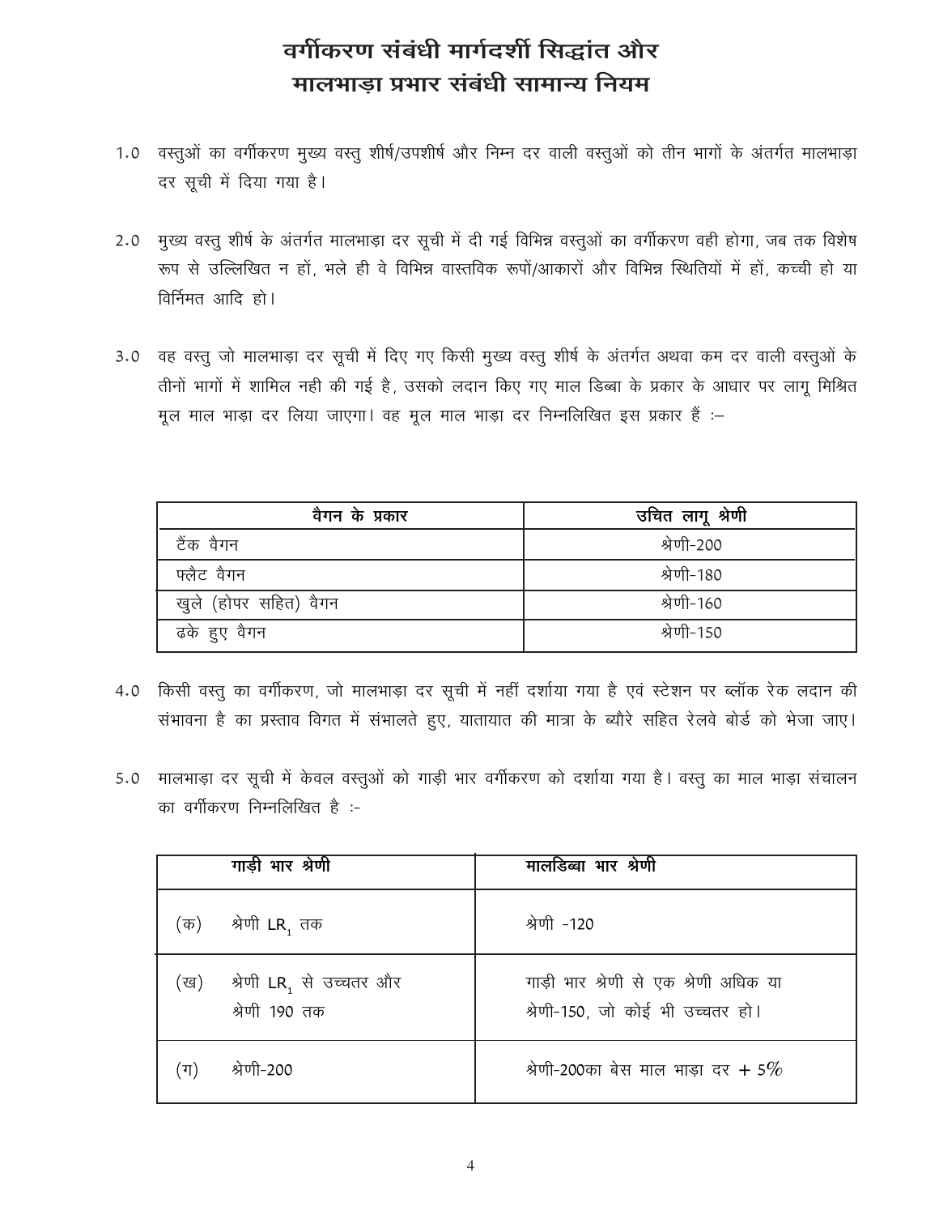# वर्गीकरण संबंधी मार्गदर्शी सिद्धांत और मालभाड़ा प्रभार संबंधी सामान्य नियम

1.0 वस्तुओं का वर्गीकरण मुख्य वस्तु शीर्ष/उपशीर्ष और निम्न दर वाली वस्तुओं को तीन भागों के अंतर्गत मालभाड़ा दर सूची में दिया गया है।

2.0 मुख्य वस्तु शीर्ष के अंतर्गत मालभाड़ा दर सूची में दी गई विभिन्न वस्तुओं का वर्गीकरण वही होगा, जब तक विशेष रूप से उल्लिखित न हों, भले ही वे विभिन्न वास्तविक रूपों/आकारों और विभिन्न स्थितियों में हों, कच्ची हो या विर्निमत आदि हो।

3.0 वह वस्तु जो मालभाड़ा दर सूची में दिए गए किसी मुख्य वस्तु शीर्ष के अंतर्गत अथवा कम दर वाली वस्तुओं के तीनों भागों में शामिल नही की गई है, उसको लदान किए गए माल डिब्बा के प्रकार के आधार पर लागू मिश्रित मूल माल भाड़ा दर लिया जाएगा। वह मूल माल भाड़ा दर निम्नलिखित इस प्रकार हैं :–

| वैगन के प्रकार | उचित लागू श्रेणी |
|---|---|
| टैंक वैगन | श्रेणी-200 |
| फ्लैट वैगन | श्रेणी-180 |
| खुले (होपर सहित) वैगन | श्रेणी-160 |
| ढके हुए वैगन | श्रेणी-150 |

4.0 किसी वस्तु का वर्गीकरण, जो मालभाड़ा दर सूची में नहीं दर्शाया गया है एवं स्टेशन पर ब्लॉक रेक लदान की संभावना है का प्रस्ताव विगत में संभालते हुए, यातायात की मात्रा के ब्यौरे सहित रेलवे बोर्ड को भेजा जाए।

5.0 मालभाड़ा दर सूची में केवल वस्तुओं को गाड़ी भार वर्गीकरण को दर्शाया गया है। वस्तु का माल भाड़ा संचालन का वर्गीकरण निम्नलिखित है :-

| गाड़ी भार श्रेणी | मालडिब्बा भार श्रेणी |
|---|---|
| (क) श्रेणी $LR_1$ तक | श्रेणी -120 |
| (ख) श्रेणी $LR_1$ से उच्चतर और श्रेणी 190 तक | गाड़ी भार श्रेणी से एक श्रेणी अधिक या श्रेणी-150, जो कोई भी उच्चतर हो। |
| (ग) श्रेणी-200 | श्रेणी-200का बेस माल भाड़ा दर + 5% |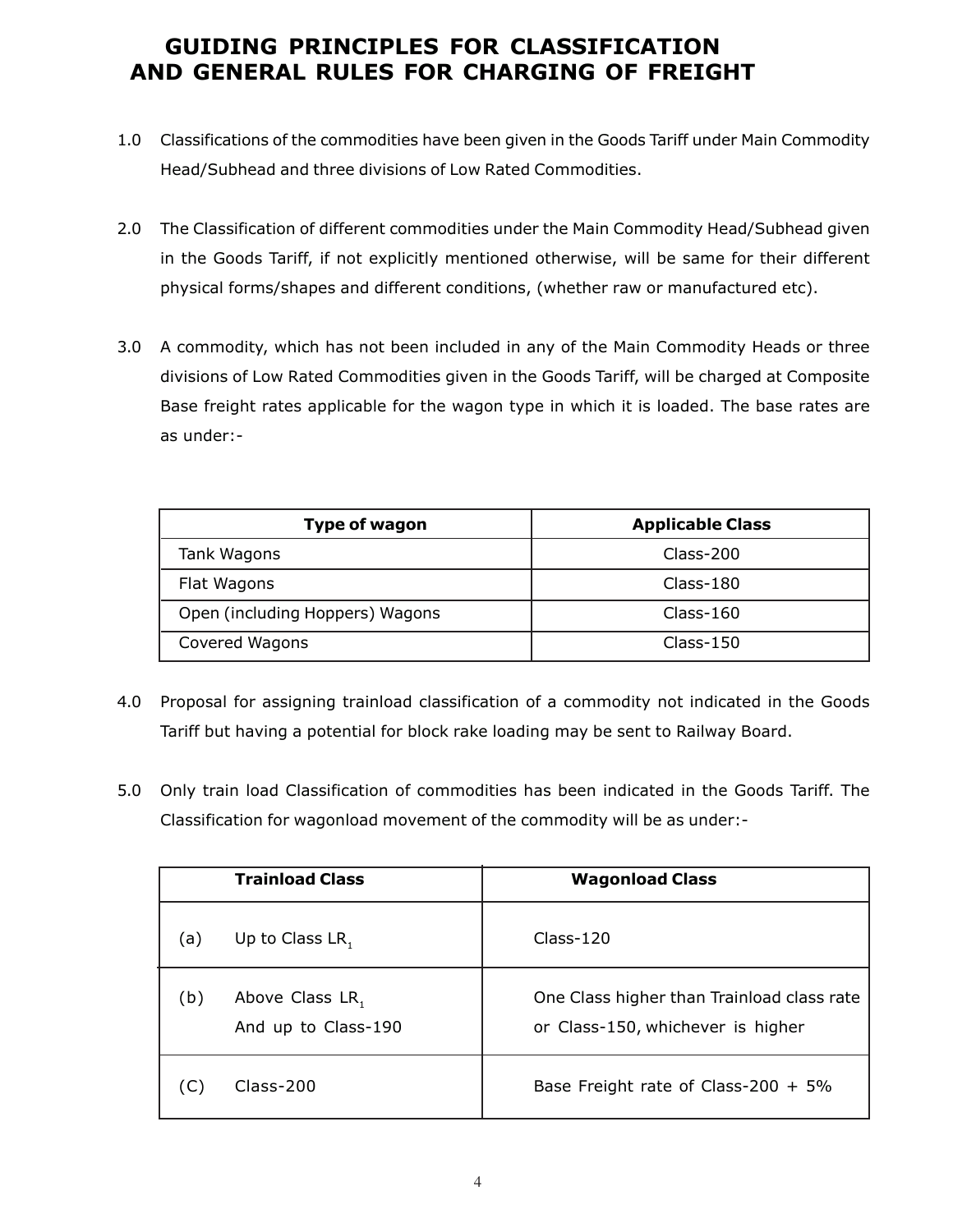# GUIDING PRINCIPLES FOR CLASSIFICATION AND GENERAL RULES FOR CHARGING OF FREIGHT

1.0 Classifications of the commodities have been given in the Goods Tariff under Main Commodity Head/Subhead and three divisions of Low Rated Commodities.

2.0 The Classification of different commodities under the Main Commodity Head/Subhead given in the Goods Tariff, if not explicitly mentioned otherwise, will be same for their different physical forms/shapes and different conditions, (whether raw or manufactured etc).

3.0 A commodity, which has not been included in any of the Main Commodity Heads or three divisions of Low Rated Commodities given in the Goods Tariff, will be charged at Composite Base freight rates applicable for the wagon type in which it is loaded. The base rates are as under:-

| Type of wagon | Applicable Class |
|---|---|
| Tank Wagons | Class-200 |
| Flat Wagons | Class-180 |
| Open (including Hoppers) Wagons | Class-160 |
| Covered Wagons | Class-150 |

4.0 Proposal for assigning trainload classification of a commodity not indicated in the Goods Tariff but having a potential for block rake loading may be sent to Railway Board.

5.0 Only train load Classification of commodities has been indicated in the Goods Tariff. The Classification for wagonload movement of the commodity will be as under:-

| Trainload Class | Wagonload Class |
|---|---|
| (a) Up to Class $LR_1$ | Class-120 |
| (b) Above Class $LR_1$ And up to Class-190 | One Class higher than Trainload class rate or Class-150, whichever is higher |
| (C) Class-200 | Base Freight rate of Class-200 + 5% |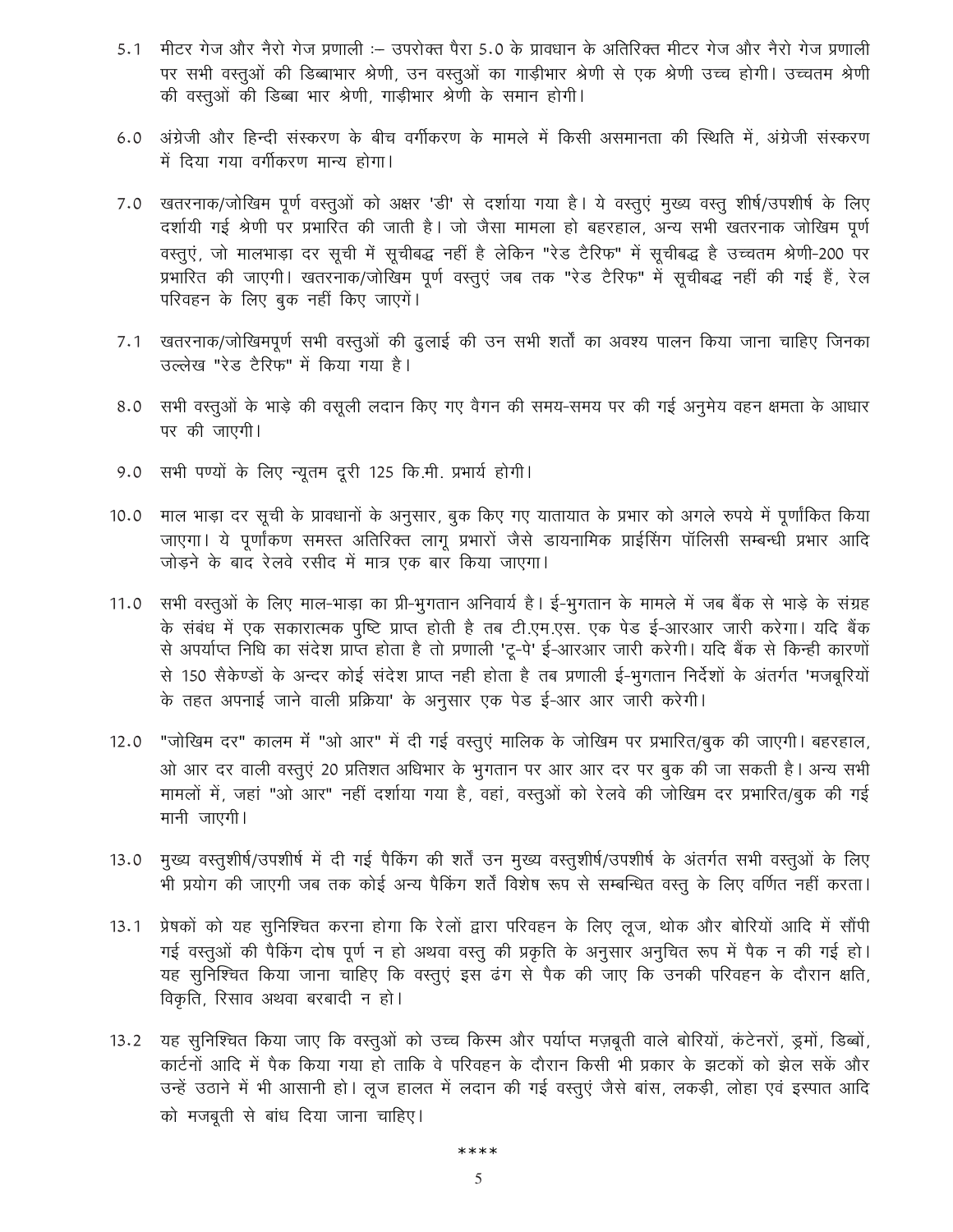5.1 मीटर गेज और नैरो गेज प्रणाली :– उपरोक्त पैरा 5.0 के प्रावधान के अतिरिक्त मीटर गेज और नैरो गेज प्रणाली पर सभी वस्तुओं की डिब्बाभार श्रेणी, उन वस्तुओं का गाड़ीभार श्रेणी से एक श्रेणी उच्च होगी। उच्चतम श्रेणी की वस्तुओं की डिब्बा भार श्रेणी, गाड़ीभार श्रेणी के समान होगी।

6.0 अंग्रेजी और हिन्दी संस्करण के बीच वर्गीकरण के मामले में किसी असमानता की स्थिति में, अंग्रेजी संस्करण में दिया गया वर्गीकरण मान्य होगा।

7.0 खतरनाक/जोखिम पूर्ण वस्तुओं को अक्षर 'डी' से दर्शाया गया है। ये वस्तुएं मुख्य वस्तु शीर्ष/उपशीर्ष के लिए दर्शायी गई श्रेणी पर प्रभारित की जाती है। जो जैसा मामला हो बहरहाल, अन्य सभी खतरनाक जोखिम पूर्ण वस्तुएं, जो मालभाड़ा दर सूची में सूचीबद्ध नहीं है लेकिन "रेड टैरिफ" में सूचीबद्ध है उच्चतम श्रेणी-200 पर प्रभारित की जाएगी। खतरनाक/जोखिम पूर्ण वस्तुएं जब तक "रेड टैरिफ" में सूचीबद्ध नहीं की गई हैं, रेल परिवहन के लिए बुक नहीं किए जाएगें।

7.1 खतरनाक/जोखिमपूर्ण सभी वस्तुओं की ढुलाई की उन सभी शर्तों का अवश्य पालन किया जाना चाहिए जिनका उल्लेख "रेड टैरिफ" में किया गया है।

8.0 सभी वस्तुओं के भाड़े की वसूली लदान किए गए वैगन की समय-समय पर की गई अनुमेय वहन क्षमता के आधार पर की जाएगी।

9.0 सभी पण्यों के लिए न्यूतम दूरी 125 कि.मी. प्रभार्य होगी।

10.0 माल भाड़ा दर सूची के प्रावधानों के अनुसार, बुक किए गए यातायात के प्रभार को अगले रुपये में पूर्णांकित किया जाएगा। ये पूर्णांकण समस्त अतिरिक्त लागू प्रभारों जैसे डायनामिक प्राईसिंग पॉलिसी सम्बन्धी प्रभार आदि जोड़ने के बाद रेलवे रसीद में मात्र एक बार किया जाएगा।

11.0 सभी वस्तुओं के लिए माल-भाड़ा का प्री-भुगतान अनिवार्य है। ई-भुगतान के मामले में जब बैंक से भाड़े के संग्रह के संबंध में एक सकारात्मक पुष्टि प्राप्त होती है तब टी.एम.एस. एक पेड ई-आरआर जारी करेगा। यदि बैंक से अपर्याप्त निधि का संदेश प्राप्त होता है तो प्रणाली 'टू-पे' ई-आरआर जारी करेगी। यदि बैंक से किन्ही कारणों से 150 सैकेण्डों के अन्दर कोई संदेश प्राप्त नही होता है तब प्रणाली ई-भुगतान निर्देशों के अंतर्गत 'मजबूरियों के तहत अपनाई जाने वाली प्रक्रिया' के अनुसार एक पेड ई-आर आर जारी करेगी।

12.0 "जोखिम दर" कालम में "ओ आर" में दी गई वस्तुएं मालिक के जोखिम पर प्रभारित/बुक की जाएगी। बहरहाल, ओ आर दर वाली वस्तुएं 20 प्रतिशत अधिभार के भुगतान पर आर आर दर पर बुक की जा सकती है। अन्य सभी मामलों में, जहां "ओ आर" नहीं दर्शाया गया है, वहां, वस्तुओं को रेलवे की जोखिम दर प्रभारित/बुक की गई मानी जाएगी।

13.0 मुख्य वस्तुशीर्ष/उपशीर्ष में दी गई पैकिंग की शर्तें उन मुख्य वस्तुशीर्ष/उपशीर्ष के अंतर्गत सभी वस्तुओं के लिए भी प्रयोग की जाएगी जब तक कोई अन्य पैकिंग शर्तें विशेष रूप से सम्बन्धित वस्तु के लिए वर्णित नहीं करता।

13.1 प्रेषकों को यह सुनिश्चित करना होगा कि रेलों द्वारा परिवहन के लिए लूज, थोक और बोरियों आदि में सौंपी गई वस्तुओं की पैकिंग दोष पूर्ण न हो अथवा वस्तु की प्रकृति के अनुसार अनुचित रूप में पैक न की गई हो। यह सुनिश्चित किया जाना चाहिए कि वस्तुएं इस ढंग से पैक की जाए कि उनकी परिवहन के दौरान क्षति, विकृति, रिसाव अथवा बरबादी न हो।

13.2 यह सुनिश्चित किया जाए कि वस्तुओं को उच्च किस्म और पर्याप्त मज़बूती वाले बोरियों, कंटेनरों, ड्रमों, डिब्बों, कार्टनों आदि में पैक किया गया हो ताकि वे परिवहन के दौरान किसी भी प्रकार के झटकों को झेल सकें और उन्हें उठाने में भी आसानी हो। लूज हालत में लदान की गई वस्तुएं जैसे बांस, लकड़ी, लोहा एवं इस्पात आदि को मजबूती से बांध दिया जाना चाहिए।

****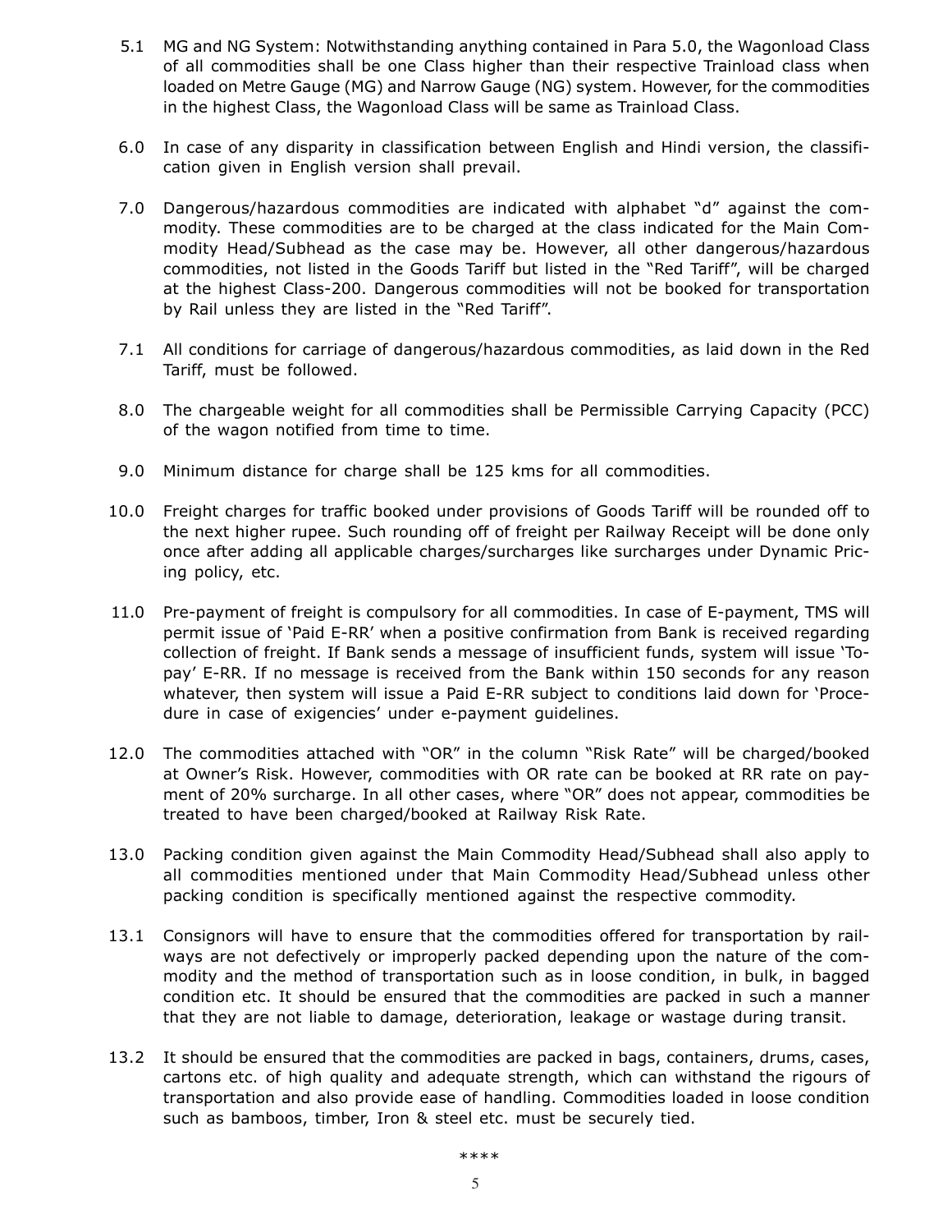5.1 MG and NG System: Notwithstanding anything contained in Para 5.0, the Wagonload Class of all commodities shall be one Class higher than their respective Trainload class when loaded on Metre Gauge (MG) and Narrow Gauge (NG) system. However, for the commodities in the highest Class, the Wagonload Class will be same as Trainload Class.

6.0 In case of any disparity in classification between English and Hindi version, the classification given in English version shall prevail.

7.0 Dangerous/hazardous commodities are indicated with alphabet "d" against the commodity. These commodities are to be charged at the class indicated for the Main Commodity Head/Subhead as the case may be. However, all other dangerous/hazardous commodities, not listed in the Goods Tariff but listed in the "Red Tariff", will be charged at the highest Class-200. Dangerous commodities will not be booked for transportation by Rail unless they are listed in the "Red Tariff".

7.1 All conditions for carriage of dangerous/hazardous commodities, as laid down in the Red Tariff, must be followed.

8.0 The chargeable weight for all commodities shall be Permissible Carrying Capacity (PCC) of the wagon notified from time to time.

9.0 Minimum distance for charge shall be 125 kms for all commodities.

10.0 Freight charges for traffic booked under provisions of Goods Tariff will be rounded off to the next higher rupee. Such rounding off of freight per Railway Receipt will be done only once after adding all applicable charges/surcharges like surcharges under Dynamic Pricing policy, etc.

11.0 Pre-payment of freight is compulsory for all commodities. In case of E-payment, TMS will permit issue of 'Paid E-RR' when a positive confirmation from Bank is received regarding collection of freight. If Bank sends a message of insufficient funds, system will issue 'To-pay' E-RR. If no message is received from the Bank within 150 seconds for any reason whatever, then system will issue a Paid E-RR subject to conditions laid down for 'Procedure in case of exigencies' under e-payment guidelines.

12.0 The commodities attached with "OR" in the column "Risk Rate" will be charged/booked at Owner's Risk. However, commodities with OR rate can be booked at RR rate on payment of 20% surcharge. In all other cases, where "OR" does not appear, commodities be treated to have been charged/booked at Railway Risk Rate.

13.0 Packing condition given against the Main Commodity Head/Subhead shall also apply to all commodities mentioned under that Main Commodity Head/Subhead unless other packing condition is specifically mentioned against the respective commodity.

13.1 Consignors will have to ensure that the commodities offered for transportation by railways are not defectively or improperly packed depending upon the nature of the commodity and the method of transportation such as in loose condition, in bulk, in bagged condition etc. It should be ensured that the commodities are packed in such a manner that they are not liable to damage, deterioration, leakage or wastage during transit.

13.2 It should be ensured that the commodities are packed in bags, containers, drums, cases, cartons etc. of high quality and adequate strength, which can withstand the rigours of transportation and also provide ease of handling. Commodities loaded in loose condition such as bamboos, timber, Iron & steel etc. must be securely tied.

****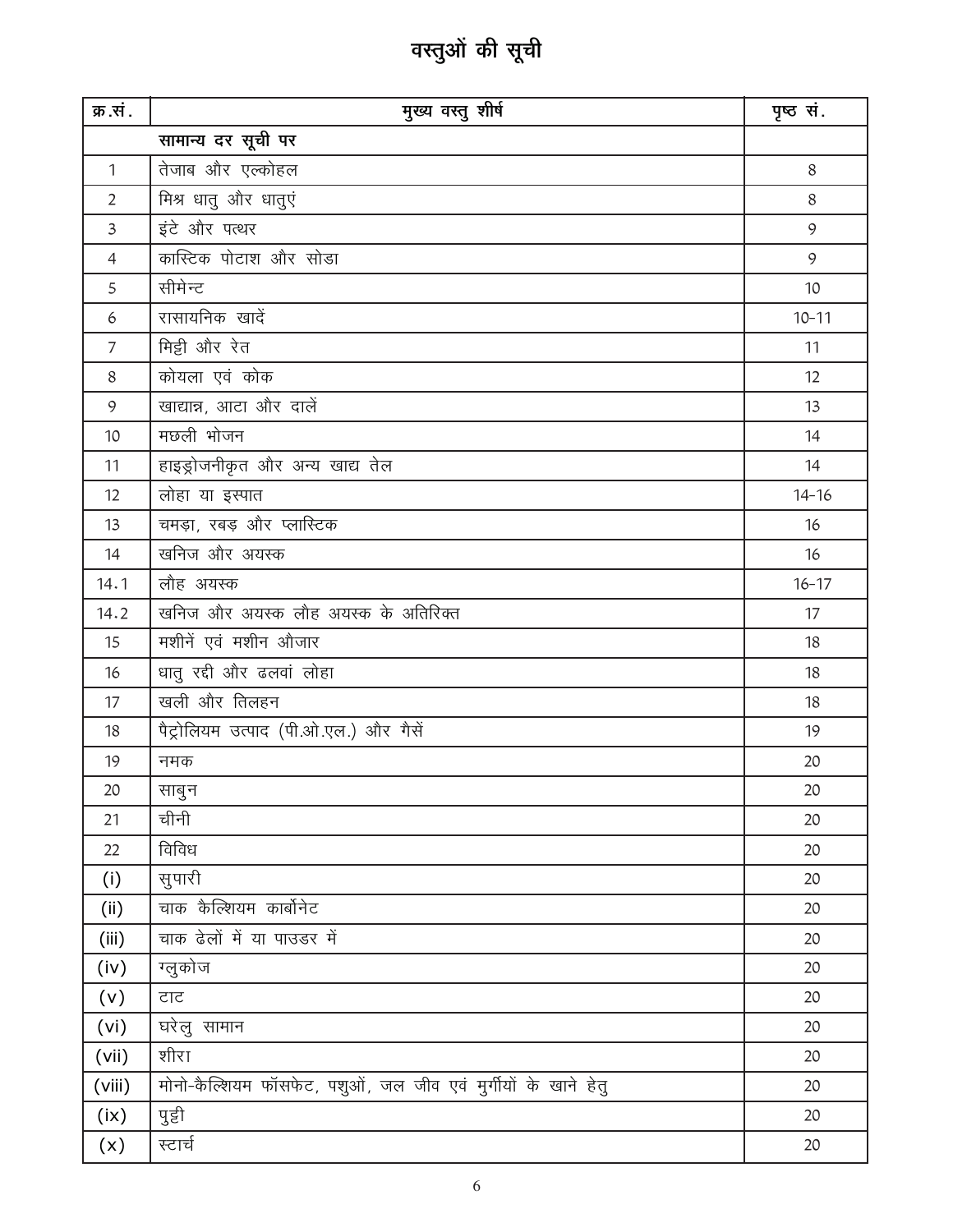# वस्तुओं की सूची

| क्र.सं. | मुख्य वस्तु शीर्ष | पृष्ठ सं. |
|---|---|---|
| | सामान्य दर सूची पर | |
| 1 | तेजाब और एल्कोहल | 8 |
| 2 | मिश्र धातु और धातुएं | 8 |
| 3 | इंटे और पत्थर | 9 |
| 4 | कास्टिक पोटाश और सोडा | 9 |
| 5 | सीमेन्ट | 10 |
| 6 | रासायनिक खादें | 10-11 |
| 7 | मिट्टी और रेत | 11 |
| 8 | कोयला एवं कोक | 12 |
| 9 | खाद्यान्न, आटा और दालें | 13 |
| 10 | मछली भोजन | 14 |
| 11 | हाइड्रोजनीकृत और अन्य खाद्य तेल | 14 |
| 12 | लोहा या इस्पात | 14-16 |
| 13 | चमड़ा, रबड़ और प्लास्टिक | 16 |
| 14 | खनिज और अयस्क | 16 |
| 14.1 | लौह अयस्क | 16-17 |
| 14.2 | खनिज और अयस्क लौह अयस्क के अतिरिक्त | 17 |
| 15 | मशीनें एवं मशीन औजार | 18 |
| 16 | धातु रद्दी और ढलवां लोहा | 18 |
| 17 | खली और तिलहन | 18 |
| 18 | पैट्रोलियम उत्पाद (पी.ओ.एल.) और गैसें | 19 |
| 19 | नमक | 20 |
| 20 | साबुन | 20 |
| 21 | चीनी | 20 |
| 22 | विविध | 20 |
| (i) | सुपारी | 20 |
| (ii) | चाक कैल्शियम कार्बोनेट | 20 |
| (iii) | चाक ढेलों में या पाउडर में | 20 |
| (iv) | ग्लुकोज | 20 |
| (v) | टाट | 20 |
| (vi) | घरेलु सामान | 20 |
| (vii) | शीरा | 20 |
| (viii) | मोनो-कैल्शियम फॉसफेट, पशुओं, जल जीव एवं मुर्गीयों के खाने हेतु | 20 |
| (ix) | पुट्टी | 20 |
| (x) | स्टार्च | 20 |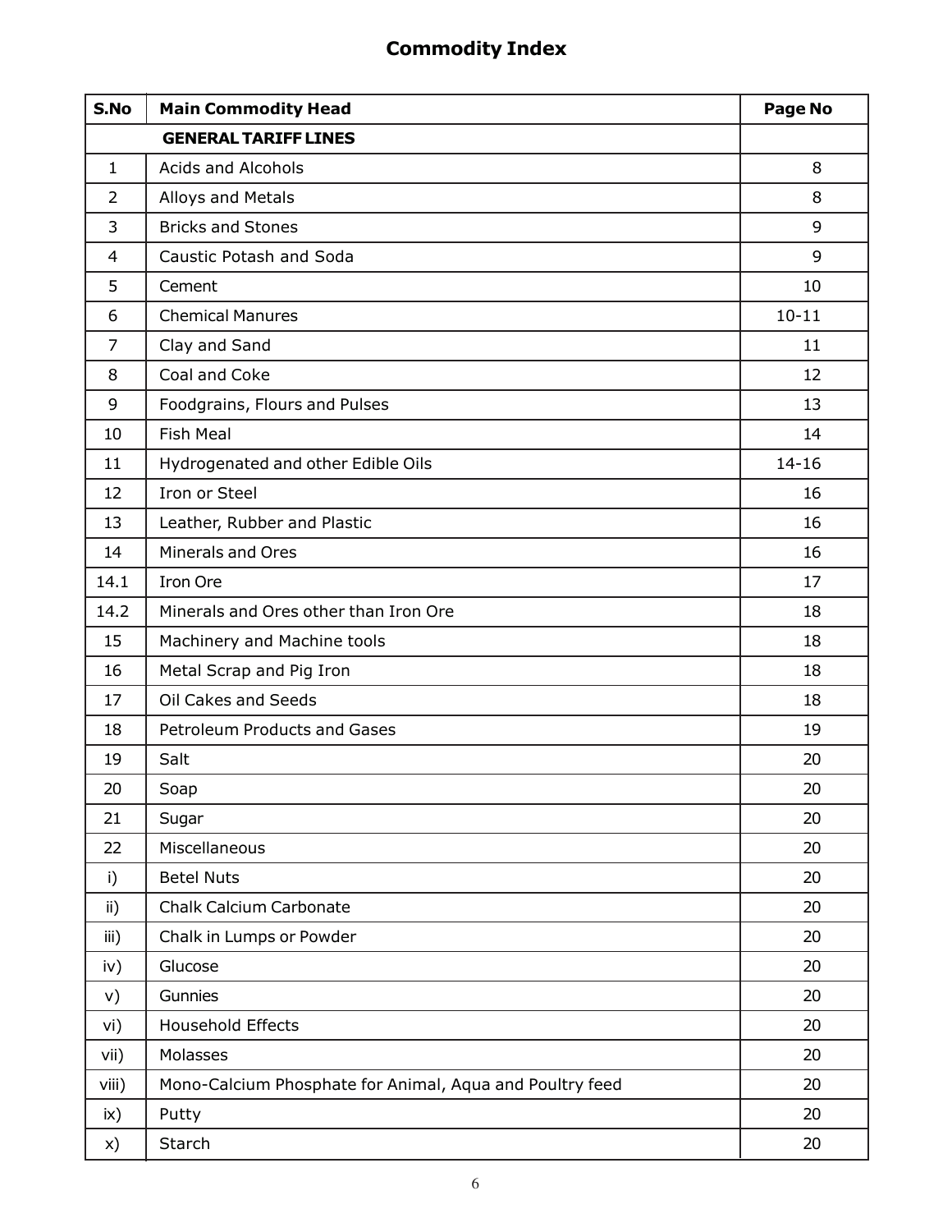## Commodity Index

| S.No | Main Commodity Head | Page No |
| --- | --- | --- |
| | **GENERAL TARIFF LINES** | |
| 1 | Acids and Alcohols | 8 |
| 2 | Alloys and Metals | 8 |
| 3 | Bricks and Stones | 9 |
| 4 | Caustic Potash and Soda | 9 |
| 5 | Cement | 10 |
| 6 | Chemical Manures | 10-11 |
| 7 | Clay and Sand | 11 |
| 8 | Coal and Coke | 12 |
| 9 | Foodgrains, Flours and Pulses | 13 |
| 10 | Fish Meal | 14 |
| 11 | Hydrogenated and other Edible Oils | 14-16 |
| 12 | Iron or Steel | 16 |
| 13 | Leather, Rubber and Plastic | 16 |
| 14 | Minerals and Ores | 16 |
| 14.1 | Iron Ore | 17 |
| 14.2 | Minerals and Ores other than Iron Ore | 18 |
| 15 | Machinery and Machine tools | 18 |
| 16 | Metal Scrap and Pig Iron | 18 |
| 17 | Oil Cakes and Seeds | 18 |
| 18 | Petroleum Products and Gases | 19 |
| 19 | Salt | 20 |
| 20 | Soap | 20 |
| 21 | Sugar | 20 |
| 22 | Miscellaneous | 20 |
| i) | Betel Nuts | 20 |
| ii) | Chalk Calcium Carbonate | 20 |
| iii) | Chalk in Lumps or Powder | 20 |
| iv) | Glucose | 20 |
| v) | Gunnies | 20 |
| vi) | Household Effects | 20 |
| vii) | Molasses | 20 |
| viii) | Mono-Calcium Phosphate for Animal, Aqua and Poultry feed | 20 |
| ix) | Putty | 20 |
| x) | Starch | 20 |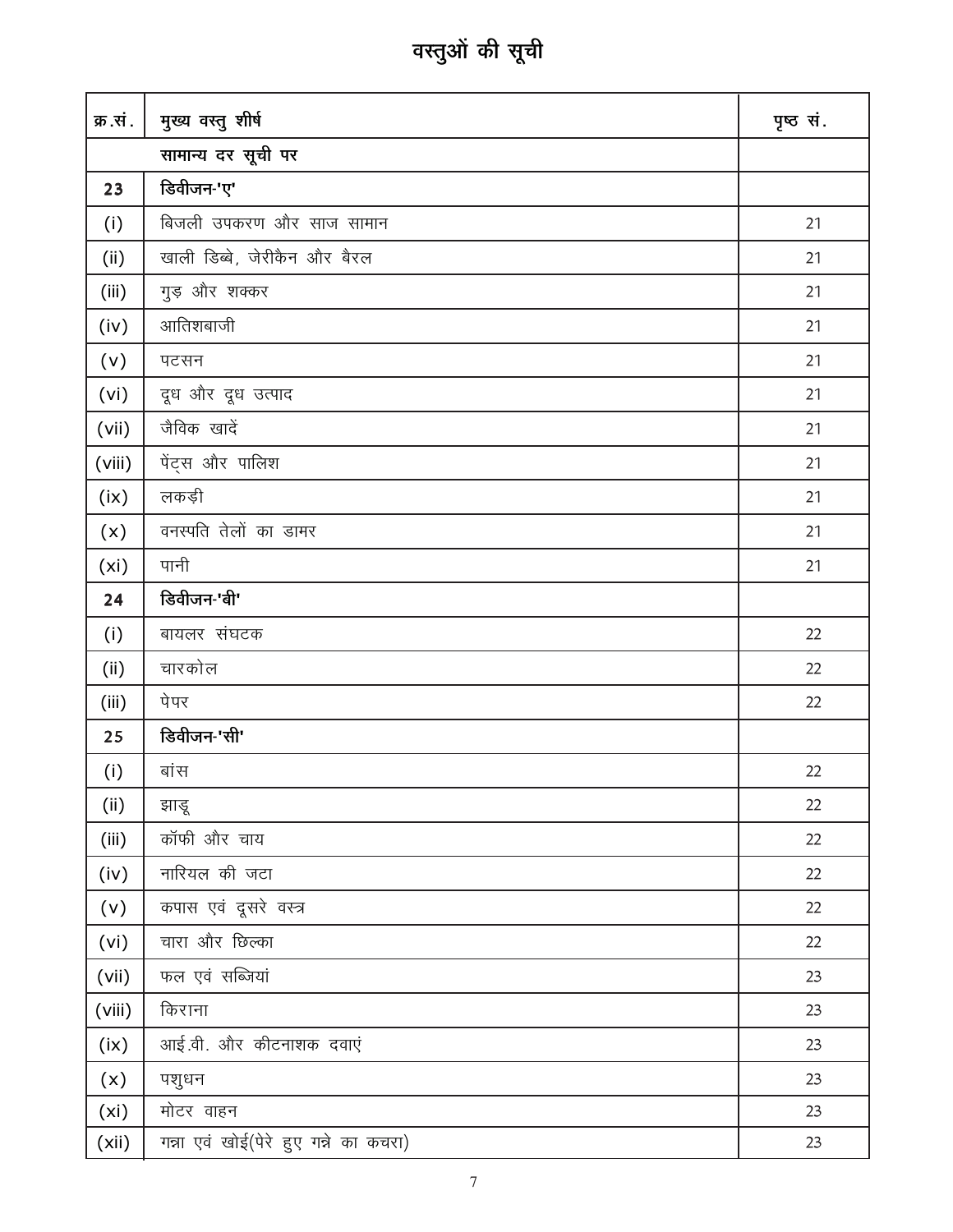# वस्तुओं की सूची

| क्र.सं. | मुख्य वस्तु शीर्ष | पृष्ठ सं. |
|---|---|---|
| | **सामान्य दर सूची पर** | |
| **23** | **डिवीजन-'ए'** | |
| (i) | बिजली उपकरण और साज सामान | 21 |
| (ii) | खाली डिब्बे, जेरीकैन और बैरल | 21 |
| (iii) | गुड़ और शक्कर | 21 |
| (iv) | आतिशबाजी | 21 |
| (v) | पटसन | 21 |
| (vi) | दूध और दूध उत्पाद | 21 |
| (vii) | जैविक खादें | 21 |
| (viii) | पेंट्स और पालिश | 21 |
| (ix) | लकड़ी | 21 |
| (x) | वनस्पति तेलों का डामर | 21 |
| (xi) | पानी | 21 |
| **24** | **डिवीजन-'बी'** | |
| (i) | बायलर संघटक | 22 |
| (ii) | चारकोल | 22 |
| (iii) | पेपर | 22 |
| **25** | **डिवीजन-'सी'** | |
| (i) | बांस | 22 |
| (ii) | झाडू | 22 |
| (iii) | कॉफी और चाय | 22 |
| (iv) | नारियल की जटा | 22 |
| (v) | कपास एवं दूसरे वस्त्र | 22 |
| (vi) | चारा और छिल्का | 22 |
| (vii) | फल एवं सब्जियां | 23 |
| (viii) | किराना | 23 |
| (ix) | आई.वी. और कीटनाशक दवाएं | 23 |
| (x) | पशुधन | 23 |
| (xi) | मोटर वाहन | 23 |
| (xii) | गन्ना एवं खोई(पेरे हुए गन्ने का कचरा) | 23 |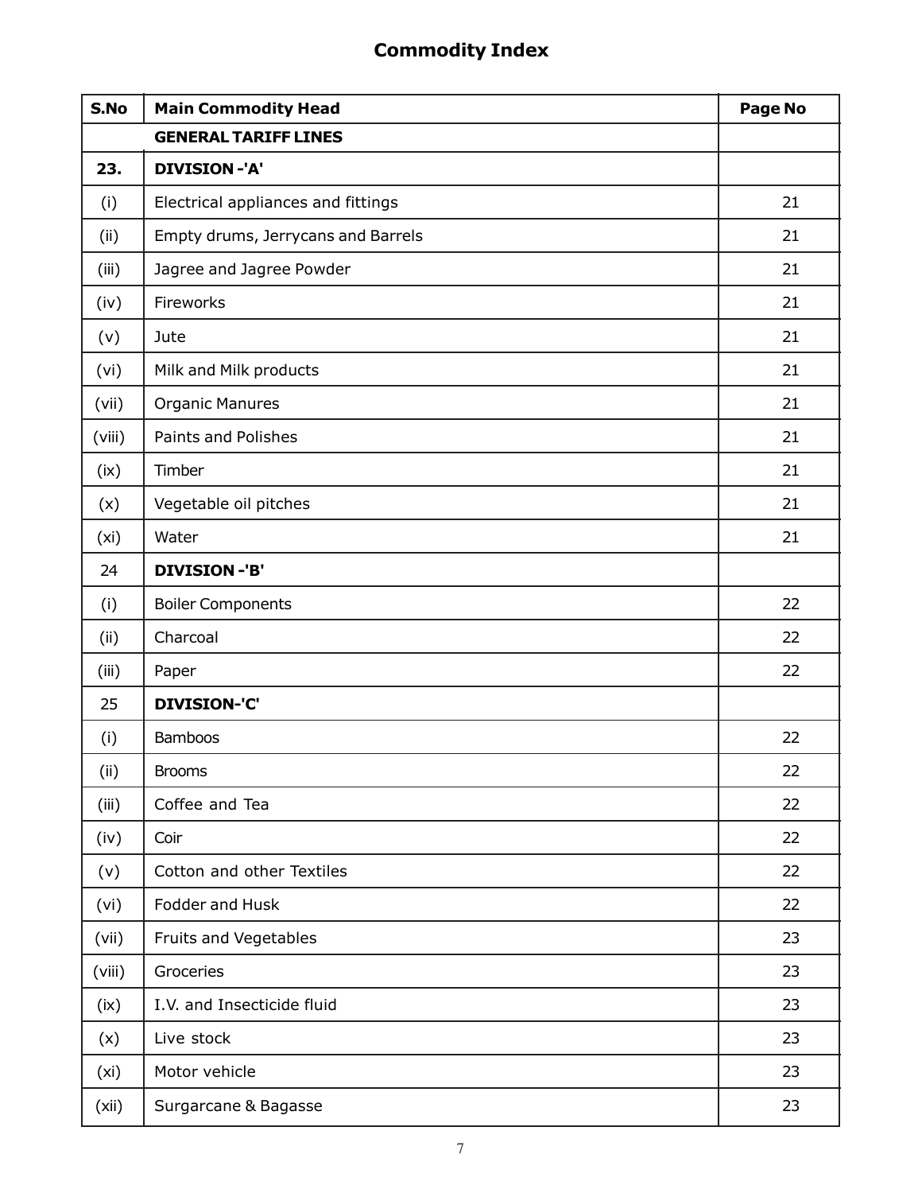## Commodity Index

| S.No | Main Commodity Head | Page No |
|---|---|---|
| | **GENERAL TARIFF LINES** | |
| **23.** | **DIVISION -'A'** | |
| (i) | Electrical appliances and fittings | 21 |
| (ii) | Empty drums, Jerrycans and Barrels | 21 |
| (iii) | Jagree and Jagree Powder | 21 |
| (iv) | Fireworks | 21 |
| (v) | Jute | 21 |
| (vi) | Milk and Milk products | 21 |
| (vii) | Organic Manures | 21 |
| (viii) | Paints and Polishes | 21 |
| (ix) | Timber | 21 |
| (x) | Vegetable oil pitches | 21 |
| (xi) | Water | 21 |
| 24 | **DIVISION -'B'** | |
| (i) | Boiler Components | 22 |
| (ii) | Charcoal | 22 |
| (iii) | Paper | 22 |
| 25 | **DIVISION-'C'** | |
| (i) | Bamboos | 22 |
| (ii) | Brooms | 22 |
| (iii) | Coffee and Tea | 22 |
| (iv) | Coir | 22 |
| (v) | Cotton and other Textiles | 22 |
| (vi) | Fodder and Husk | 22 |
| (vii) | Fruits and Vegetables | 23 |
| (viii) | Groceries | 23 |
| (ix) | I.V. and Insecticide fluid | 23 |
| (x) | Live stock | 23 |
| (xi) | Motor vehicle | 23 |
| (xii) | Surgarcane & Bagasse | 23 |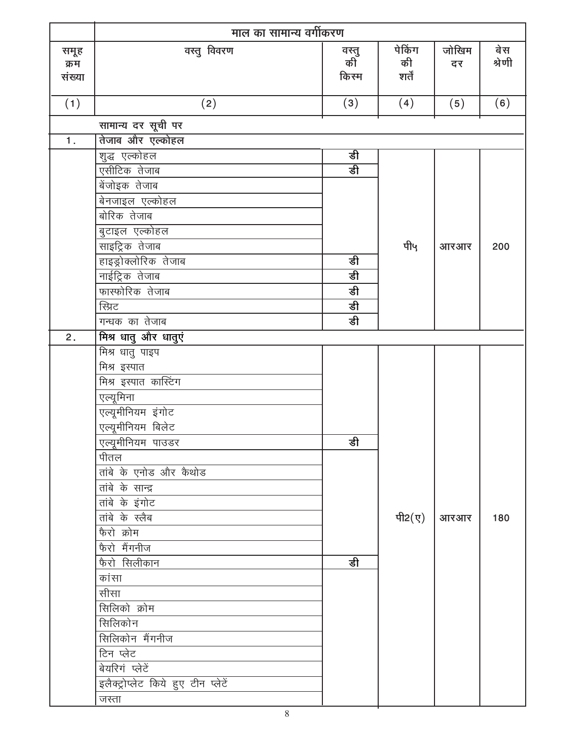| समूह क्रम संख्या | माल का सामान्य वर्गीकरण | | | | |
|---|---|---|---|---|---|
| | वस्तु विवरण | वस्तु की किस्म | पेकिंग की शर्तें | जोखिम दर | बेस श्रेणी |
| (1) | (2) | (3) | (4) | (5) | (6) |
| | **सामान्य दर सूची पर** | | | | |
| 1. | **तेजाब और एल्कोहल** | | | | |
| | शुद्ध एल्कोहल | डी | पी५ | आरआर | 200 |
| | एसीटिक तेजाब | डी | | | |
| | बेंजोइक तेजाब | | | | |
| | बेनजाइल एल्कोहल | | | | |
| | बोरिक तेजाब | | | | |
| | बुटाइल एल्कोहल | | | | |
| | साइट्रिक तेजाब | | | | |
| | हाइड्रोक्लोरिक तेजाब | डी | | | |
| | नाईट्रिक तेजाब | डी | | | |
| | फास्फोरिक तेजाब | डी | | | |
| | स्प्रिट | डी | | | |
| | गन्धक का तेजाब | डी | | | |
| 2. | **मिश्र धातु और धातुएं** | | | | |
| | मिश्र धातु पाइप | | पी2(ए) | आरआर | 180 |
| | मिश्र इस्पात | | | | |
| | मिश्र इस्पात कास्टिंग | | | | |
| | एल्यूमिना | | | | |
| | एल्यूमीनियम इंगोट | | | | |
| | एल्यूमीनियम बिलेट | | | | |
| | एल्यूमीनियम पाउडर | डी | | | |
| | पीतल | | | | |
| | तांबे के एनोड और कैथोड | | | | |
| | तांबे के सान्द्र | | | | |
| | तांबे के इंगोट | | | | |
| | तांबे के स्लैब | | | | |
| | फैरो क्रोम | | | | |
| | फैरो मैंगनीज | | | | |
| | फैरो सिलीकान | डी | | | |
| | कांसा | | | | |
| | सीसा | | | | |
| | सिलिको क्रोम | | | | |
| | सिलिकोन | | | | |
| | सिलिकोन मैंगनीज | | | | |
| | टिन प्लेट | | | | |
| | बेयरिगं प्लेटें | | | | |
| | इलैक्ट्रोप्लेट किये हुए टीन प्लेटें | | | | |
| | जस्ता | | | | |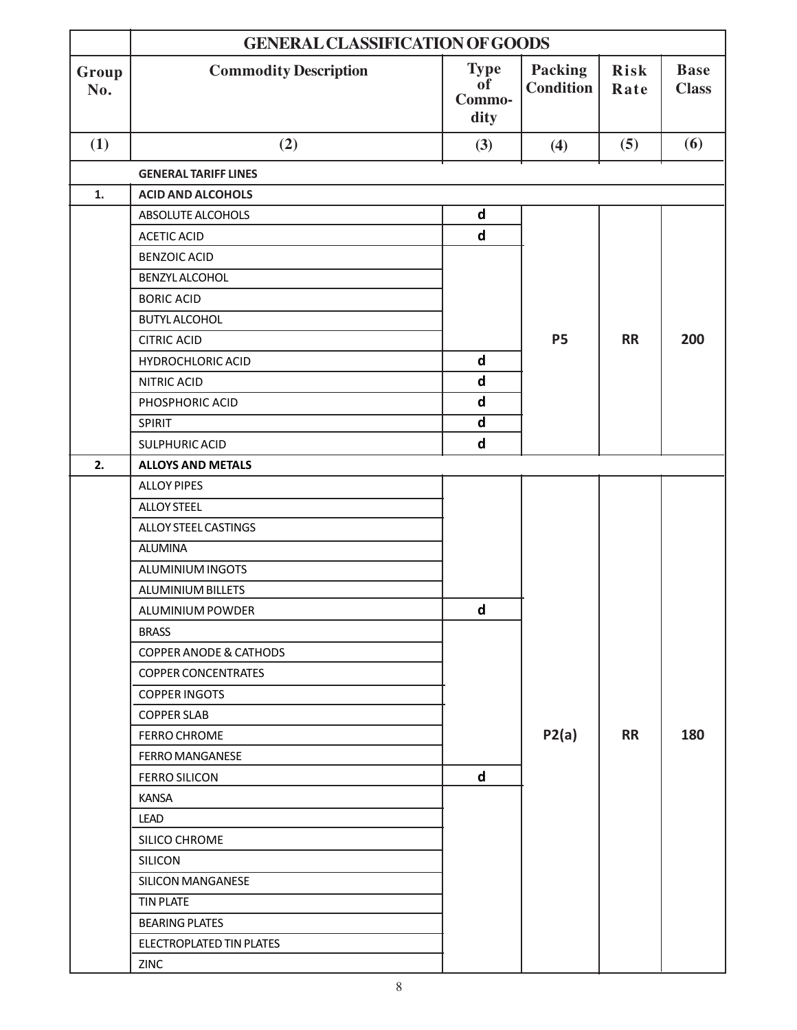| | GENERAL CLASSIFICATION OF GOODS | | | | |
|---|---|---|---|---|---|
| **Group No.** | **Commodity Description** | **Type of Commo-dity** | **Packing Condition** | **Risk Rate** | **Base Class** |
| **(1)** | **(2)** | **(3)** | **(4)** | **(5)** | **(6)** |
| | **GENERAL TARIFF LINES** | | | | |
| **1.** | **ACID AND ALCOHOLS** | | | | |
| | ABSOLUTE ALCOHOLS | d | P5 | RR | 200 |
| | ACETIC ACID | d | | | |
| | BENZOIC ACID | | | | |
| | BENZYL ALCOHOL | | | | |
| | BORIC ACID | | | | |
| | BUTYL ALCOHOL | | | | |
| | CITRIC ACID | | | | |
| | HYDROCHLORIC ACID | d | | | |
| | NITRIC ACID | d | | | |
| | PHOSPHORIC ACID | d | | | |
| | SPIRIT | d | | | |
| | SULPHURIC ACID | d | | | |
| **2.** | **ALLOYS AND METALS** | | | | |
| | ALLOY PIPES | | P2(a) | RR | 180 |
| | ALLOY STEEL | | | | |
| | ALLOY STEEL CASTINGS | | | | |
| | ALUMINA | | | | |
| | ALUMINIUM INGOTS | | | | |
| | ALUMINIUM BILLETS | | | | |
| | ALUMINIUM POWDER | d | | | |
| | BRASS | | | | |
| | COPPER ANODE & CATHODS | | | | |
| | COPPER CONCENTRATES | | | | |
| | COPPER INGOTS | | | | |
| | COPPER SLAB | | | | |
| | FERRO CHROME | | | | |
| | FERRO MANGANESE | | | | |
| | FERRO SILICON | d | | | |
| | KANSA | | | | |
| | LEAD | | | | |
| | SILICO CHROME | | | | |
| | SILICON | | | | |
| | SILICON MANGANESE | | | | |
| | TIN PLATE | | | | |
| | BEARING PLATES | | | | |
| | ELECTROPLATED TIN PLATES | | | | |
| | ZINC | | | | |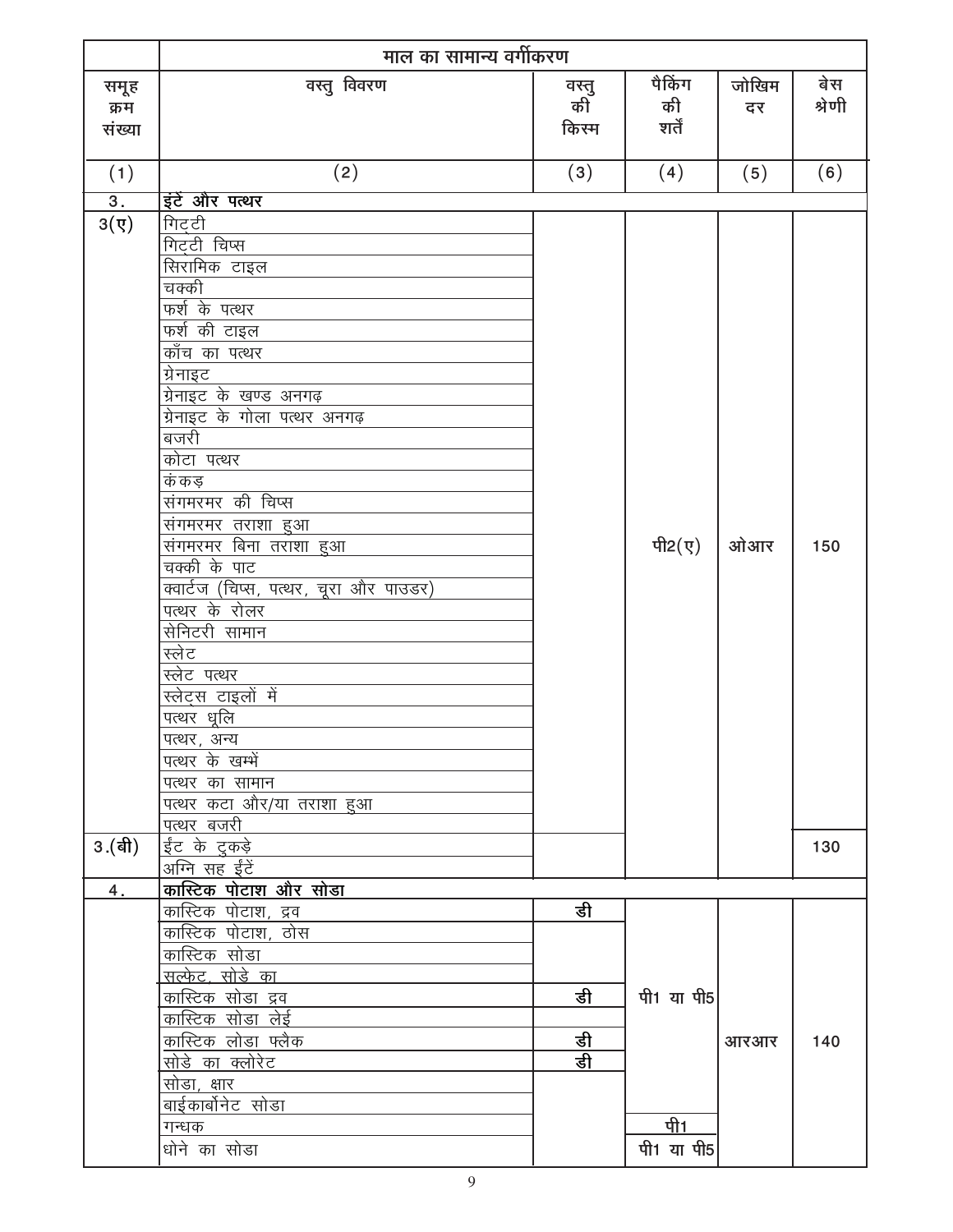| | माल का सामान्य वर्गीकरण | | | | |
|---|---|---|---|---|---|
| समूह क्रम संख्या | वस्तु विवरण | वस्तु की किस्म | पैकिंग की शर्तें | जोखिम दर | बेस श्रेणी |
| (1) | (2) | (3) | (4) | (5) | (6) |
| 3. | **इंटें और पत्थर** | | | | |
| 3(ए) | गिट्टी | | | | |
| | गिट्टी चिप्स | | | | |
| | सिरामिक टाइल | | | | |
| | चक्की | | | | |
| | फर्श के पत्थर | | | | |
| | फर्श की टाइल | | | | |
| | काँच का पत्थर | | | | |
| | ग्रेनाइट | | | | |
| | ग्रेनाइट के खण्ड अनगढ़ | | | | |
| | ग्रेनाइट के गोला पत्थर अनगढ़ | | | | |
| | बजरी | | | | |
| | कोटा पत्थर | | | | |
| | कंकड़ | | | | |
| | संगमरमर की चिप्स | | | | |
| | संगमरमर तराशा हुआ | | | | |
| | संगमरमर बिना तराशा हुआ | | पी2(ए) | ओआर | 150 |
| | चक्की के पाट | | | | |
| | क्वार्टज (चिप्स, पत्थर, चूरा और पाउडर) | | | | |
| | पत्थर के रोलर | | | | |
| | सेनिटरी सामान | | | | |
| | स्लेट | | | | |
| | स्लेट पत्थर | | | | |
| | स्लेट्स टाइलों में | | | | |
| | पत्थर धूलि | | | | |
| | पत्थर, अन्य | | | | |
| | पत्थर के खम्भें | | | | |
| | पत्थर का सामान | | | | |
| | पत्थर कटा और/या तराशा हुआ | | | | |
| | पत्थर बजरी | | | | |
| 3.(बी) | ईंट के टुकड़े | | | | 130 |
| | अग्नि सह ईंटें | | | | |
| 4. | **कास्टिक पोटाश और सोडा** | | | | |
| | कास्टिक पोटाश, द्रव | डी | | | |
| | कास्टिक पोटाश, ठोस | | | | |
| | कास्टिक सोडा | | | | |
| | सल्फेट, सोडे का | | | | |
| | कास्टिक सोडा द्रव | डी | पी1 या पी5 | | |
| | कास्टिक सोडा लेई | | | | |
| | कास्टिक लोडा फ्लैक | डी | | आरआर | 140 |
| | सोडे का क्लोरेट | डी | | | |
| | सोडा, क्षार | | | | |
| | बाईकार्बोनेट सोडा | | | | |
| | गन्धक | | पी1 | | |
| | धोने का सोडा | | पी1 या पी5 | | |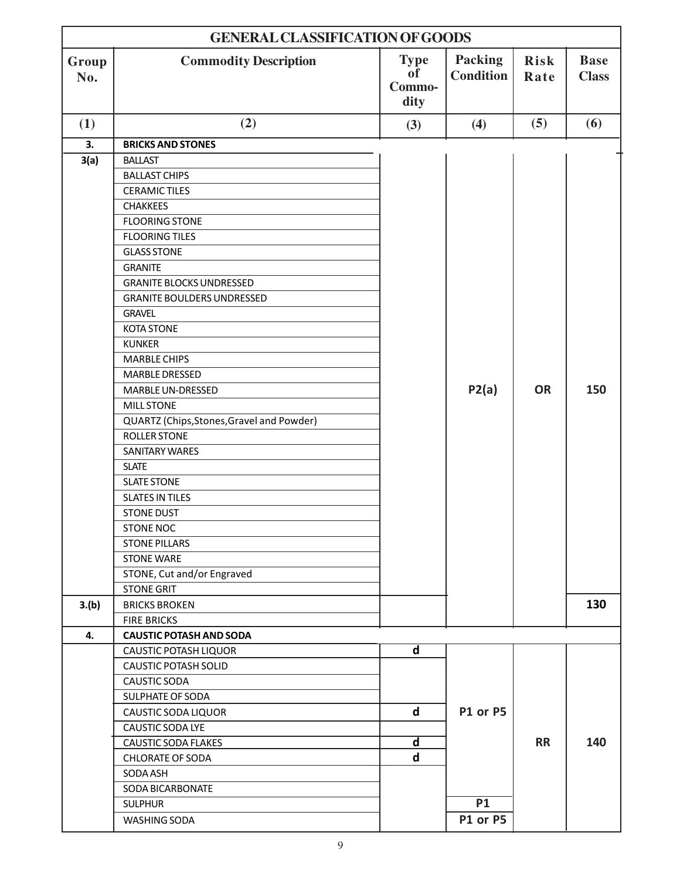| GENERAL CLASSIFICATION OF GOODS | | | | | |
|---|---|---|---|---|---|
| **Group No.** | **Commodity Description** | **Type of Commo-dity** | **Packing Condition** | **Risk Rate** | **Base Class** |
| **(1)** | **(2)** | **(3)** | **(4)** | **(5)** | **(6)** |
| **3.** | **BRICKS AND STONES** | | | | |
| **3(a)** | BALLAST | | P2(a) | OR | 150 |
| | BALLAST CHIPS | | | | |
| | CERAMIC TILES | | | | |
| | CHAKKEES | | | | |
| | FLOORING STONE | | | | |
| | FLOORING TILES | | | | |
| | GLASS STONE | | | | |
| | GRANITE | | | | |
| | GRANITE BLOCKS UNDRESSED | | | | |
| | GRANITE BOULDERS UNDRESSED | | | | |
| | GRAVEL | | | | |
| | KOTA STONE | | | | |
| | KUNKER | | | | |
| | MARBLE CHIPS | | | | |
| | MARBLE DRESSED | | | | |
| | MARBLE UN-DRESSED | | | | |
| | MILL STONE | | | | |
| | QUARTZ (Chips,Stones,Gravel and Powder) | | | | |
| | ROLLER STONE | | | | |
| | SANITARY WARES | | | | |
| | SLATE | | | | |
| | SLATE STONE | | | | |
| | SLATES IN TILES | | | | |
| | STONE DUST | | | | |
| | STONE NOC | | | | |
| | STONE PILLARS | | | | |
| | STONE WARE | | | | |
| | STONE, Cut and/or Engraved | | | | |
| | STONE GRIT | | | | |
| **3.(b)** | BRICKS BROKEN | | | | 130 |
| | FIRE BRICKS | | | | |
| **4.** | **CAUSTIC POTASH AND SODA** | | | | |
| | CAUSTIC POTASH LIQUOR | d | P1 or P5 | RR | 140 |
| | CAUSTIC POTASH SOLID | | | | |
| | CAUSTIC SODA | | | | |
| | SULPHATE OF SODA | | | | |
| | CAUSTIC SODA LIQUOR | d | | | |
| | CAUSTIC SODA LYE | | | | |
| | CAUSTIC SODA FLAKES | d | | | |
| | CHLORATE OF SODA | d | | | |
| | SODA ASH | | | | |
| | SODA BICARBONATE | | | | |
| | SULPHUR | | P1 | | |
| | WASHING SODA | | P1 or P5 | | |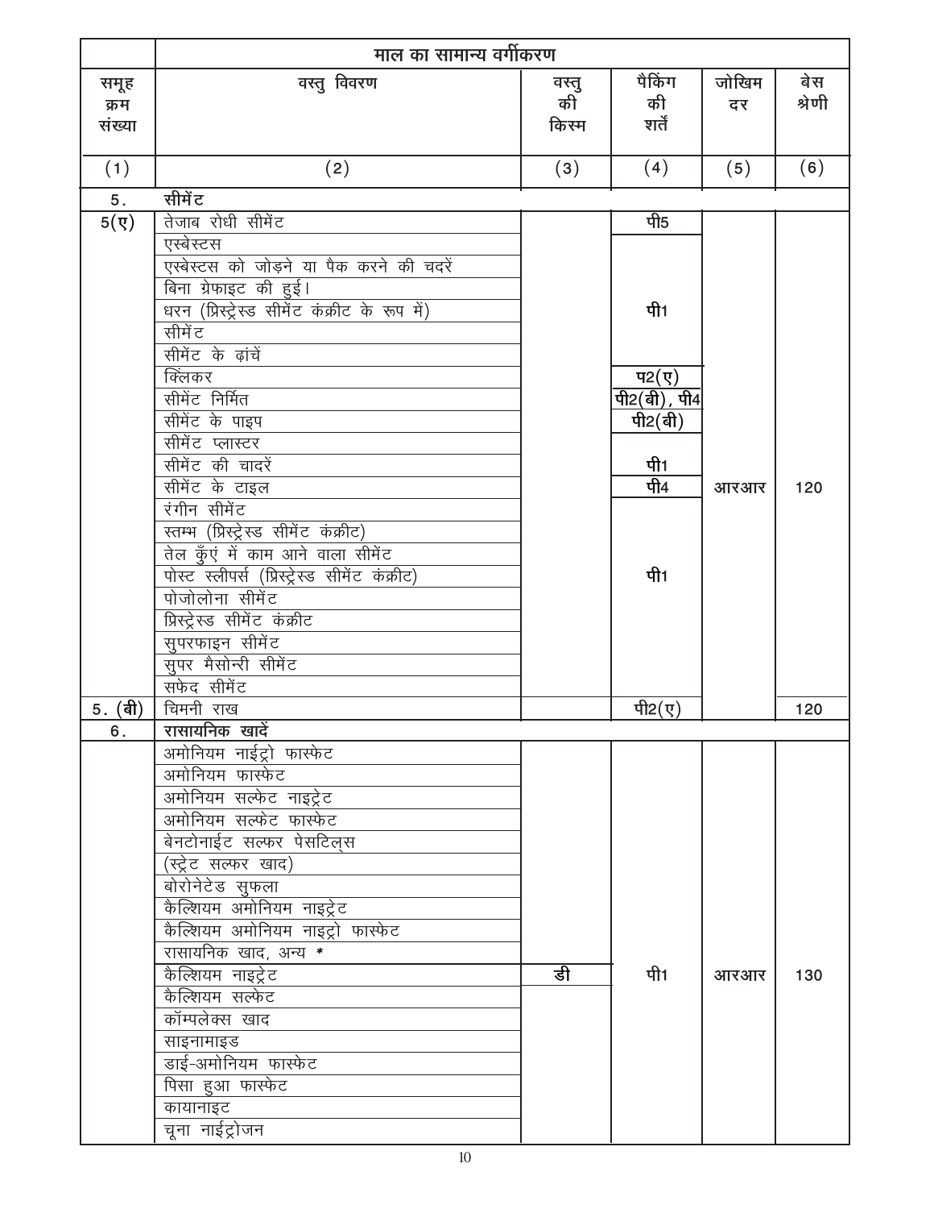| | माल का सामान्य वर्गीकरण | | | | |
|---|---|---|---|---|---|
| समूह क्रम संख्या | वस्तु विवरण | वस्तु की किस्म | पैकिंग की शर्तें | जोखिम दर | बेस श्रेणी |
| (1) | (2) | (3) | (4) | (5) | (6) |
| 5. | सीमेंट | | | | |
| 5(ए) | तेजाब रोधी सीमेंट | | पी5 | आरआर | 120 |
| | एस्बेस्टस | | पी1 | | |
| | एस्बेस्टस को जोड़ने या पैक करने की चदरें | | | | |
| | बिना ग्रेफाइट की हुई। | | | | |
| | धरन (प्रिस्ट्रेस्ड सीमेंट कंक्रीट के रूप में) | | | | |
| | सीमेंट | | | | |
| | सीमेंट के ढ़ांचें | | | | |
| | क्लिंकर | | प2(ए) | | |
| | सीमेंट निर्मित | | पी2(बी), पी4 | | |
| | सीमेंट के पाइप | | पी2(बी) | | |
| | सीमेंट प्लास्टर | | पी1 | | |
| | सीमेंट की चादरें | | | | |
| | सीमेंट के टाइल | | पी4 | | |
| | रंगीन सीमेंट | | पी1 | | |
| | स्तम्भ (प्रिस्ट्रेस्ड सीमेंट कंक्रीट) | | | | |
| | तेल कुँएं में काम आने वाला सीमेंट | | | | |
| | पोस्ट स्लीपर्स (प्रिस्ट्रेस्ड सीमेंट कंक्रीट) | | | | |
| | पोजोलोना सीमेंट | | | | |
| | प्रिस्ट्रेस्ड सीमेंट कंक्रीट | | | | |
| | सुपरफाइन सीमेंट | | | | |
| | सुपर मैसोन्री सीमेंट | | | | |
| | सफेद सीमेंट | | | | |
| 5. (बी) | चिमनी राख | | पी2(ए) | | 120 |
| 6. | रासायनिक खादें | | | | |
| | अमोनियम नाईट्रो फास्फेट | डी | पी1 | आरआर | 130 |
| | अमोनियम फास्फेट | | | | |
| | अमोनियम सल्फेट नाइट्रेट | | | | |
| | अमोनियम सल्फेट फास्फेट | | | | |
| | बेनटोनाईट सल्फर पेसटिल्स | | | | |
| | (स्ट्रेट सल्फर खाद) | | | | |
| | बोरोनेटेड सुफला | | | | |
| | कैल्शियम अमोनियम नाइट्रेट | | | | |
| | कैल्शियम अमोनियम नाइट्रो फास्फेट | | | | |
| | रासायनिक खाद, अन्य * | | | | |
| | कैल्शियम नाइट्रेट | | | | |
| | कैल्शियम सल्फेट | | | | |
| | कॉम्पलेक्स खाद | | | | |
| | साइनामाइड | | | | |
| | डाई-अमोनियम फास्फेट | | | | |
| | पिसा हुआ फास्फेट | | | | |
| | कायानाइट | | | | |
| | चूना नाईट्रोजन | | | | |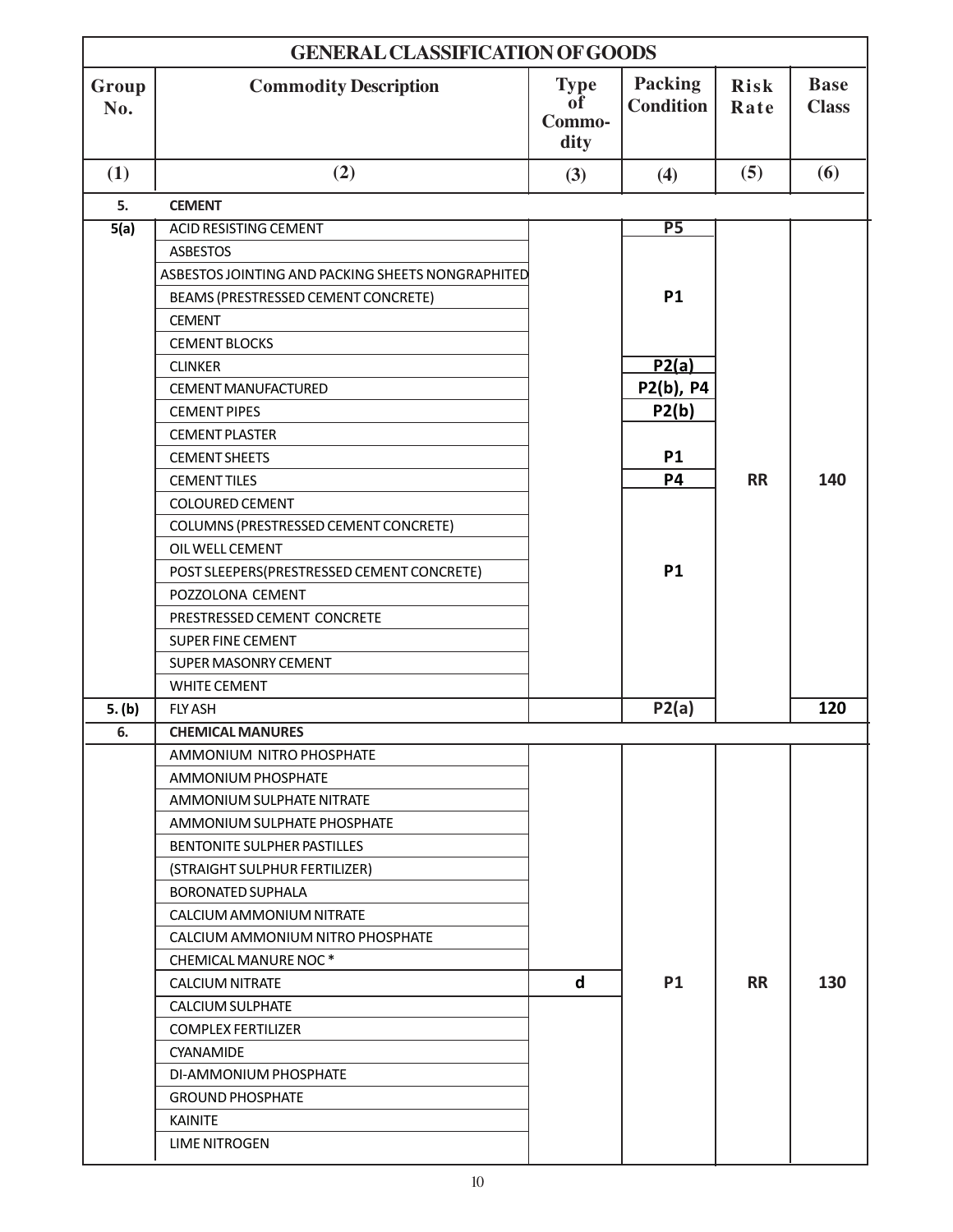| GENERAL CLASSIFICATION OF GOODS | | | | | |
|---|---|---|---|---|---|
| **Group No.** | **Commodity Description** | **Type of Commo-dity** | **Packing Condition** | **Risk Rate** | **Base Class** |
| **(1)** | **(2)** | **(3)** | **(4)** | **(5)** | **(6)** |
| **5.** | **CEMENT** | | | | |
| **5(a)** | ACID RESISTING CEMENT | | P5 | RR | 140 |
| | ASBESTOS | | P1 | | |
| | ASBESTOS JOINTING AND PACKING SHEETS NONGRAPHITED | | | | |
| | BEAMS (PRESTRESSED CEMENT CONCRETE) | | | | |
| | CEMENT | | | | |
| | CEMENT BLOCKS | | | | |
| | CLINKER | | P2(a) | | |
| | CEMENT MANUFACTURED | | P2(b), P4 | | |
| | CEMENT PIPES | | P2(b) | | |
| | CEMENT PLASTER | | P1 | | |
| | CEMENT SHEETS | | | | |
| | CEMENT TILES | | P4 | | |
| | COLOURED CEMENT | | P1 | | |
| | COLUMNS (PRESTRESSED CEMENT CONCRETE) | | | | |
| | OIL WELL CEMENT | | | | |
| | POST SLEEPERS(PRESTRESSED CEMENT CONCRETE) | | | | |
| | POZZOLONA CEMENT | | | | |
| | PRESTRESSED CEMENT CONCRETE | | | | |
| | SUPER FINE CEMENT | | | | |
| | SUPER MASONRY CEMENT | | | | |
| | WHITE CEMENT | | | | |
| **5. (b)** | FLY ASH | | P2(a) | | 120 |
| **6.** | **CHEMICAL MANURES** | | | | |
| | AMMONIUM NITRO PHOSPHATE | d | P1 | RR | 130 |
| | AMMONIUM PHOSPHATE | | | | |
| | AMMONIUM SULPHATE NITRATE | | | | |
| | AMMONIUM SULPHATE PHOSPHATE | | | | |
| | BENTONITE SULPHER PASTILLES | | | | |
| | (STRAIGHT SULPHUR FERTILIZER) | | | | |
| | BORONATED SUPHALA | | | | |
| | CALCIUM AMMONIUM NITRATE | | | | |
| | CALCIUM AMMONIUM NITRO PHOSPHATE | | | | |
| | CHEMICAL MANURE NOC * | | | | |
| | CALCIUM NITRATE | | | | |
| | CALCIUM SULPHATE | | | | |
| | COMPLEX FERTILIZER | | | | |
| | CYANAMIDE | | | | |
| | DI-AMMONIUM PHOSPHATE | | | | |
| | GROUND PHOSPHATE | | | | |
| | KAINITE | | | | |
| | LIME NITROGEN | | | | |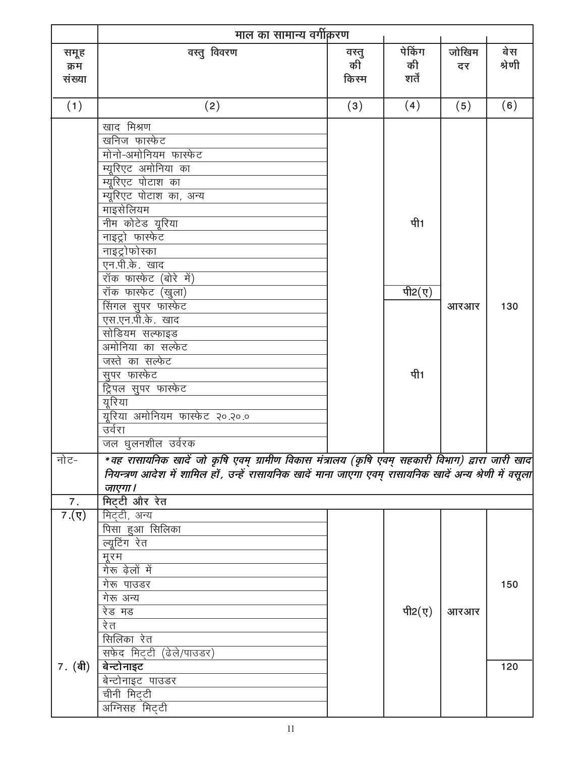| | माल का सामान्य वर्गीकरण | | | | |
|---|---|---|---|---|---|
| समूह क्रम संख्या | वस्तु विवरण | वस्तु की किस्म | पेकिंग की शर्तें | जोखिम दर | बेस श्रेणी |
| (1) | (2) | (3) | (4) | (5) | (6) |
| | खाद मिश्रण | | | | |
| | खनिज फास्फेट | | | | |
| | मोनो-अमोनियम फास्फेट | | | | |
| | म्यूरिएट अमोनिया का | | | | |
| | म्यूरिएट पोटाश का | | | | |
| | म्यूरिएट पोटाश का, अन्य | | | | |
| | माइसेलियम | | | | |
| | नीम कोटेड यूरिया | | पी1 | | |
| | नाइट्रो फास्फेट | | | | |
| | नाइट्रोफोस्का | | | | |
| | एन.पी.के. खाद | | | | |
| | रॉक फास्फेट (बोरे में) | | | | |
| | रॉक फास्फेट (खुला) | | पी2(ए) | | |
| | सिंगल सुपर फास्फेट | | | आरआर | 130 |
| | एस.एन.पी.के. खाद | | | | |
| | सोडियम सल्फाइड | | | | |
| | अमोनिया का सल्फेट | | | | |
| | जस्ते का सल्फेट | | | | |
| | सुपर फास्फेट | | पी1 | | |
| | ट्रिपल सुपर फास्फेट | | | | |
| | यूरिया | | | | |
| | यूरिया अमोनियम फास्फेट २०.२०.० | | | | |
| | उर्वरा | | | | |
| | जल धुलनशील उर्वरक | | | | |
| नोट- | *वह रासायनिक खादें जो कृषि एवम् ग्रामीण विकास मंत्रालय (कृषि एवम् सहकारी विभाग) द्वारा जारी खाद नियन्त्रण आदेश में शामिल हों, उन्हें रासायनिक खादें माना जाएगा एवम् रासायनिक खादें अन्य श्रेणी में वसूला जाएगा। | | | | |
| 7. | **मिट्टी और रेत** | | | | |
| 7.(ए) | मिट्टी, अन्य | | | | |
| | पिसा हुआ सिलिका | | | | |
| | ल्यूटिंग रेत | | | | |
| | मूरम | | | | |
| | गेरू ढ़ेलों में | | | | |
| | गेरू पाउडर | | | | 150 |
| | गेरू अन्य | | | | |
| | रेड मड | | पी2(ए) | आरआर | |
| | रेत | | | | |
| | सिलिका रेत | | | | |
| | सफेद मिट्टी (ढेले/पाउडर) | | | | |
| 7. (बी) | **बेन्टोनाइट** | | | | 120 |
| | बेन्टोनाइट पाउडर | | | | |
| | चीनी मिट्टी | | | | |
| | अग्निसह मिट्टी | | | | |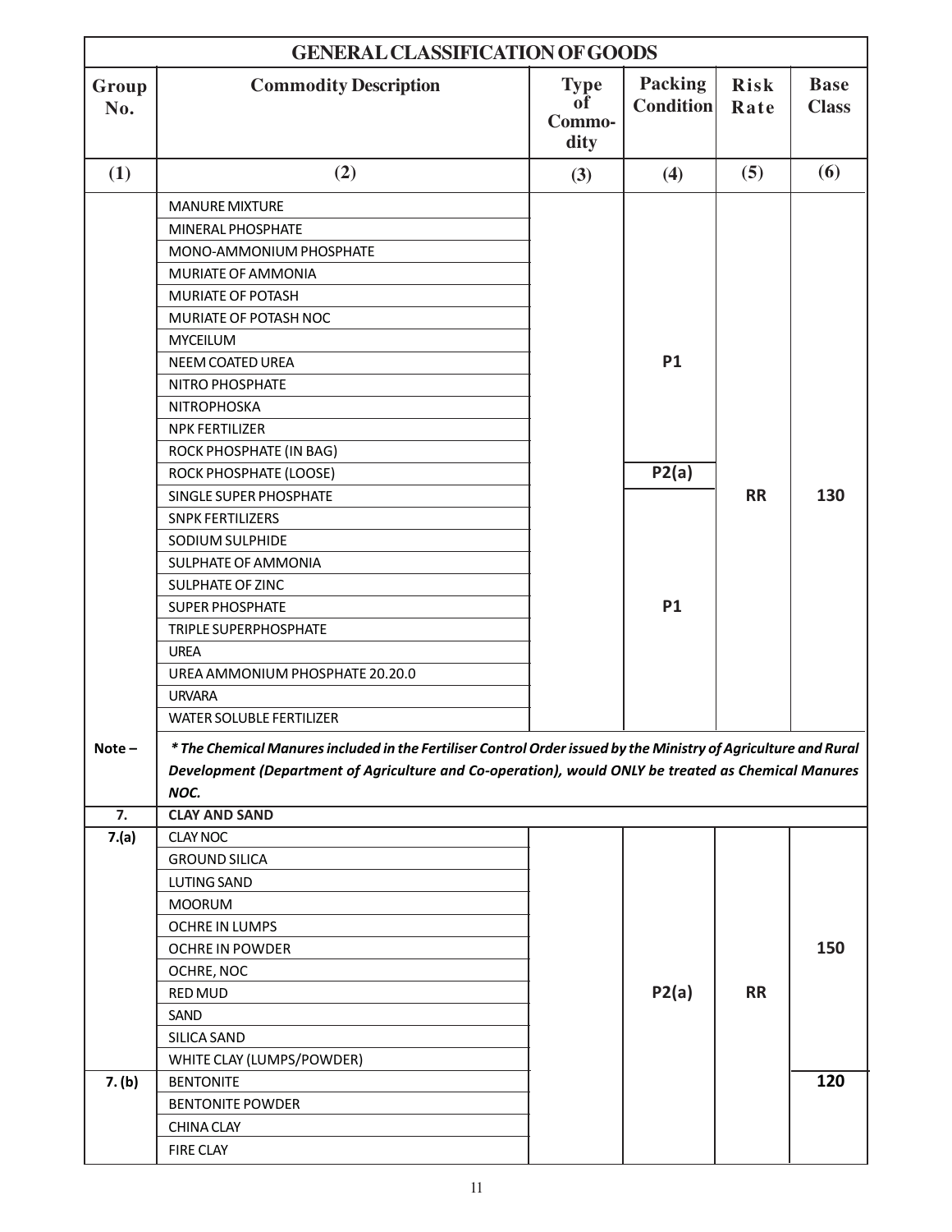| GENERAL CLASSIFICATION OF GOODS | | | | | |
|---|---|---|---|---|---|
| **Group No.** | **Commodity Description** | **Type of Commo-dity** | **Packing Condition** | **Risk Rate** | **Base Class** |
| **(1)** | **(2)** | **(3)** | **(4)** | **(5)** | **(6)** |
| | MANURE MIXTURE | | P1 | RR | 130 |
| | MINERAL PHOSPHATE | | | | |
| | MONO-AMMONIUM PHOSPHATE | | | | |
| | MURIATE OF AMMONIA | | | | |
| | MURIATE OF POTASH | | | | |
| | MURIATE OF POTASH NOC | | | | |
| | MYCEILUM | | | | |
| | NEEM COATED UREA | | | | |
| | NITRO PHOSPHATE | | | | |
| | NITROPHOSKA | | | | |
| | NPK FERTILIZER | | | | |
| | ROCK PHOSPHATE (IN BAG) | | | | |
| | ROCK PHOSPHATE (LOOSE) | | P2(a) | | |
| | SINGLE SUPER PHOSPHATE | | P1 | | |
| | SNPK FERTILIZERS | | | | |
| | SODIUM SULPHIDE | | | | |
| | SULPHATE OF AMMONIA | | | | |
| | SULPHATE OF ZINC | | | | |
| | SUPER PHOSPHATE | | | | |
| | TRIPLE SUPERPHOSPHATE | | | | |
| | UREA | | | | |
| | UREA AMMONIUM PHOSPHATE 20.20.0 | | | | |
| | URVARA | | | | |
| | WATER SOLUBLE FERTILIZER | | | | |
| **Note –** | ***\* The Chemical Manures included in the Fertiliser Control Order issued by the Ministry of Agriculture and Rural Development (Department of Agriculture and Co-operation), would ONLY be treated as Chemical Manures NOC.*** | | | | |
| **7.** | **CLAY AND SAND** | | | | |
| **7.(a)** | CLAY NOC | | P2(a) | RR | 150 |
| | GROUND SILICA | | | | |
| | LUTING SAND | | | | |
| | MOORUM | | | | |
| | OCHRE IN LUMPS | | | | |
| | OCHRE IN POWDER | | | | |
| | OCHRE, NOC | | | | |
| | RED MUD | | | | |
| | SAND | | | | |
| | SILICA SAND | | | | |
| | WHITE CLAY (LUMPS/POWDER) | | | | |
| **7. (b)** | BENTONITE | | | | 120 |
| | BENTONITE POWDER | | | | |
| | CHINA CLAY | | | | |
| | FIRE CLAY | | | | |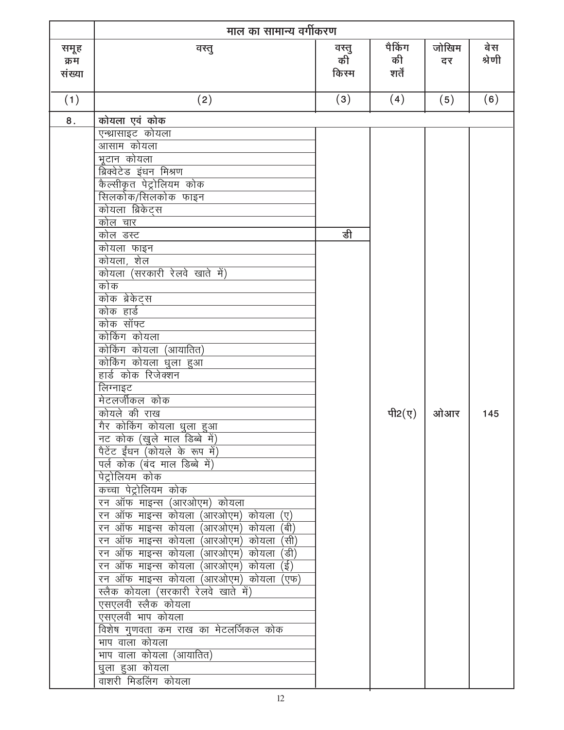| | माल का सामान्य वर्गीकरण | | | | |
|---|---|---|---|---|---|
| समूह क्रम संख्या | वस्तु | वस्तु की किस्म | पैकिंग की शर्तें | जोखिम दर | बेस श्रेणी |
| (1) | (2) | (3) | (4) | (5) | (6) |
| 8. | कोयला एवं कोक | | | | |
| | एन्थ्रासाइट कोयला | | | | |
| | आसाम कोयला | | | | |
| | भूटान कोयला | | | | |
| | ब्रिक्वेटेड इंधन मिश्रण | | | | |
| | कैल्सीकृत पेट्रोलियम कोक | | | | |
| | सिलकोक/सिलकोक फाइन | | | | |
| | कोयला ब्रिकेट्स | | | | |
| | कोल चार | | | | |
| | कोल डस्ट | डी | | | |
| | कोयला फाइन | | | | |
| | कोयला, शेल | | | | |
| | कोयला (सरकारी रेलवे खाते में) | | | | |
| | कोक | | | | |
| | कोक ब्रेकेट्स | | | | |
| | कोक हार्ड | | | | |
| | कोक सॉफ्ट | | | | |
| | कोकिंग कोयला | | | | |
| | कोकिंग कोयला (आयातित) | | | | |
| | कोकिंग कोयला धुला हुआ | | | | |
| | हार्ड कोक रिजेक्शन | | | | |
| | लिग्नाइट | | | | |
| | मेटलर्जीकल कोक | | | | |
| | कोयले की राख | | पी2(ए) | ओआर | 145 |
| | गैर कोकिंग कोयला धुला हुआ | | | | |
| | नट कोक (खुले माल डिब्बे में) | | | | |
| | पैटेंट ईंधन (कोयले के रूप में) | | | | |
| | पर्ल कोक (बंद माल डिब्बे में) | | | | |
| | पेट्रोलियम कोक | | | | |
| | कच्चा पेट्रोलियम कोक | | | | |
| | रन ऑफ माइन्स (आरओएम) कोयला | | | | |
| | रन ऑफ माइन्स कोयला (आरओएम) कोयला (ए) | | | | |
| | रन ऑफ माइन्स कोयला (आरओएम) कोयला (बी) | | | | |
| | रन ऑफ माइन्स कोयला (आरओएम) कोयला (सी) | | | | |
| | रन ऑफ माइन्स कोयला (आरओएम) कोयला (डी) | | | | |
| | रन ऑफ माइन्स कोयला (आरओएम) कोयला (ई) | | | | |
| | रन ऑफ माइन्स कोयला (आरओएम) कोयला (एफ) | | | | |
| | स्लैक कोयला (सरकारी रेलवे खाते में) | | | | |
| | एसएलवी स्लैक कोयला | | | | |
| | एसएलवी भाप कोयला | | | | |
| | विशेष गुणवत्ता कम राख का मेटलर्जिकल कोक | | | | |
| | भाप वाला कोयला | | | | |
| | भाप वाला कोयला (आयातित) | | | | |
| | धुला हुआ कोयला | | | | |
| | वाशरी मिडलिंग कोयला | | | | |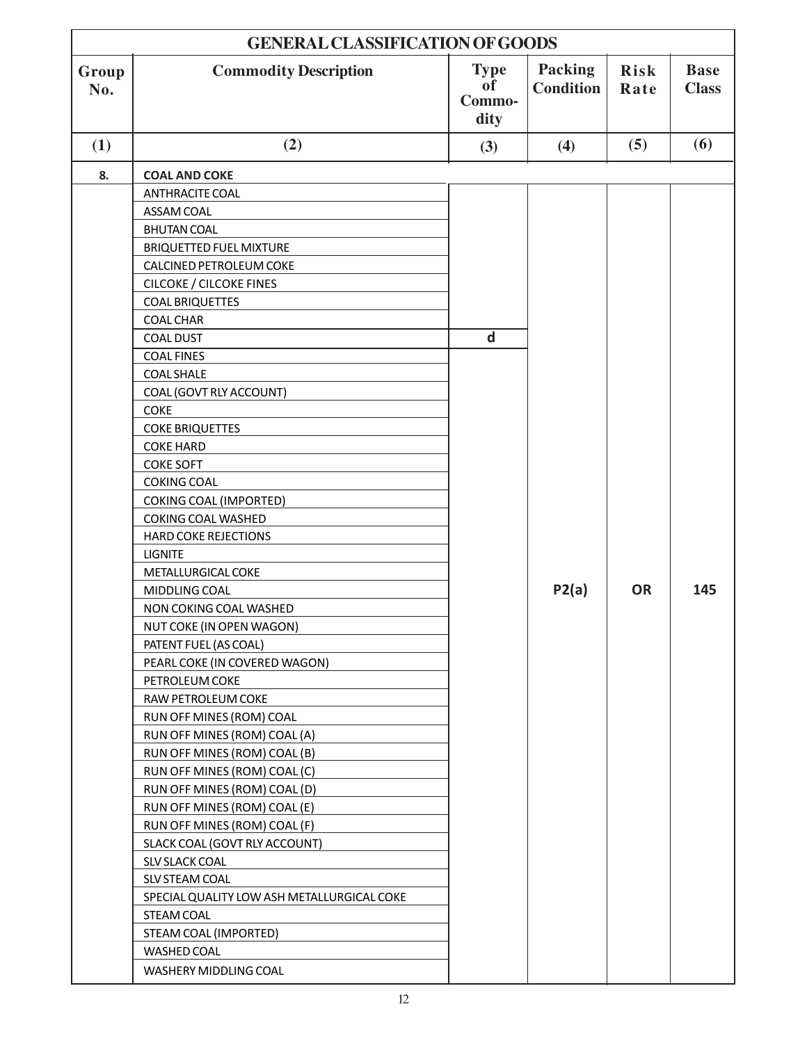| GENERAL CLASSIFICATION OF GOODS | | | | | |
|---|---|---|---|---|---|
| Group No. | Commodity Description | Type of Commo-dity | Packing Condition | Risk Rate | Base Class |
| (1) | (2) | (3) | (4) | (5) | (6) |
| 8. | COAL AND COKE | | | | |
| | ANTHRACITE COAL | d | P2(a) | OR | 145 |
| | ASSAM COAL | d | P2(a) | OR | 145 |
| | BHUTAN COAL | d | P2(a) | OR | 145 |
| | BRIQUETTED FUEL MIXTURE | d | P2(a) | OR | 145 |
| | CALCINED PETROLEUM COKE | d | P2(a) | OR | 145 |
| | CILCOKE / CILCOKE FINES | d | P2(a) | OR | 145 |
| | COAL BRIQUETTES | d | P2(a) | OR | 145 |
| | COAL CHAR | d | P2(a) | OR | 145 |
| | COAL DUST | d | P2(a) | OR | 145 |
| | COAL FINES | d | P2(a) | OR | 145 |
| | COAL SHALE | d | P2(a) | OR | 145 |
| | COAL (GOVT RLY ACCOUNT) | d | P2(a) | OR | 145 |
| | COKE | d | P2(a) | OR | 145 |
| | COKE BRIQUETTES | d | P2(a) | OR | 145 |
| | COKE HARD | d | P2(a) | OR | 145 |
| | COKE SOFT | d | P2(a) | OR | 145 |
| | COKING COAL | d | P2(a) | OR | 145 |
| | COKING COAL (IMPORTED) | d | P2(a) | OR | 145 |
| | COKING COAL WASHED | d | P2(a) | OR | 145 |
| | HARD COKE REJECTIONS | d | P2(a) | OR | 145 |
| | LIGNITE | d | P2(a) | OR | 145 |
| | METALLURGICAL COKE | d | P2(a) | OR | 145 |
| | MIDDLING COAL | d | P2(a) | OR | 145 |
| | NON COKING COAL WASHED | d | P2(a) | OR | 145 |
| | NUT COKE (IN OPEN WAGON) | d | P2(a) | OR | 145 |
| | PATENT FUEL (AS COAL) | d | P2(a) | OR | 145 |
| | PEARL COKE (IN COVERED WAGON) | d | P2(a) | OR | 145 |
| | PETROLEUM COKE | d | P2(a) | OR | 145 |
| | RAW PETROLEUM COKE | d | P2(a) | OR | 145 |
| | RUN OFF MINES (ROM) COAL | d | P2(a) | OR | 145 |
| | RUN OFF MINES (ROM) COAL (A) | d | P2(a) | OR | 145 |
| | RUN OFF MINES (ROM) COAL (B) | d | P2(a) | OR | 145 |
| | RUN OFF MINES (ROM) COAL (C) | d | P2(a) | OR | 145 |
| | RUN OFF MINES (ROM) COAL (D) | d | P2(a) | OR | 145 |
| | RUN OFF MINES (ROM) COAL (E) | d | P2(a) | OR | 145 |
| | RUN OFF MINES (ROM) COAL (F) | d | P2(a) | OR | 145 |
| | SLACK COAL (GOVT RLY ACCOUNT) | d | P2(a) | OR | 145 |
| | SLV SLACK COAL | d | P2(a) | OR | 145 |
| | SLV STEAM COAL | d | P2(a) | OR | 145 |
| | SPECIAL QUALITY LOW ASH METALLURGICAL COKE | d | P2(a) | OR | 145 |
| | STEAM COAL | d | P2(a) | OR | 145 |
| | STEAM COAL (IMPORTED) | d | P2(a) | OR | 145 |
| | WASHED COAL | d | P2(a) | OR | 145 |
| | WASHERY MIDDLING COAL | d | P2(a) | OR | 145 |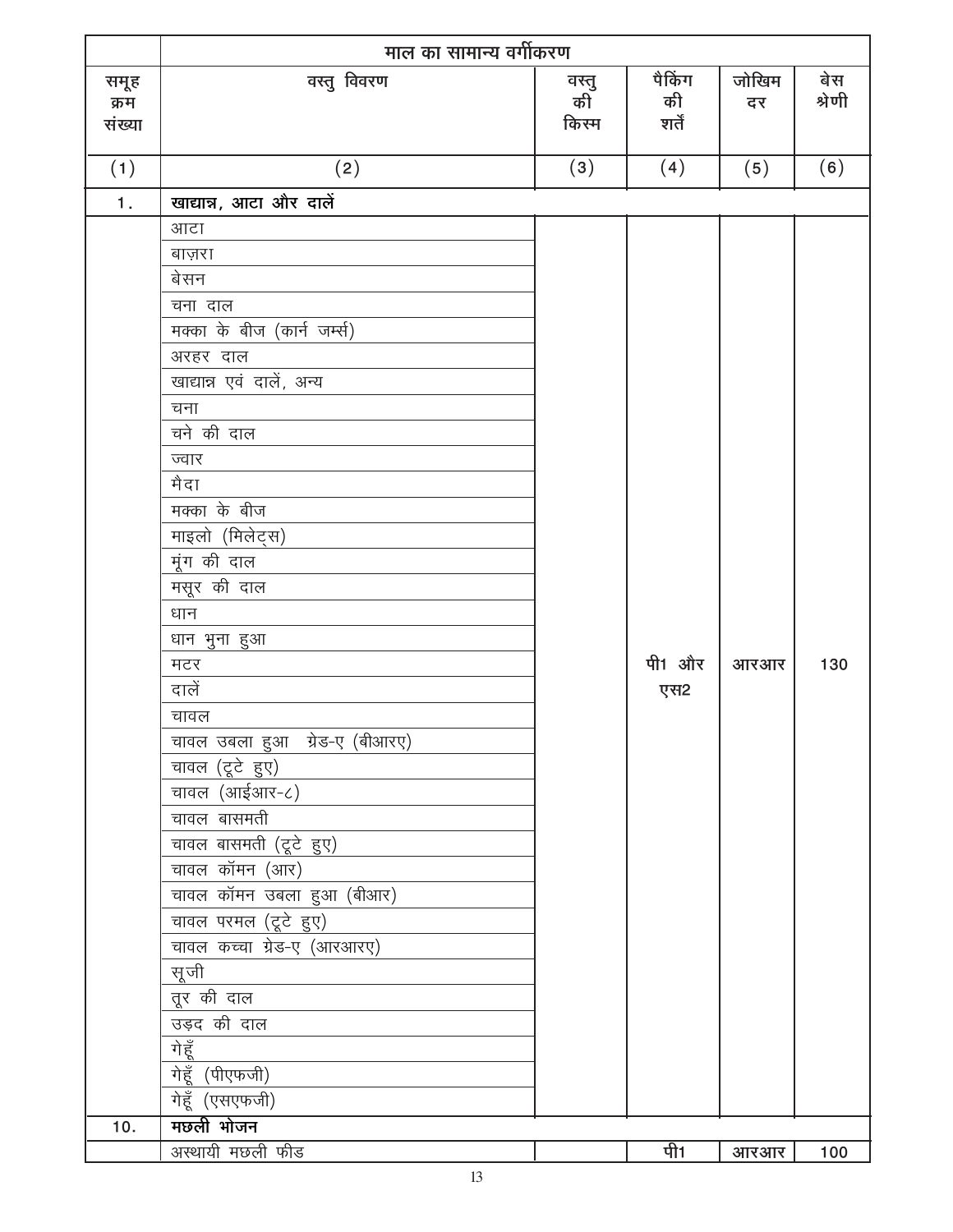| | माल का सामान्य वर्गीकरण | | | | |
|---|---|---|---|---|---|
| समूह क्रम संख्या | वस्तु विवरण | वस्तु की किस्म | पैकिंग की शर्तें | जोखिम दर | बेस श्रेणी |
| (1) | (2) | (3) | (4) | (5) | (6) |
| 1. | **खाद्यान्न, आटा और दालें** | | | | |
| | आटा | | | | |
| | बाज़रा | | | | |
| | बेसन | | | | |
| | चना दाल | | | | |
| | मक्का के बीज (कार्न जर्म्स) | | | | |
| | अरहर दाल | | | | |
| | खाद्यान्न एवं दालें, अन्य | | | | |
| | चना | | | | |
| | चने की दाल | | | | |
| | ज्वार | | | | |
| | मैदा | | | | |
| | मक्का के बीज | | | | |
| | माइलो (मिलेट्स) | | | | |
| | मूंग की दाल | | | | |
| | मसूर की दाल | | | | |
| | धान | | | | |
| | धान भुना हुआ | | | | |
| | मटर | | पी1 और एस2 | आरआर | 130 |
| | दालें | | | | |
| | चावल | | | | |
| | चावल उबला हुआ ग्रेड-ए (बीआरए) | | | | |
| | चावल (टूटे हुए) | | | | |
| | चावल (आईआर-८) | | | | |
| | चावल बासमती | | | | |
| | चावल बासमती (टूटे हुए) | | | | |
| | चावल कॉमन (आर) | | | | |
| | चावल कॉमन उबला हुआ (बीआर) | | | | |
| | चावल परमल (टूटे हुए) | | | | |
| | चावल कच्चा ग्रेड-ए (आरआरए) | | | | |
| | सूजी | | | | |
| | तूर की दाल | | | | |
| | उड़द की दाल | | | | |
| | गेहूँ | | | | |
| | गेहूँ (पीएफजी) | | | | |
| | गेहूँ (एसएफजी) | | | | |
| 10. | **मछली भोजन** | | | | |
| | अस्थायी मछली फीड | | पी1 | आरआर | 100 |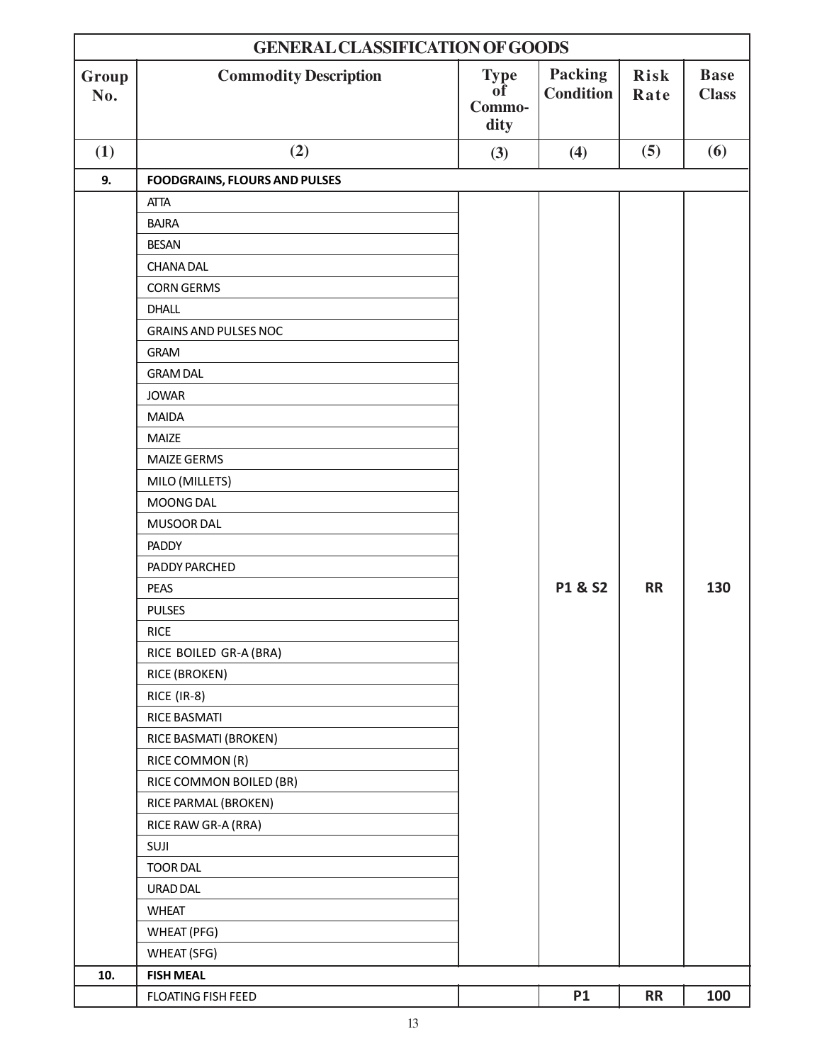| GENERAL CLASSIFICATION OF GOODS | | | | | |
|---|---|---|---|---|---|
| Group No. | Commodity Description | Type of Commo-dity | Packing Condition | Risk Rate | Base Class |
| (1) | (2) | (3) | (4) | (5) | (6) |
| **9.** | **FOODGRAINS, FLOURS AND PULSES** | | | | |
| | ATTA | | P1 & S2 | RR | 130 |
| | BAJRA | | | | |
| | BESAN | | | | |
| | CHANA DAL | | | | |
| | CORN GERMS | | | | |
| | DHALL | | | | |
| | GRAINS AND PULSES NOC | | | | |
| | GRAM | | | | |
| | GRAM DAL | | | | |
| | JOWAR | | | | |
| | MAIDA | | | | |
| | MAIZE | | | | |
| | MAIZE GERMS | | | | |
| | MILO (MILLETS) | | | | |
| | MOONG DAL | | | | |
| | MUSOOR DAL | | | | |
| | PADDY | | | | |
| | PADDY PARCHED | | | | |
| | PEAS | | | | |
| | PULSES | | | | |
| | RICE | | | | |
| | RICE BOILED GR-A (BRA) | | | | |
| | RICE (BROKEN) | | | | |
| | RICE (IR-8) | | | | |
| | RICE BASMATI | | | | |
| | RICE BASMATI (BROKEN) | | | | |
| | RICE COMMON (R) | | | | |
| | RICE COMMON BOILED (BR) | | | | |
| | RICE PARMAL (BROKEN) | | | | |
| | RICE RAW GR-A (RRA) | | | | |
| | SUJI | | | | |
| | TOOR DAL | | | | |
| | URAD DAL | | | | |
| | WHEAT | | | | |
| | WHEAT (PFG) | | | | |
| | WHEAT (SFG) | | | | |
| **10.** | **FISH MEAL** | | | | |
| | FLOATING FISH FEED | | P1 | RR | 100 |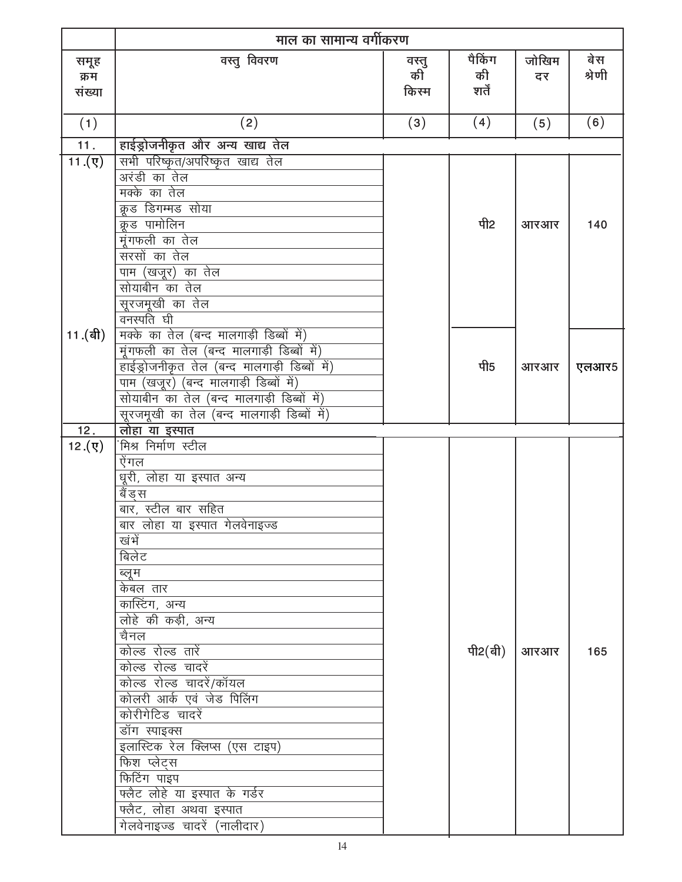| | माल का सामान्य वर्गीकरण | | | | |
|---|---|---|---|---|---|
| समूह क्रम संख्या | वस्तु विवरण | वस्तु की किस्म | पैकिंग की शर्तें | जोखिम दर | बेस श्रेणी |
| (1) | (2) | (3) | (4) | (5) | (6) |
| 11. | **हाईड्रोजनीकृत और अन्य खाद्य तेल** | | | | |
| 11.(ए) | सभी परिष्कृत/अपरिष्कृत खाद्य तेल | | पी2 | आरआर | 140 |
| | अरंडी का तेल | | | | |
| | मक्के का तेल | | | | |
| | क्रूड डिगम्मड सोया | | | | |
| | क्रूड पामोलिन | | | | |
| | मूंगफली का तेल | | | | |
| | सरसों का तेल | | | | |
| | पाम (खजूर) का तेल | | | | |
| | सोयाबीन का तेल | | | | |
| | सूरजमूखी का तेल | | | | |
| | वनस्पति घी | | | | |
| 11.(बी) | मक्के का तेल (बन्द मालगाड़ी डिब्बों में) | | पी5 | आरआर | एलआर5 |
| | मूंगफली का तेल (बन्द मालगाड़ी डिब्बों में) | | | | |
| | हाईड्रोजनीकृत तेल (बन्द मालगाड़ी डिब्बों में) | | | | |
| | पाम (खजूर) (बन्द मालगाड़ी डिब्बों में) | | | | |
| | सोयाबीन का तेल (बन्द मालगाड़ी डिब्बों में) | | | | |
| | सूरजमूखी का तेल (बन्द मालगाड़ी डिब्बों में) | | | | |
| 12. | **लोहा या इस्पात** | | | | |
| 12.(ए) | मिश्र निर्माण स्टील | | पी2(बी) | आरआर | 165 |
| | ऐंगल | | | | |
| | धूरी, लोहा या इस्पात अन्य | | | | |
| | बैंड्स | | | | |
| | बार, स्टील बार सहित | | | | |
| | बार लोहा या इस्पात गेलवेनाइज्ड | | | | |
| | खंभें | | | | |
| | बिलेट | | | | |
| | ब्लूम | | | | |
| | केबल तार | | | | |
| | कास्टिंग, अन्य | | | | |
| | लोहे की कड़ी, अन्य | | | | |
| | चैनल | | | | |
| | कोल्ड रोल्ड तारें | | | | |
| | कोल्ड रोल्ड चादरें | | | | |
| | कोल्ड रोल्ड चादरें/कॉयल | | | | |
| | कोलरी आर्क एवं जेड पिलिंग | | | | |
| | कोरीगेटिड चादरें | | | | |
| | डॉग स्पाइक्स | | | | |
| | इलास्टिक रेल क्लिप्स (एस टाइप) | | | | |
| | फिश प्लेट्स | | | | |
| | फिटिंग पाइप | | | | |
| | फ्लैट लोहे या इस्पात के गर्डर | | | | |
| | फ्लैट, लोहा अथवा इस्पात | | | | |
| | गेलवेनाइज्ड चादरें (नालीदार) | | | | |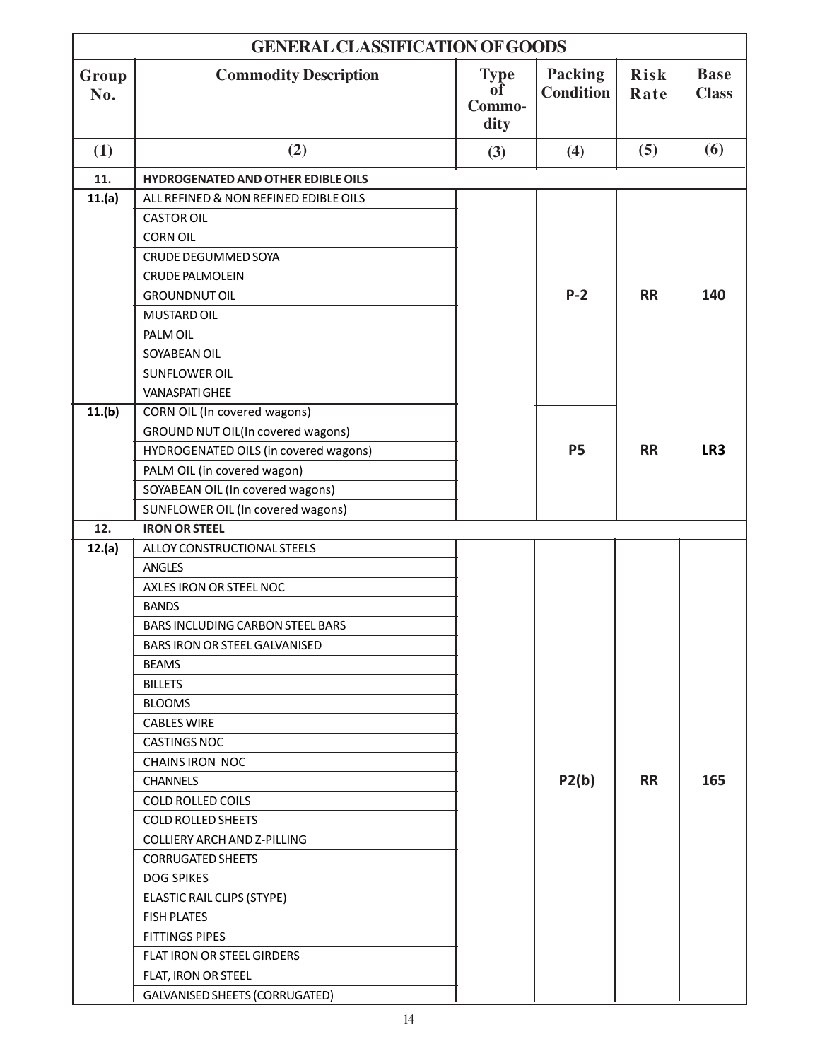| GENERAL CLASSIFICATION OF GOODS | | | | | |
|---|---|---|---|---|---|
| **Group No.** | **Commodity Description** | **Type of Commo-dity** | **Packing Condition** | **Risk Rate** | **Base Class** |
| **(1)** | **(2)** | **(3)** | **(4)** | **(5)** | **(6)** |
| **11.** | **HYDROGENATED AND OTHER EDIBLE OILS** | | | | |
| **11.(a)** | ALL REFINED & NON REFINED EDIBLE OILS | | P-2 | RR | 140 |
| | CASTOR OIL | | | | |
| | CORN OIL | | | | |
| | CRUDE DEGUMMED SOYA | | | | |
| | CRUDE PALMOLEIN | | | | |
| | GROUNDNUT OIL | | | | |
| | MUSTARD OIL | | | | |
| | PALM OIL | | | | |
| | SOYABEAN OIL | | | | |
| | SUNFLOWER OIL | | | | |
| | VANASPATI GHEE | | | | |
| **11.(b)** | CORN OIL (In covered wagons) | | P5 | RR | LR3 |
| | GROUND NUT OIL(In covered wagons) | | | | |
| | HYDROGENATED OILS (in covered wagons) | | | | |
| | PALM OIL (in covered wagon) | | | | |
| | SOYABEAN OIL (In covered wagons) | | | | |
| | SUNFLOWER OIL (In covered wagons) | | | | |
| **12.** | **IRON OR STEEL** | | | | |
| **12.(a)** | ALLOY CONSTRUCTIONAL STEELS | | P2(b) | RR | 165 |
| | ANGLES | | | | |
| | AXLES IRON OR STEEL NOC | | | | |
| | BANDS | | | | |
| | BARS INCLUDING CARBON STEEL BARS | | | | |
| | BARS IRON OR STEEL GALVANISED | | | | |
| | BEAMS | | | | |
| | BILLETS | | | | |
| | BLOOMS | | | | |
| | CABLES WIRE | | | | |
| | CASTINGS NOC | | | | |
| | CHAINS IRON NOC | | | | |
| | CHANNELS | | | | |
| | COLD ROLLED COILS | | | | |
| | COLD ROLLED SHEETS | | | | |
| | COLLIERY ARCH AND Z-PILLING | | | | |
| | CORRUGATED SHEETS | | | | |
| | DOG SPIKES | | | | |
| | ELASTIC RAIL CLIPS (STYPE) | | | | |
| | FISH PLATES | | | | |
| | FITTINGS PIPES | | | | |
| | FLAT IRON OR STEEL GIRDERS | | | | |
| | FLAT, IRON OR STEEL | | | | |
| | GALVANISED SHEETS (CORRUGATED) | | | | |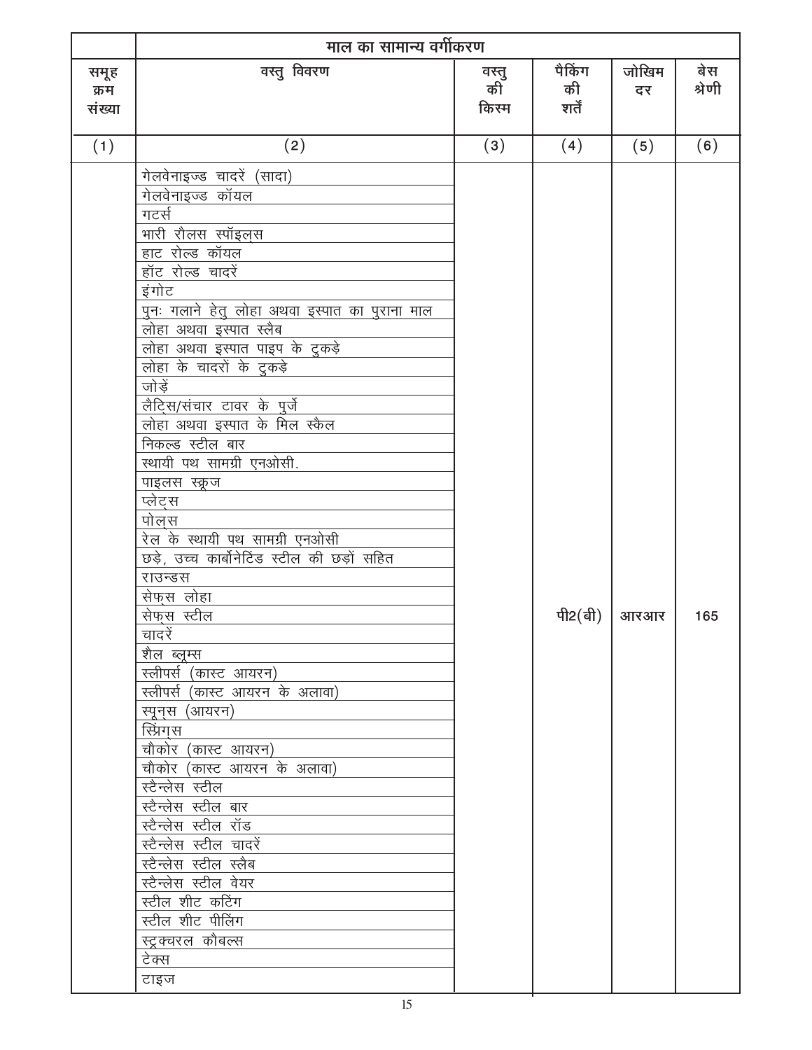| समूह क्रम संख्या | माल का सामान्य वर्गीकरण | | | | |
|---|---|---|---|---|---|
| | वस्तु विवरण | वस्तु की किस्म | पैकिंग की शर्तें | जोखिम दर | बेस श्रेणी |
| (1) | (2) | (3) | (4) | (5) | (6) |
| | गेलवेनाइज्ड चादरें (सादा) | | | | |
| | गेलवेनाइज्ड कॉयल | | | | |
| | गटर्स | | | | |
| | भारी रौलस स्पॉइल्स | | | | |
| | हाट रोल्ड कॉयल | | | | |
| | हॉट रोल्ड चादरें | | | | |
| | इंगोट | | | | |
| | पुनः गलाने हेतु लोहा अथवा इस्पात का पुराना माल | | | | |
| | लोहा अथवा इस्पात स्लैब | | | | |
| | लोहा अथवा इस्पात पाइप के टुकड़े | | | | |
| | लोहा के चादरों के टुकड़े | | | | |
| | जोड़ें | | | | |
| | लैटि्स/संचार टावर के पुर्जे | | | | |
| | लोहा अथवा इस्पात के मिल स्कैल | | | | |
| | निकल्ड स्टील बार | | | | |
| | स्थायी पथ सामग्री एनओसी. | | | | |
| | पाइलस स्क्रूज | | | | |
| | प्लेट्स | | | | |
| | पोल्स | | | | |
| | रेल के स्थायी पथ सामग्री एनओसी | | | | |
| | छड़े, उच्च कार्बोनेटिंड स्टील की छड़ों सहित | | | | |
| | राउन्डस | | | | |
| | सेफ्स लोहा | | | | |
| | सेफ्स स्टील | | पी2(बी) | आरआर | 165 |
| | चादरें | | | | |
| | शैल ब्लूम्स | | | | |
| | स्लीपर्स (कास्ट आयरन) | | | | |
| | स्लीपर्स (कास्ट आयरन के अलावा) | | | | |
| | स्पून्स (आयरन) | | | | |
| | स्प्रिंग्स | | | | |
| | चौकोर (कास्ट आयरन) | | | | |
| | चौकोर (कास्ट आयरन के अलावा) | | | | |
| | स्टैन्लेस स्टील | | | | |
| | स्टैन्लेस स्टील बार | | | | |
| | स्टैन्लेस स्टील रॉड | | | | |
| | स्टैन्लेस स्टील चादरें | | | | |
| | स्टैन्लेस स्टील स्लैब | | | | |
| | स्टैन्लेस स्टील वेयर | | | | |
| | स्टील शीट कटिंग | | | | |
| | स्टील शीट पीलिंग | | | | |
| | स्ट्रक्चरल कौबल्स | | | | |
| | टेक्स | | | | |
| | टाइज | | | | |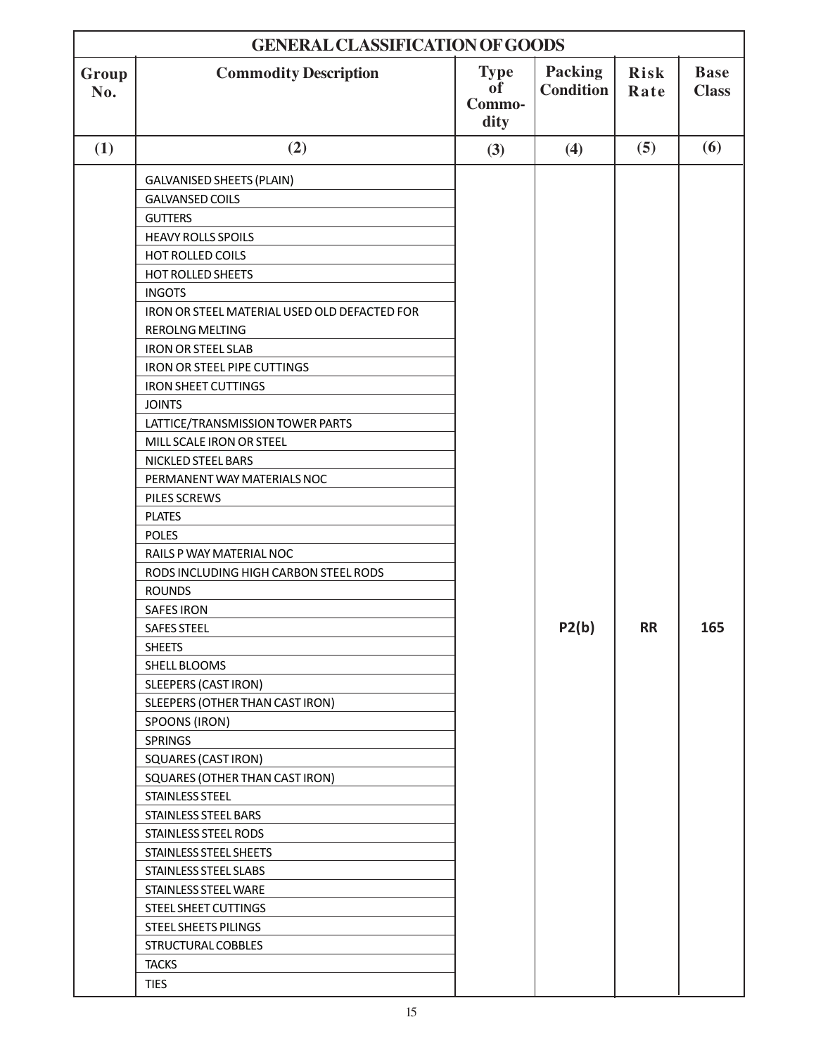| GENERAL CLASSIFICATION OF GOODS | | | | | |
|---|---|---|---|---|---|
| **Group No.** | **Commodity Description** | **Type of Commo-dity** | **Packing Condition** | **Risk Rate** | **Base Class** |
| **(1)** | **(2)** | **(3)** | **(4)** | **(5)** | **(6)** |
| | GALVANISED SHEETS (PLAIN) | | | | |
| | GALVANSED COILS | | | | |
| | GUTTERS | | | | |
| | HEAVY ROLLS SPOILS | | | | |
| | HOT ROLLED COILS | | | | |
| | HOT ROLLED SHEETS | | | | |
| | INGOTS | | | | |
| | IRON OR STEEL MATERIAL USED OLD DEFACTED FOR REROLNG MELTING | | | | |
| | IRON OR STEEL SLAB | | | | |
| | IRON OR STEEL PIPE CUTTINGS | | | | |
| | IRON SHEET CUTTINGS | | | | |
| | JOINTS | | | | |
| | LATTICE/TRANSMISSION TOWER PARTS | | | | |
| | MILL SCALE IRON OR STEEL | | | | |
| | NICKLED STEEL BARS | | | | |
| | PERMANENT WAY MATERIALS NOC | | | | |
| | PILES SCREWS | | | | |
| | PLATES | | | | |
| | POLES | | | | |
| | RAILS P WAY MATERIAL NOC | | | | |
| | RODS INCLUDING HIGH CARBON STEEL RODS | | | | |
| | ROUNDS | | | | |
| | SAFES IRON | | | | |
| | SAFES STEEL | | P2(b) | RR | 165 |
| | SHEETS | | | | |
| | SHELL BLOOMS | | | | |
| | SLEEPERS (CAST IRON) | | | | |
| | SLEEPERS (OTHER THAN CAST IRON) | | | | |
| | SPOONS (IRON) | | | | |
| | SPRINGS | | | | |
| | SQUARES (CAST IRON) | | | | |
| | SQUARES (OTHER THAN CAST IRON) | | | | |
| | STAINLESS STEEL | | | | |
| | STAINLESS STEEL BARS | | | | |
| | STAINLESS STEEL RODS | | | | |
| | STAINLESS STEEL SHEETS | | | | |
| | STAINLESS STEEL SLABS | | | | |
| | STAINLESS STEEL WARE | | | | |
| | STEEL SHEET CUTTINGS | | | | |
| | STEEL SHEETS PILINGS | | | | |
| | STRUCTURAL COBBLES | | | | |
| | TACKS | | | | |
| | TIES | | | | |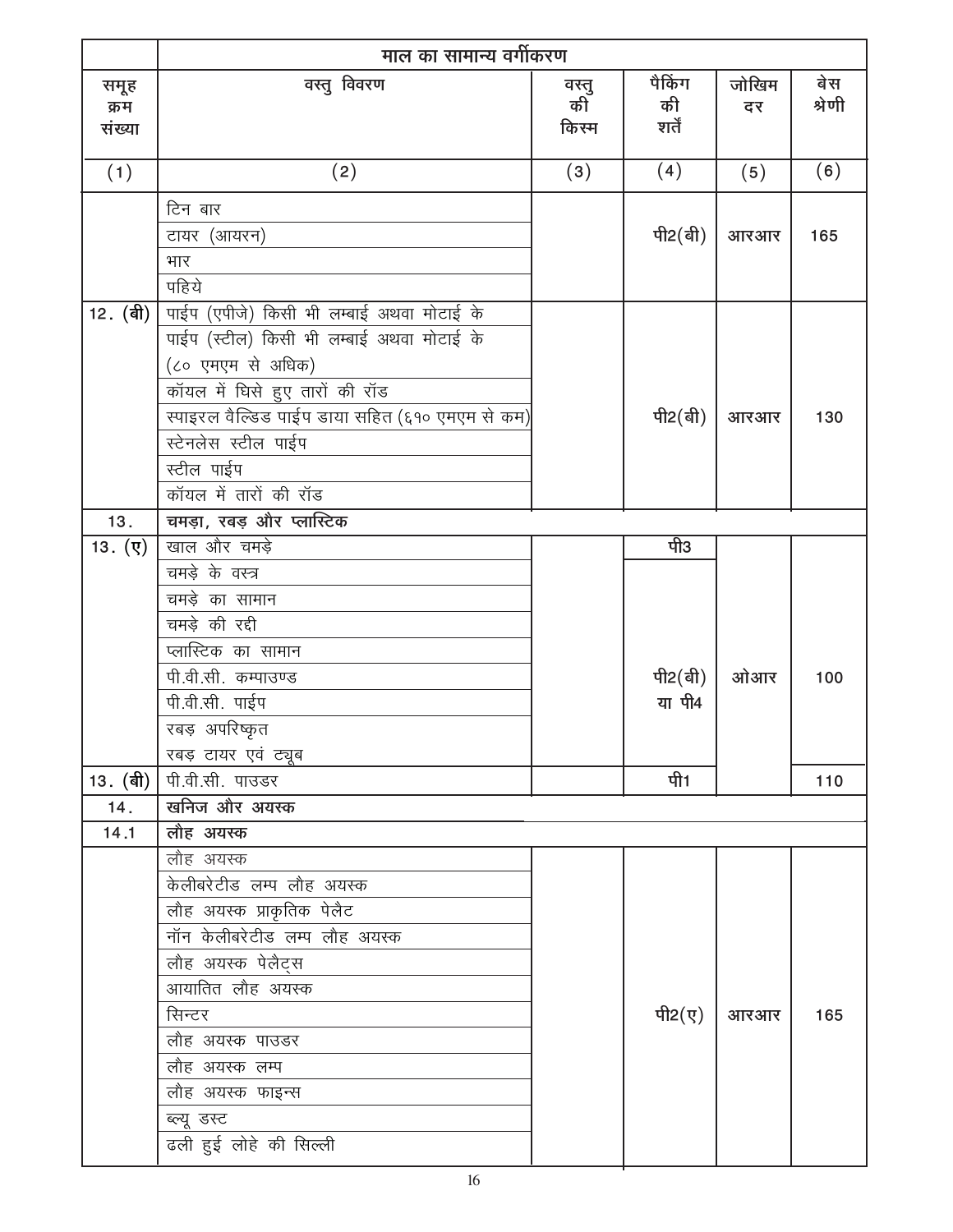| | माल का सामान्य वर्गीकरण | | | | |
|---|---|---|---|---|---|
| समूह क्रम संख्या | वस्तु विवरण | वस्तु की किस्म | पैकिंग की शर्तें | जोखिम दर | बेस श्रेणी |
| (1) | (2) | (3) | (4) | (5) | (6) |
| | टिन बार | | पी2(बी) | आरआर | 165 |
| | टायर (आयरन) | | | | |
| | भार | | | | |
| | पहिये | | | | |
| 12. (बी) | पाईप (एपीजे) किसी भी लम्बाई अथवा मोटाई के | | पी2(बी) | आरआर | 130 |
| | पाईप (स्टील) किसी भी लम्बाई अथवा मोटाई के (८० एमएम से अधिक) | | | | |
| | कॉयल में घिसे हुए तारों की रॉड | | | | |
| | स्पाइरल वैल्डिड पाईप डाया सहित (६१० एमएम से कम) | | | | |
| | स्टेनलेस स्टील पाईप | | | | |
| | स्टील पाईप | | | | |
| | कॉयल में तारों की रॉड | | | | |
| 13. | **चमड़ा, रबड़ और प्लास्टिक** | | | | |
| 13. (ए) | खाल और चमड़े | | पी3 | ओआर | 100 |
| | चमड़े के वस्त्र | | पी2(बी) या पी4 | | |
| | चमड़े का सामान | | | | |
| | चमड़े की रद्दी | | | | |
| | प्लास्टिक का सामान | | | | |
| | पी.वी.सी. कम्पाउण्ड | | | | |
| | पी.वी.सी. पाईप | | | | |
| | रबड़ अपरिष्कृत | | | | |
| | रबड़ टायर एवं ट्यूब | | | | |
| 13. (बी) | पी.वी.सी. पाउडर | | पी1 | | 110 |
| 14. | **खनिज और अयस्क** | | | | |
| 14.1 | **लौह अयस्क** | | | | |
| | लौह अयस्क | | पी2(ए) | आरआर | 165 |
| | केलीबरेटीड लम्प लौह अयस्क | | | | |
| | लौह अयस्क प्राकृतिक पेलैट | | | | |
| | नॉन केलीबरेटीड लम्प लौह अयस्क | | | | |
| | लौह अयस्क पेलैट्स | | | | |
| | आयातित लौह अयस्क | | | | |
| | सिन्टर | | | | |
| | लौह अयस्क पाउडर | | | | |
| | लौह अयस्क लम्प | | | | |
| | लौह अयस्क फाइन्स | | | | |
| | ब्ल्यू डस्ट | | | | |
| | ढली हुई लोहे की सिल्ली | | | | |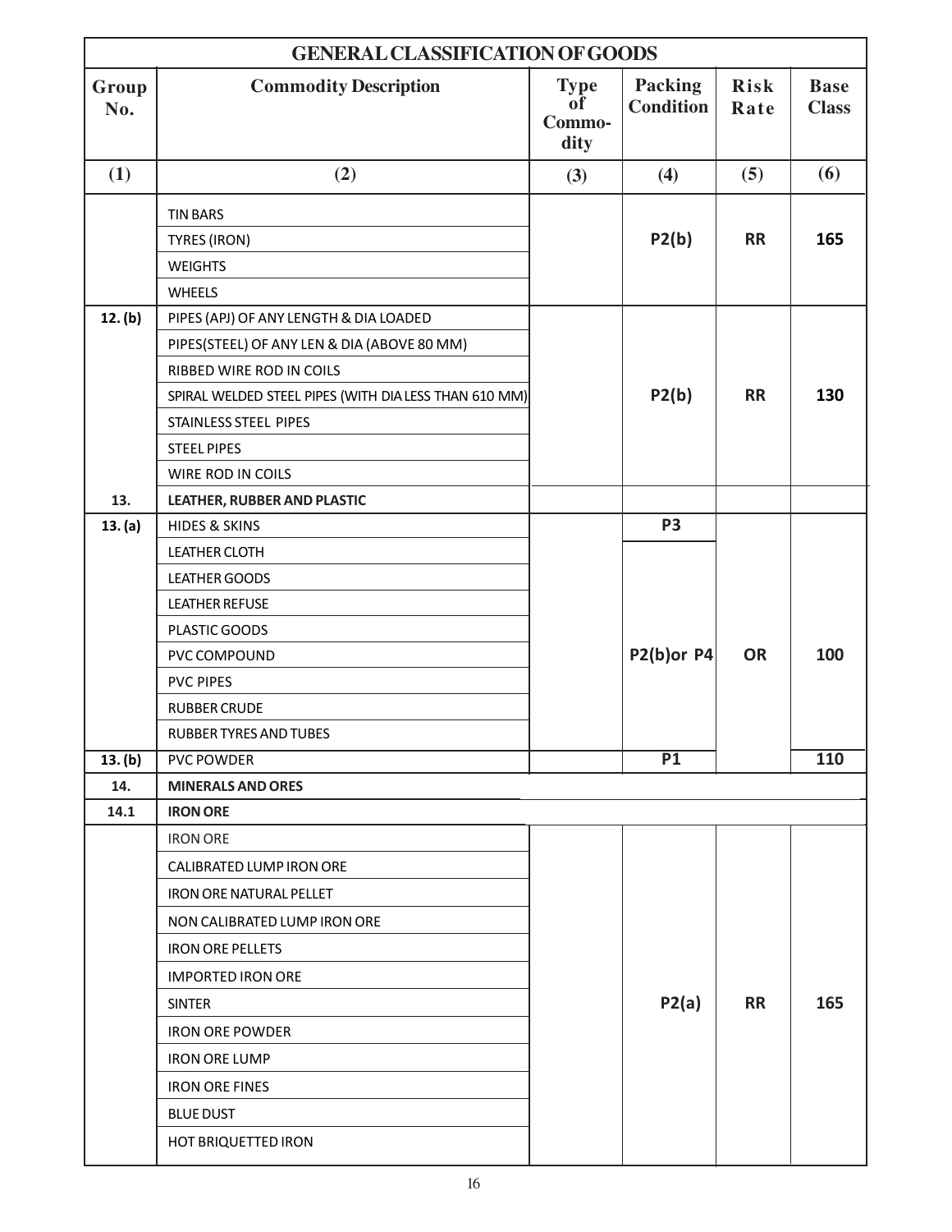| GENERAL CLASSIFICATION OF GOODS | | | | | |
|---|---|---|---|---|---|
| **Group No.** | **Commodity Description** | **Type of Commodity** | **Packing Condition** | **Risk Rate** | **Base Class** |
| **(1)** | **(2)** | **(3)** | **(4)** | **(5)** | **(6)** |
| | TIN BARS | | P2(b) | RR | 165 |
| | TYRES (IRON) | | | | |
| | WEIGHTS | | | | |
| | WHEELS | | | | |
| **12. (b)** | PIPES (APJ) OF ANY LENGTH & DIA LOADED | | P2(b) | RR | 130 |
| | PIPES(STEEL) OF ANY LEN & DIA (ABOVE 80 MM) | | | | |
| | RIBBED WIRE ROD IN COILS | | | | |
| | SPIRAL WELDED STEEL PIPES (WITH DIA LESS THAN 610 MM) | | | | |
| | STAINLESS STEEL PIPES | | | | |
| | STEEL PIPES | | | | |
| | WIRE ROD IN COILS | | | | |
| **13.** | **LEATHER, RUBBER AND PLASTIC** | | | | |
| **13. (a)** | HIDES & SKINS | | P3 | OR | 100 |
| | LEATHER CLOTH | | P2(b)or P4 | | |
| | LEATHER GOODS | | | | |
| | LEATHER REFUSE | | | | |
| | PLASTIC GOODS | | | | |
| | PVC COMPOUND | | | | |
| | PVC PIPES | | | | |
| | RUBBER CRUDE | | | | |
| | RUBBER TYRES AND TUBES | | | | |
| **13. (b)** | PVC POWDER | | P1 | | 110 |
| **14.** | **MINERALS AND ORES** | | | | |
| **14.1** | **IRON ORE** | | | | |
| | IRON ORE | | P2(a) | RR | 165 |
| | CALIBRATED LUMP IRON ORE | | | | |
| | IRON ORE NATURAL PELLET | | | | |
| | NON CALIBRATED LUMP IRON ORE | | | | |
| | IRON ORE PELLETS | | | | |
| | IMPORTED IRON ORE | | | | |
| | SINTER | | | | |
| | IRON ORE POWDER | | | | |
| | IRON ORE LUMP | | | | |
| | IRON ORE FINES | | | | |
| | BLUE DUST | | | | |
| | HOT BRIQUETTED IRON | | | | |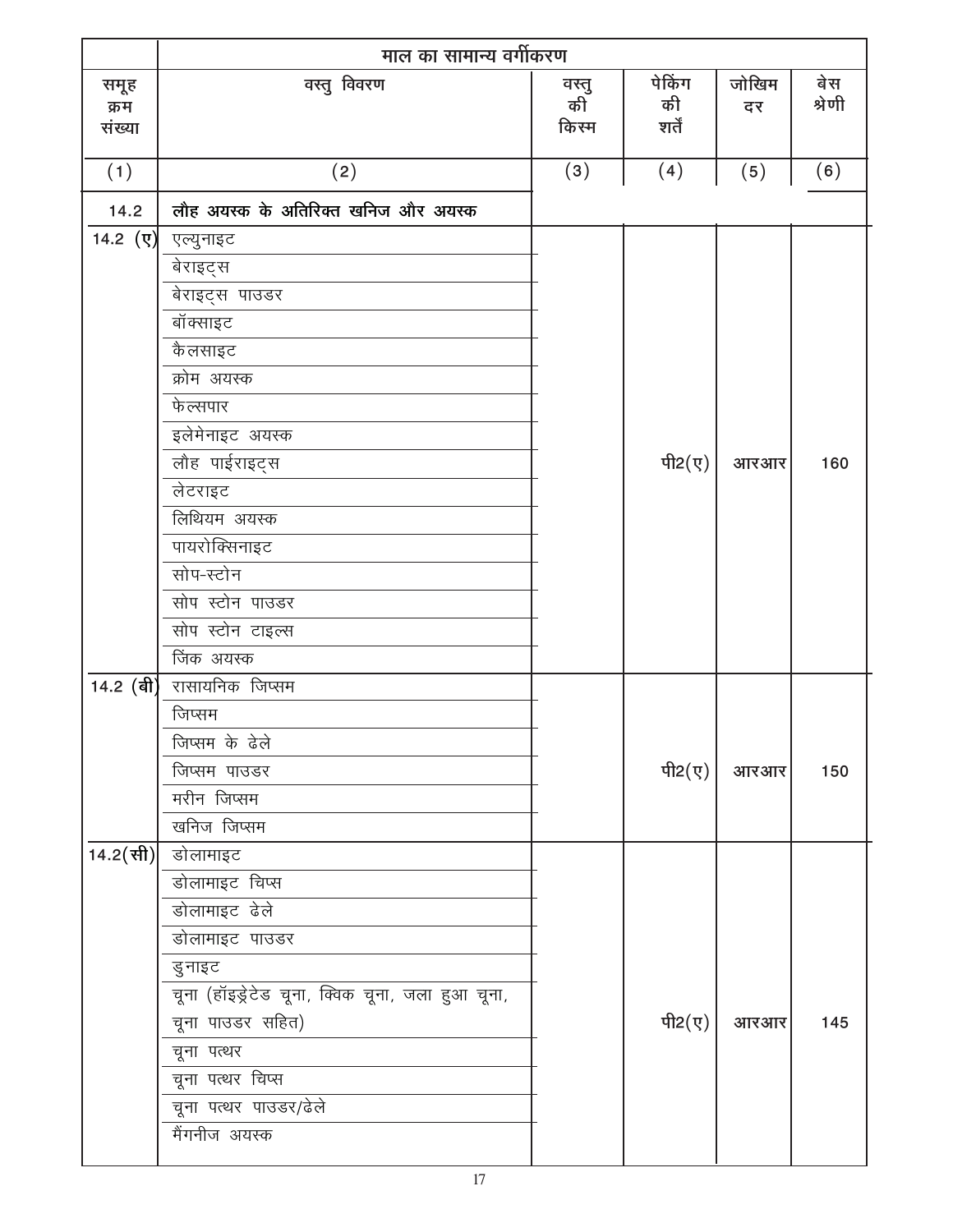| | माल का सामान्य वर्गीकरण | | | | |
|---|---|---|---|---|---|
| समूह क्रम संख्या | वस्तु विवरण | वस्तु की किस्म | पेकिंग की शर्तें | जोखिम दर | बेस श्रेणी |
| (1) | (2) | (3) | (4) | (5) | (6) |
| 14.2 | **लौह अयस्क के अतिरिक्त खनिज और अयस्क** | | | | |
| 14.2 (ए) | एल्युनाइट<br>बेराइट्स<br>बेराइट्स पाउडर<br>बॉक्साइट<br>कैलसाइट<br>क्रोम अयस्क<br>फेल्सपार<br>इलेमेनाइट अयस्क<br>लौह पाईराइट्स<br>लेटराइट<br>लिथियम अयस्क<br>पायरोक्सिनाइट<br>सोप-स्टोन<br>सोप स्टोन पाउडर<br>सोप स्टोन टाइल्स<br>जिंक अयस्क | | पी2(ए) | आरआर | 160 |
| 14.2 (बी) | रासायनिक जिप्सम<br>जिप्सम<br>जिप्सम के ढेले<br>जिप्सम पाउडर<br>मरीन जिप्सम<br>खनिज जिप्सम | | पी2(ए) | आरआर | 150 |
| 14.2(सी) | डोलामाइट<br>डोलामाइट चिप्स<br>डोलामाइट ढेले<br>डोलामाइट पाउडर<br>डुनाइट<br>चूना (हॉइड्रेटेड चूना, क्विक चूना, जला हुआ चूना, चूना पाउडर सहित)<br>चूना पत्थर<br>चूना पत्थर चिप्स<br>चूना पत्थर पाउडर/ढेले<br>मैंगनीज अयस्क | | पी2(ए) | आरआर | 145 |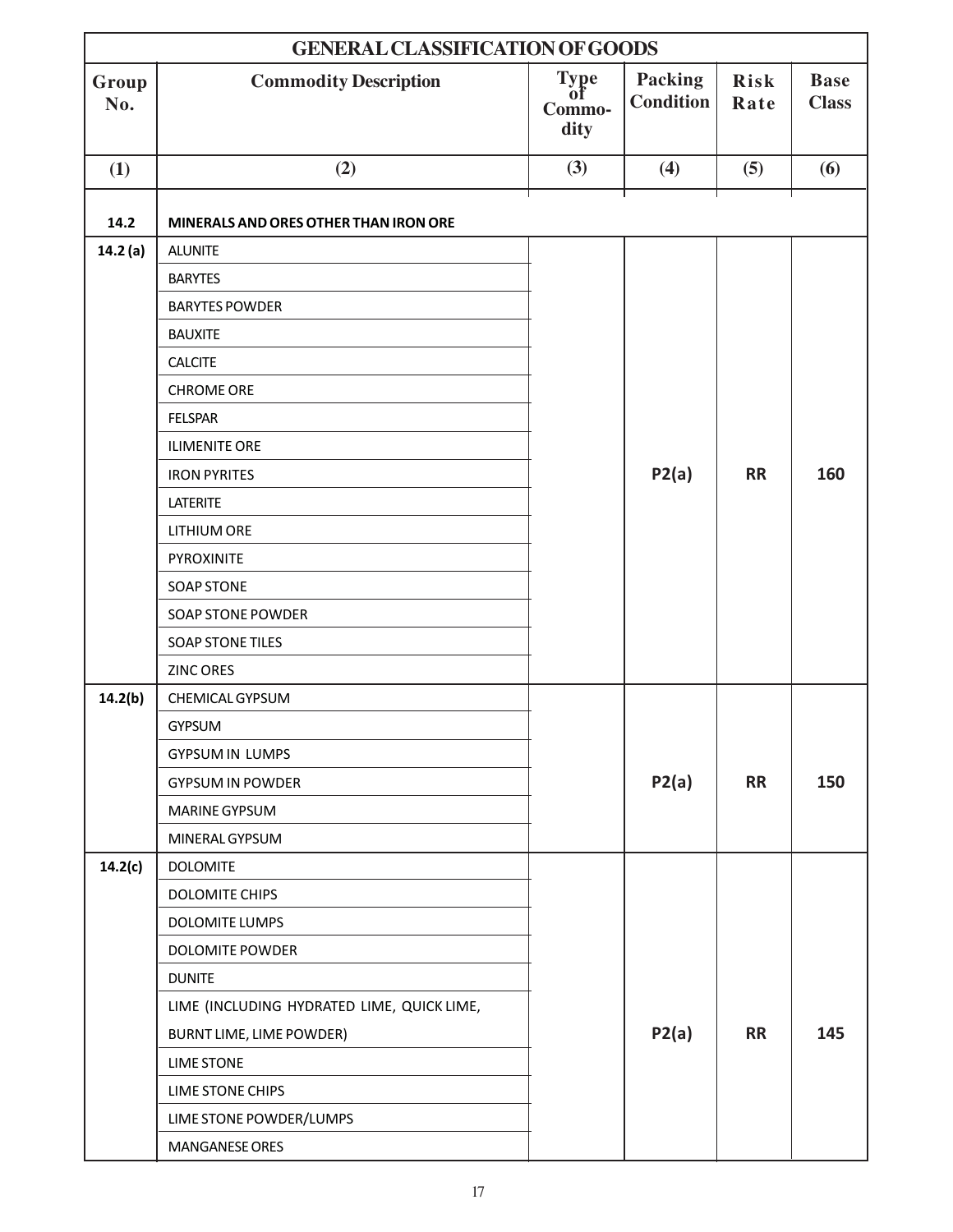| GENERAL CLASSIFICATION OF GOODS | | | | | |
|---|---|---|---|---|---|
| **Group No.** | **Commodity Description** | **Type of Commo-dity** | **Packing Condition** | **Risk Rate** | **Base Class** |
| **(1)** | **(2)** | **(3)** | **(4)** | **(5)** | **(6)** |
| **14.2** | **MINERALS AND ORES OTHER THAN IRON ORE** | | | | |
| **14.2 (a)** | ALUNITE | | P2(a) | RR | 160 |
| | BARYTES | | | | |
| | BARYTES POWDER | | | | |
| | BAUXITE | | | | |
| | CALCITE | | | | |
| | CHROME ORE | | | | |
| | FELSPAR | | | | |
| | ILIMENITE ORE | | | | |
| | IRON PYRITES | | | | |
| | LATERITE | | | | |
| | LITHIUM ORE | | | | |
| | PYROXINITE | | | | |
| | SOAP STONE | | | | |
| | SOAP STONE POWDER | | | | |
| | SOAP STONE TILES | | | | |
| | ZINC ORES | | | | |
| **14.2(b)** | CHEMICAL GYPSUM | | P2(a) | RR | 150 |
| | GYPSUM | | | | |
| | GYPSUM IN LUMPS | | | | |
| | GYPSUM IN POWDER | | | | |
| | MARINE GYPSUM | | | | |
| | MINERAL GYPSUM | | | | |
| **14.2(c)** | DOLOMITE | | P2(a) | RR | 145 |
| | DOLOMITE CHIPS | | | | |
| | DOLOMITE LUMPS | | | | |
| | DOLOMITE POWDER | | | | |
| | DUNITE | | | | |
| | LIME (INCLUDING HYDRATED LIME, QUICK LIME, BURNT LIME, LIME POWDER) | | | | |
| | LIME STONE | | | | |
| | LIME STONE CHIPS | | | | |
| | LIME STONE POWDER/LUMPS | | | | |
| | MANGANESE ORES | | | | |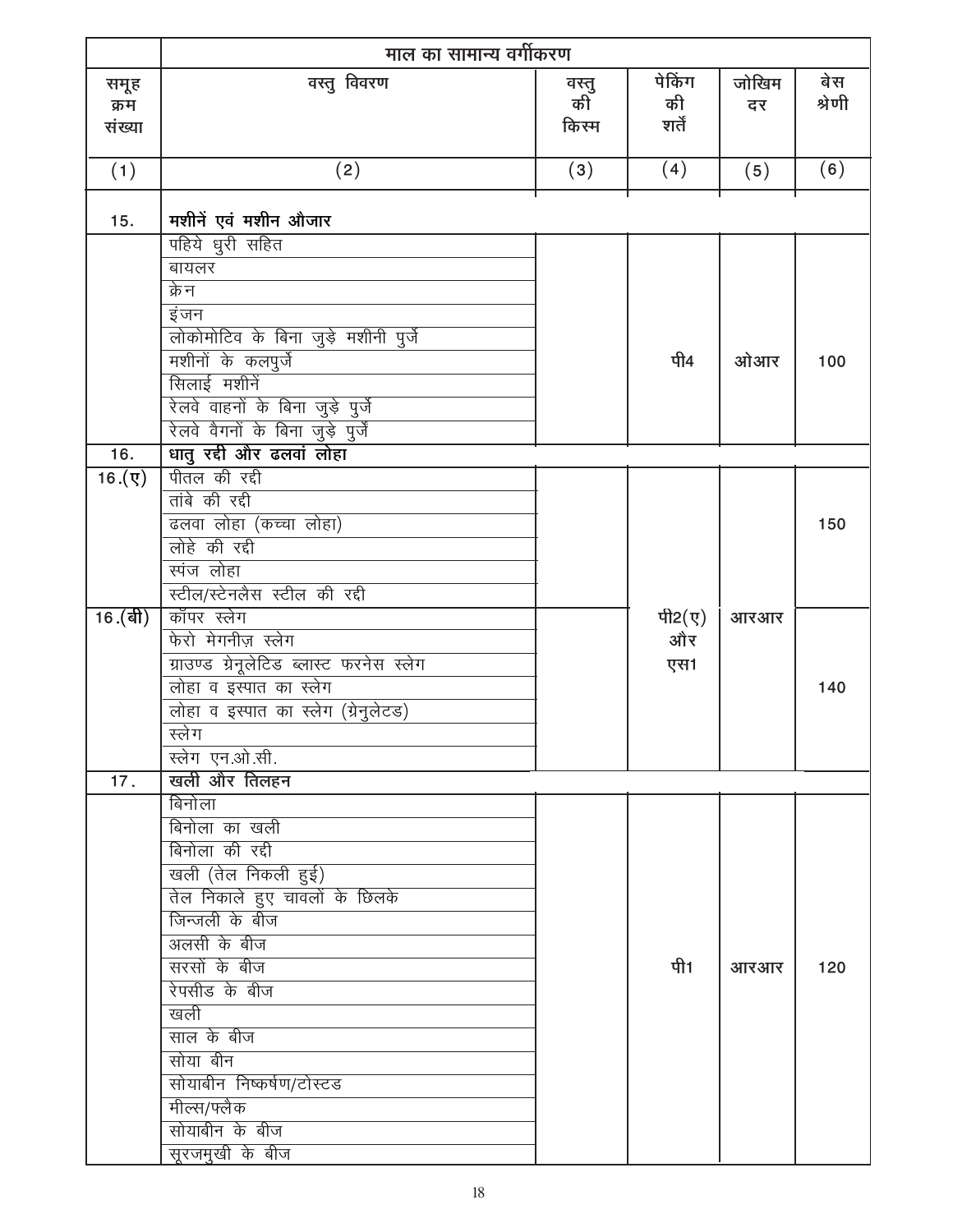| | माल का सामान्य वर्गीकरण | | | | |
|---|---|---|---|---|---|
| समूह क्रम संख्या | वस्तु विवरण | वस्तु की किस्म | पेकिंग की शर्तें | जोखिम दर | बेस श्रेणी |
| (1) | (2) | (3) | (4) | (5) | (6) |
| 15. | **मशीनें एवं मशीन औजार** | | | | |
| | पहिये धुरी सहित | | पी4 | ओआर | 100 |
| | बायलर | | | | |
| | क्रेन | | | | |
| | इंजन | | | | |
| | लोकोमोटिव के बिना जुड़े मशीनी पुर्जे | | | | |
| | मशीनों के कलपुर्जे | | | | |
| | सिलाई मशीनें | | | | |
| | रेलवे वाहनों के बिना जुड़े पुर्जे | | | | |
| | रेलवे वैगनों के बिना जुड़े पुर्जे | | | | |
| 16. | **धातु रद्दी और ढलवां लोहा** | | | | |
| 16.(ए) | पीतल की रद्दी | | पी2(ए) और एस1 | आरआर | 150 |
| | तांबे की रद्दी | | | | |
| | ढलवा लोहा (कच्चा लोहा) | | | | |
| | लोहे की रद्दी | | | | |
| | स्पंज लोहा | | | | |
| | स्टील/स्टेनलैस स्टील की रद्दी | | | | |
| 16.(बी) | कॉपर स्लेग | | | | 140 |
| | फेरो मेगनीज़ स्लेग | | | | |
| | ग्राउण्ड ग्रेनूलेटिड ब्लास्ट फरनेस स्लेग | | | | |
| | लोहा व इस्पात का स्लेग | | | | |
| | लोहा व इस्पात का स्लेग (ग्रेनुलेटड) | | | | |
| | स्लेग | | | | |
| | स्लेग एन.ओ.सी. | | | | |
| 17. | **खली और तिलहन** | | | | |
| | बिनोला | | पी1 | आरआर | 120 |
| | बिनोला का खली | | | | |
| | बिनोला की रद्दी | | | | |
| | खली (तेल निकली हुई) | | | | |
| | तेल निकाले हुए चावलों के छिलके | | | | |
| | जिन्जली के बीज | | | | |
| | अलसी के बीज | | | | |
| | सरसों के बीज | | | | |
| | रेपसीड के बीज | | | | |
| | खली | | | | |
| | साल के बीज | | | | |
| | सोया बीन | | | | |
| | सोयाबीन निष्कर्षण/टोस्टड | | | | |
| | मील्स/फ्लैक | | | | |
| | सोयाबीन के बीज | | | | |
| | सूरजमुखी के बीज | | | | |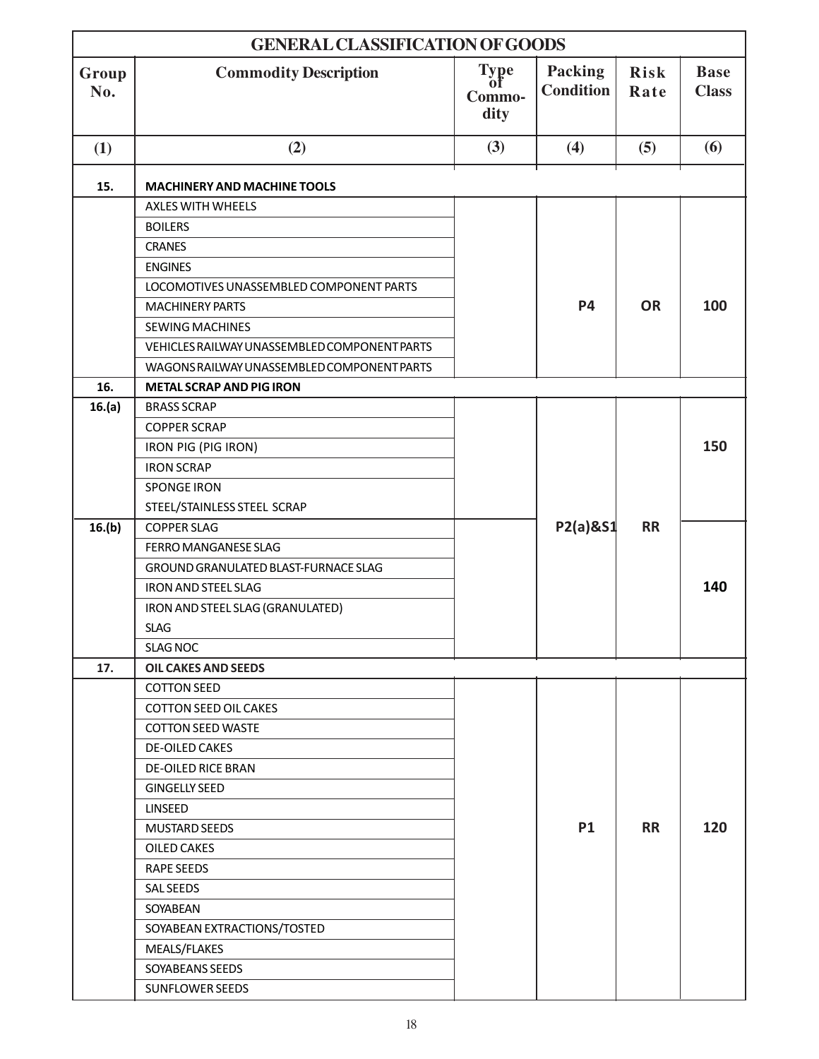| GENERAL CLASSIFICATION OF GOODS | | | | | |
|---|---|---|---|---|---|
| **Group No.** | **Commodity Description** | **Type of Commo-dity** | **Packing Condition** | **Risk Rate** | **Base Class** |
| **(1)** | **(2)** | **(3)** | **(4)** | **(5)** | **(6)** |
| **15.** | **MACHINERY AND MACHINE TOOLS** | | | | |
| | AXLES WITH WHEELS | | P4 | OR | 100 |
| | BOILERS | | P4 | OR | 100 |
| | CRANES | | P4 | OR | 100 |
| | ENGINES | | P4 | OR | 100 |
| | LOCOMOTIVES UNASSEMBLED COMPONENT PARTS | | P4 | OR | 100 |
| | MACHINERY PARTS | | P4 | OR | 100 |
| | SEWING MACHINES | | P4 | OR | 100 |
| | VEHICLES RAILWAY UNASSEMBLED COMPONENT PARTS | | P4 | OR | 100 |
| | WAGONS RAILWAY UNASSEMBLED COMPONENT PARTS | | P4 | OR | 100 |
| **16.** | **METAL SCRAP AND PIG IRON** | | | | |
| **16.(a)** | BRASS SCRAP | | P2(a)&S1 | RR | 150 |
| | COPPER SCRAP | | P2(a)&S1 | RR | 150 |
| | IRON PIG (PIG IRON) | | P2(a)&S1 | RR | 150 |
| | IRON SCRAP | | P2(a)&S1 | RR | 150 |
| | SPONGE IRON | | P2(a)&S1 | RR | 150 |
| | STEEL/STAINLESS STEEL SCRAP | | P2(a)&S1 | RR | 150 |
| **16.(b)** | COPPER SLAG | | P2(a)&S1 | RR | 140 |
| | FERRO MANGANESE SLAG | | P2(a)&S1 | RR | 140 |
| | GROUND GRANULATED BLAST-FURNACE SLAG | | P2(a)&S1 | RR | 140 |
| | IRON AND STEEL SLAG | | P2(a)&S1 | RR | 140 |
| | IRON AND STEEL SLAG (GRANULATED) | | P2(a)&S1 | RR | 140 |
| | SLAG | | P2(a)&S1 | RR | 140 |
| | SLAG NOC | | P2(a)&S1 | RR | 140 |
| **17.** | **OIL CAKES AND SEEDS** | | | | |
| | COTTON SEED | | P1 | RR | 120 |
| | COTTON SEED OIL CAKES | | P1 | RR | 120 |
| | COTTON SEED WASTE | | P1 | RR | 120 |
| | DE-OILED CAKES | | P1 | RR | 120 |
| | DE-OILED RICE BRAN | | P1 | RR | 120 |
| | GINGELLY SEED | | P1 | RR | 120 |
| | LINSEED | | P1 | RR | 120 |
| | MUSTARD SEEDS | | P1 | RR | 120 |
| | OILED CAKES | | P1 | RR | 120 |
| | RAPE SEEDS | | P1 | RR | 120 |
| | SAL SEEDS | | P1 | RR | 120 |
| | SOYABEAN | | P1 | RR | 120 |
| | SOYABEAN EXTRACTIONS/TOSTED | | P1 | RR | 120 |
| | MEALS/FLAKES | | P1 | RR | 120 |
| | SOYABEANS SEEDS | | P1 | RR | 120 |
| | SUNFLOWER SEEDS | | P1 | RR | 120 |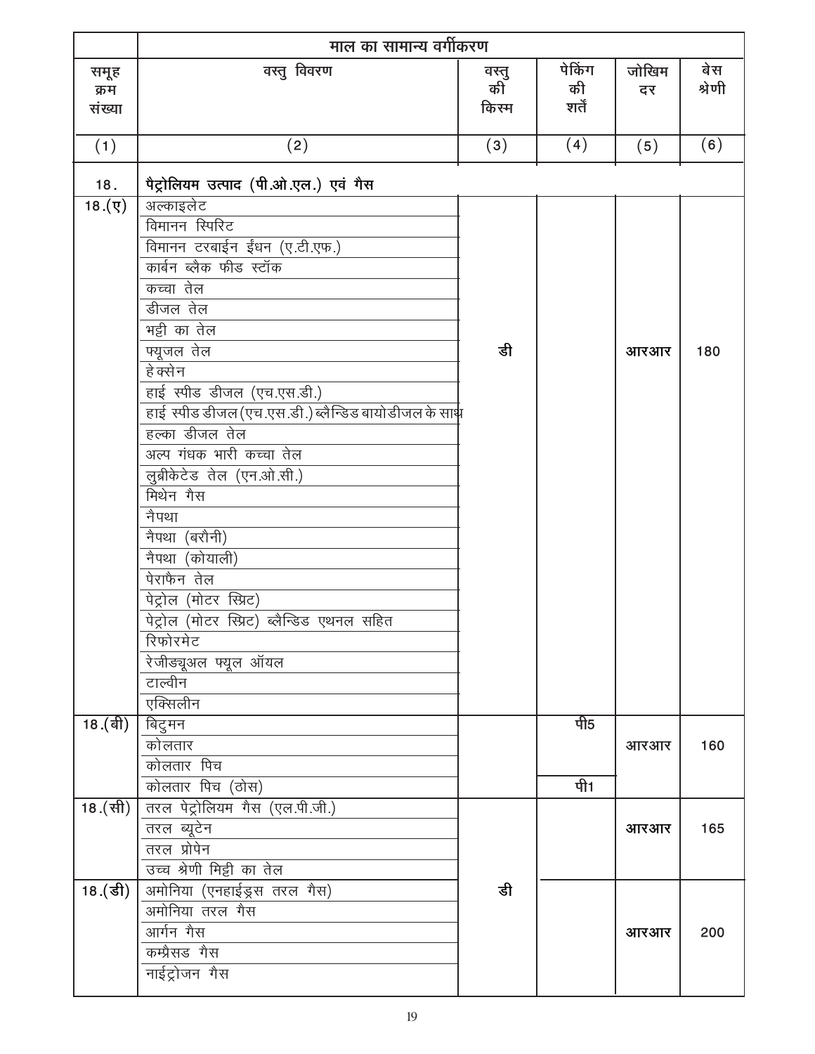| | माल का सामान्य वर्गीकरण | | | | |
|---|---|---|---|---|---|
| समूह क्रम संख्या | वस्तु विवरण | वस्तु की किस्म | पेकिंग की शर्तें | जोखिम दर | बेस श्रेणी |
| (1) | (2) | (3) | (4) | (5) | (6) |
| 18. | पैट्रोलियम उत्पाद (पी.ओ.एल.) एवं गैस | | | | |
| 18.(ए) | अल्काइलेट | डी | | आरआर | 180 |
| | विमानन स्पिरिट | | | | |
| | विमानन टरबाईन ईंधन (ए.टी.एफ.) | | | | |
| | कार्बन ब्लैक फीड स्टॉक | | | | |
| | कच्चा तेल | | | | |
| | डीजल तेल | | | | |
| | भट्टी का तेल | | | | |
| | फ्यूजल तेल | | | | |
| | हेक्सेन | | | | |
| | हाई स्पीड डीजल (एच.एस.डी.) | | | | |
| | हाई स्पीड डीजल (एच.एस.डी.) ब्लैन्डिड बायोडीजल के साथ | | | | |
| | हल्का डीजल तेल | | | | |
| | अल्प गंधक भारी कच्चा तेल | | | | |
| | लुब्रीकेटेड तेल (एन.ओ.सी.) | | | | |
| | मिथेन गैस | | | | |
| | नैपथा | | | | |
| | नैपथा (बरौनी) | | | | |
| | नैपथा (कोयाली) | | | | |
| | पेराफैन तेल | | | | |
| | पेट्रोल (मोटर स्प्रिट) | | | | |
| | पेट्रोल (मोटर स्प्रिट) ब्लैन्डिड एथनल सहित | | | | |
| | रिफोरमेट | | | | |
| | रेजीड्यूअल फ्यूल ऑयल | | | | |
| | टाल्वीन | | | | |
| | एक्सिलीन | | | | |
| 18.(बी) | बिटुमन | | पी5 | आरआर | 160 |
| | कोलतार | | | | |
| | कोलतार पिच | | | | |
| | कोलतार पिच (ठोस) | | पी1 | | |
| 18.(सी) | तरल पेट्रोलियम गैस (एल.पी.जी.) | डी | | आरआर | 165 |
| | तरल ब्यूटेन | | | | |
| | तरल प्रोपेन | | | | |
| | उच्च श्रेणी मिट्टी का तेल | | | | |
| 18.(डी) | अमोनिया (एनहाईड्रस तरल गैस) | | | आरआर | 200 |
| | अमोनिया तरल गैस | | | | |
| | आर्गन गैस | | | | |
| | कम्प्रैसड गैस | | | | |
| | नाईट्रोजन गैस | | | | |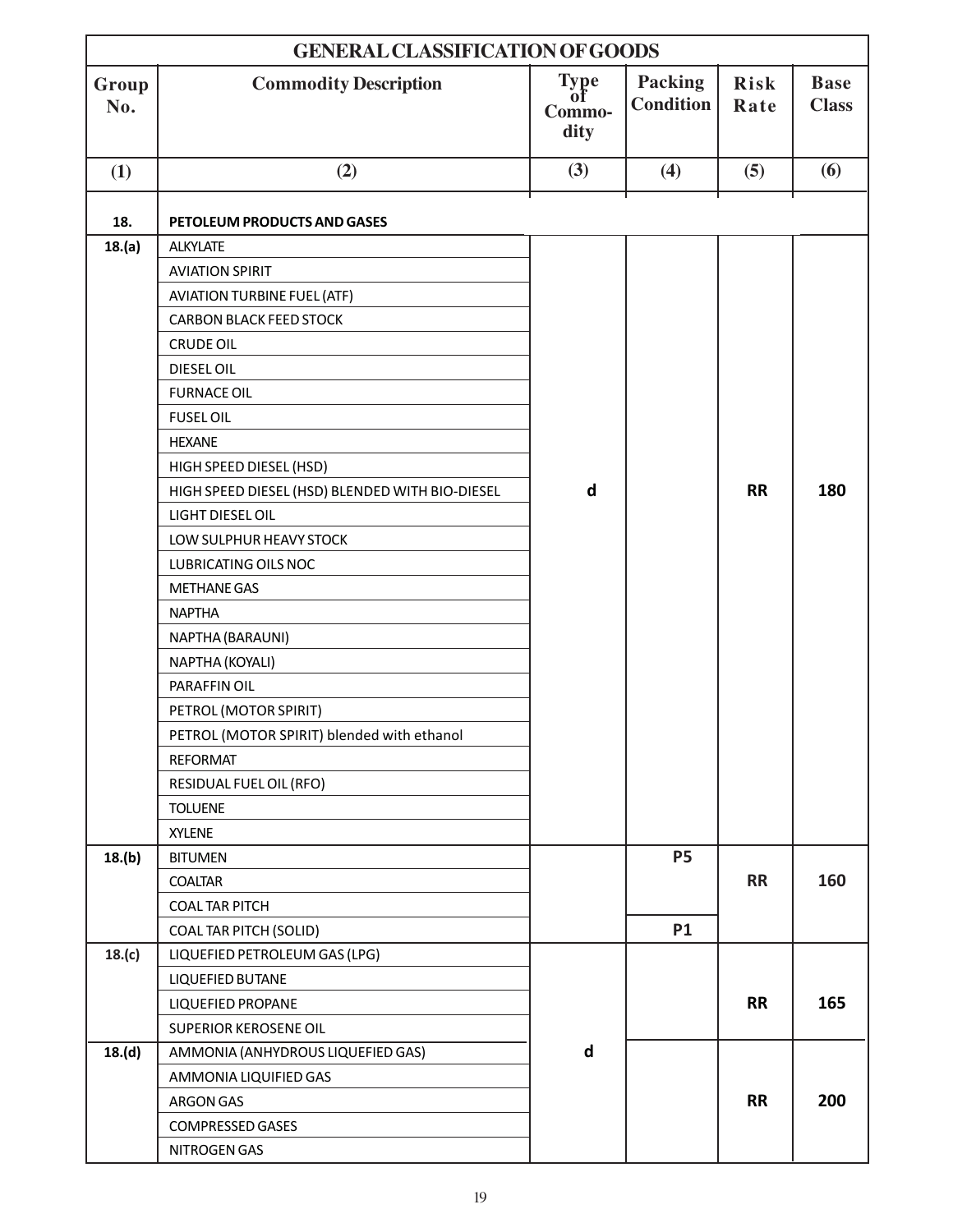| GENERAL CLASSIFICATION OF GOODS | | | | | |
|---|---|---|---|---|---|
| **Group No.** | **Commodity Description** | **Type of Commodity** | **Packing Condition** | **Risk Rate** | **Base Class** |
| **(1)** | **(2)** | **(3)** | **(4)** | **(5)** | **(6)** |
| **18.** | **PETOLEUM PRODUCTS AND GASES** | | | | |
| **18.(a)** | ALKYLATE | d | | RR | 180 |
| | AVIATION SPIRIT | | | | |
| | AVIATION TURBINE FUEL (ATF) | | | | |
| | CARBON BLACK FEED STOCK | | | | |
| | CRUDE OIL | | | | |
| | DIESEL OIL | | | | |
| | FURNACE OIL | | | | |
| | FUSEL OIL | | | | |
| | HEXANE | | | | |
| | HIGH SPEED DIESEL (HSD) | | | | |
| | HIGH SPEED DIESEL (HSD) BLENDED WITH BIO-DIESEL | | | | |
| | LIGHT DIESEL OIL | | | | |
| | LOW SULPHUR HEAVY STOCK | | | | |
| | LUBRICATING OILS NOC | | | | |
| | METHANE GAS | | | | |
| | NAPTHA | | | | |
| | NAPTHA (BARAUNI) | | | | |
| | NAPTHA (KOYALI) | | | | |
| | PARAFFIN OIL | | | | |
| | PETROL (MOTOR SPIRIT) | | | | |
| | PETROL (MOTOR SPIRIT) blended with ethanol | | | | |
| | REFORMAT | | | | |
| | RESIDUAL FUEL OIL (RFO) | | | | |
| | TOLUENE | | | | |
| | XYLENE | | | | |
| **18.(b)** | BITUMEN | | P5 | RR | 160 |
| | COALTAR | | | | |
| | COAL TAR PITCH | | | | |
| | COAL TAR PITCH (SOLID) | | P1 | | |
| **18.(c)** | LIQUEFIED PETROLEUM GAS (LPG) | d | | RR | 165 |
| | LIQUEFIED BUTANE | | | | |
| | LIQUEFIED PROPANE | | | | |
| | SUPERIOR KEROSENE OIL | | | | |
| **18.(d)** | AMMONIA (ANHYDROUS LIQUEFIED GAS) | | | RR | 200 |
| | AMMONIA LIQUIFIED GAS | | | | |
| | ARGON GAS | | | | |
| | COMPRESSED GASES | | | | |
| | NITROGEN GAS | | | | |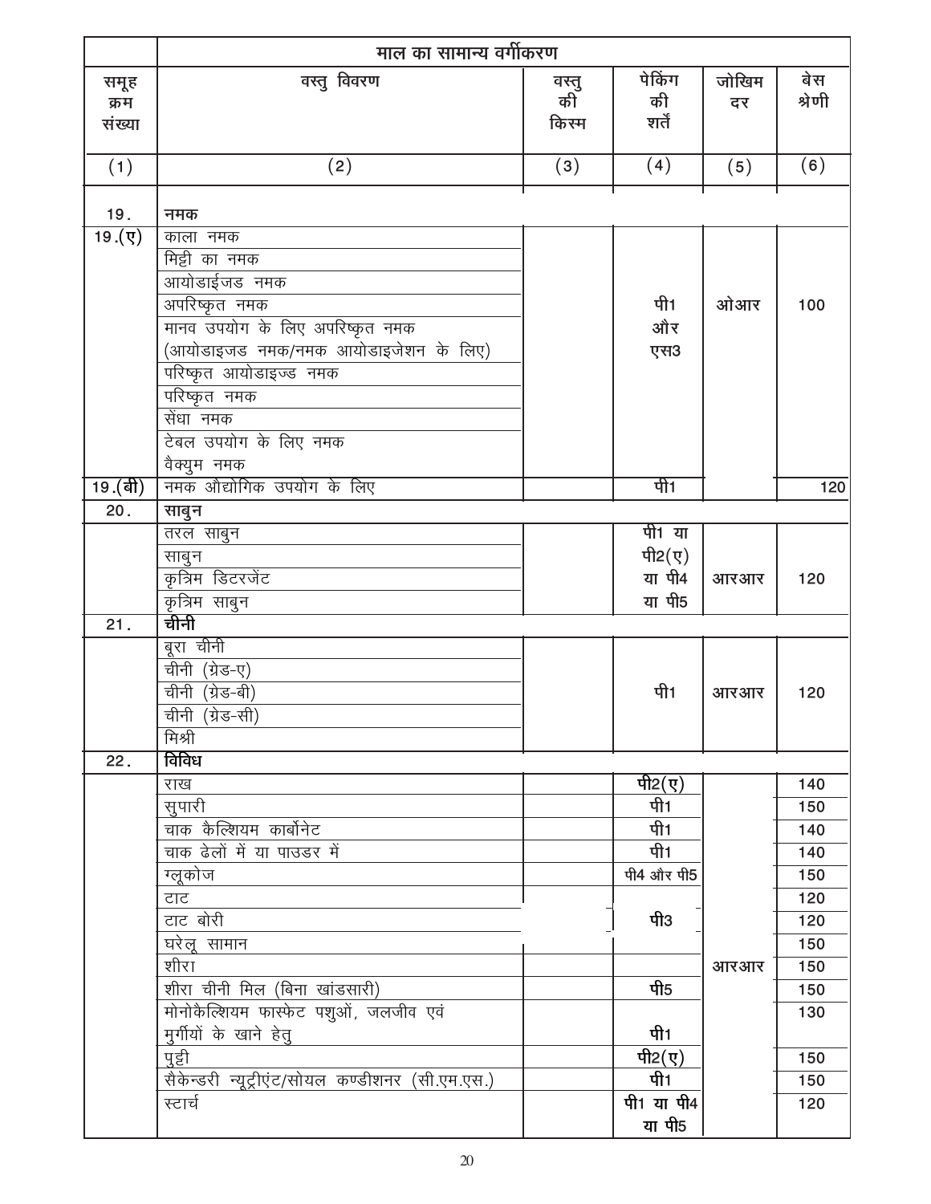| | माल का सामान्य वर्गीकरण | | | | |
|---|---|---|---|---|---|
| समूह क्रम संख्या | वस्तु विवरण | वस्तु की किस्म | पेकिंग की शर्तें | जोखिम दर | बेस श्रेणी |
| (1) | (2) | (3) | (4) | (5) | (6) |
| 19. | नमक | | | | |
| 19.(ए) | काला नमक | | पी1 और एस3 | ओआर | 100 |
| | मिट्टी का नमक | | | | |
| | आयोडाईजड नमक | | | | |
| | अपरिष्कृत नमक | | | | |
| | मानव उपयोग के लिए अपरिष्कृत नमक (आयोडाइजड नमक/नमक आयोडाइजेशन के लिए) | | | | |
| | परिष्कृत आयोडाइज्ड नमक | | | | |
| | परिष्कृत नमक | | | | |
| | सेंधा नमक | | | | |
| | टेबल उपयोग के लिए नमक | | | | |
| | वैक्युम नमक | | | | |
| 19.(बी) | नमक औद्योगिक उपयोग के लिए | | पी1 | | 120 |
| 20. | साबुन | | | | |
| | तरल साबुन | | पी1 या पी2(ए) या पी4 या पी5 | आरआर | 120 |
| | साबुन | | | | |
| | कृत्रिम डिटरजेंट | | | | |
| | कृत्रिम साबुन | | | | |
| 21. | चीनी | | | | |
| | बूरा चीनी | | पी1 | आरआर | 120 |
| | चीनी (ग्रेड-ए) | | | | |
| | चीनी (ग्रेड-बी) | | | | |
| | चीनी (ग्रेड-सी) | | | | |
| | मिश्री | | | | |
| 22. | विविध | | | | |
| | राख | | पी2(ए) | आरआर | 140 |
| | सुपारी | | पी1 | | 150 |
| | चाक कैल्शियम कार्बोनेट | | पी1 | | 140 |
| | चाक ढेलों में या पाउडर में | | पी1 | | 140 |
| | ग्लूकोज | | पी4 और पी5 | | 150 |
| | टाट | | पी3 | | 120 |
| | टाट बोरी | | | | 120 |
| | घरेलू सामान | | | | 150 |
| | शीरा | | | | 150 |
| | शीरा चीनी मिल (बिना खांडसारी) | | पी5 | | 150 |
| | मोनोकैल्शियम फास्फेट पशुओं, जलजीव एवं मुर्गीयों के खाने हेतु | | पी1 | | 130 |
| | पुट्टी | | पी2(ए) | | 150 |
| | सैकेन्डरी न्यूट्रीएंट/सोयल कण्डीशनर (सी.एम.एस.) | | पी1 | | 150 |
| | स्टार्च | | पी1 या पी4 या पी5 | | 120 |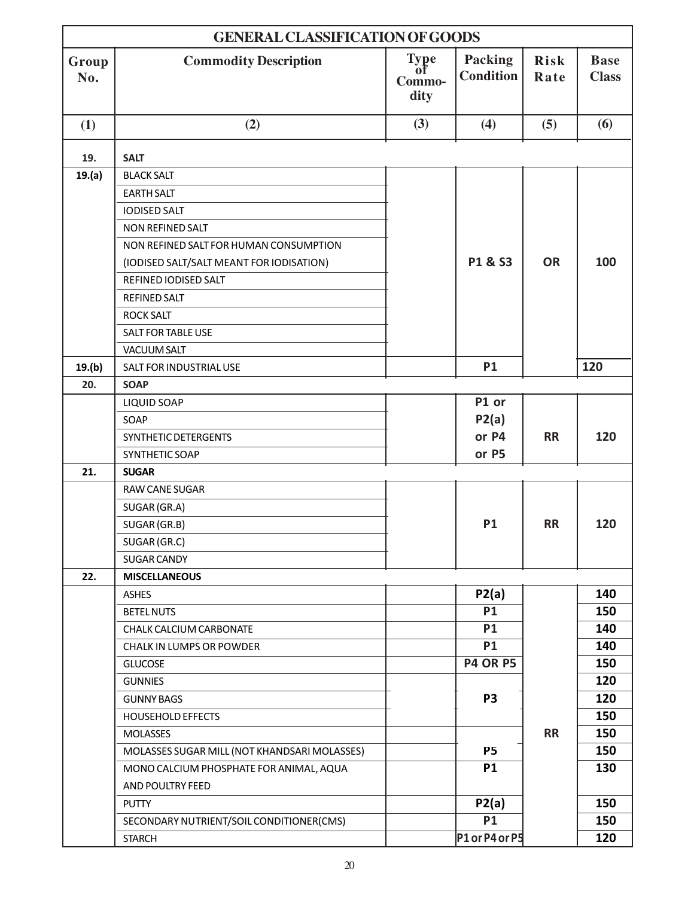| GENERAL CLASSIFICATION OF GOODS | | | | | |
|---|---|---|---|---|---|
| **Group No.** | **Commodity Description** | **Type of Commo-dity** | **Packing Condition** | **Risk Rate** | **Base Class** |
| **(1)** | **(2)** | **(3)** | **(4)** | **(5)** | **(6)** |
| **19.** | **SALT** | | | | |
| **19.(a)** | BLACK SALT | | P1 & S3 | OR | 100 |
| | EARTH SALT | | | | |
| | IODISED SALT | | | | |
| | NON REFINED SALT | | | | |
| | NON REFINED SALT FOR HUMAN CONSUMPTION (IODISED SALT/SALT MEANT FOR IODISATION) | | | | |
| | REFINED IODISED SALT | | | | |
| | REFINED SALT | | | | |
| | ROCK SALT | | | | |
| | SALT FOR TABLE USE | | | | |
| | VACUUM SALT | | | | |
| **19.(b)** | SALT FOR INDUSTRIAL USE | | P1 | | 120 |
| **20.** | **SOAP** | | | | |
| | LIQUID SOAP | | P1 or P2(a) or P4 or P5 | RR | 120 |
| | SOAP | | | | |
| | SYNTHETIC DETERGENTS | | | | |
| | SYNTHETIC SOAP | | | | |
| **21.** | **SUGAR** | | | | |
| | RAW CANE SUGAR | | P1 | RR | 120 |
| | SUGAR (GR.A) | | | | |
| | SUGAR (GR.B) | | | | |
| | SUGAR (GR.C) | | | | |
| | SUGAR CANDY | | | | |
| **22.** | **MISCELLANEOUS** | | | | |
| | ASHES | | P2(a) | RR | 140 |
| | BETEL NUTS | | P1 | | 150 |
| | CHALK CALCIUM CARBONATE | | P1 | | 140 |
| | CHALK IN LUMPS OR POWDER | | P1 | | 140 |
| | GLUCOSE | | P4 OR P5 | | 150 |
| | GUNNIES | | P3 | | 120 |
| | GUNNY BAGS | | | | 120 |
| | HOUSEHOLD EFFECTS | | | | 150 |
| | MOLASSES | | P5 | | 150 |
| | MOLASSES SUGAR MILL (NOT KHANDSARI MOLASSES) | | | | 150 |
| | MONO CALCIUM PHOSPHATE FOR ANIMAL, AQUA AND POULTRY FEED | | P1 | | 130 |
| | PUTTY | | P2(a) | | 150 |
| | SECONDARY NUTRIENT/SOIL CONDITIONER(CMS) | | P1 | | 150 |
| | STARCH | | P1 or P4 or P5 | | 120 |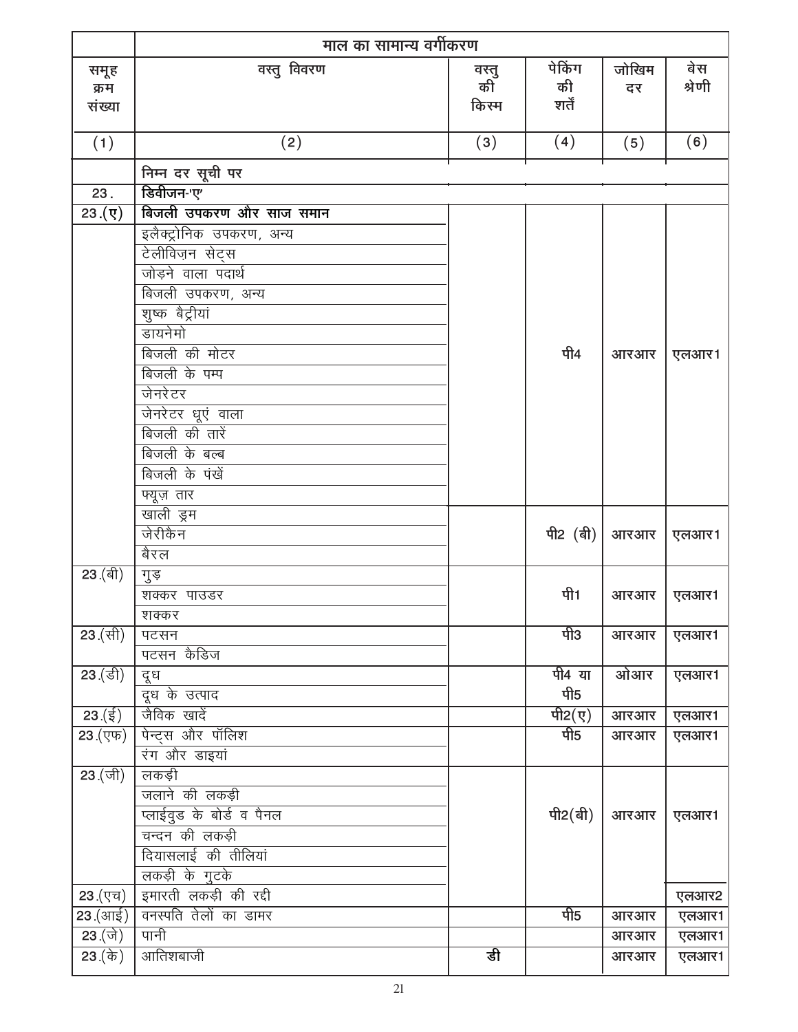| समूह क्रम संख्या | माल का सामान्य वर्गीकरण | | | | |
|---|---|---|---|---|---|
| | वस्तु विवरण | वस्तु की किस्म | पेकिंग की शर्तें | जोखिम दर | बेस श्रेणी |
| (1) | (2) | (3) | (4) | (5) | (6) |
| | निम्न दर सूची पर | | | | |
| 23. | डिवीजन-'ए' | | | | |
| 23.(ए) | **बिजली उपकरण और साज समान** | | | | |
| | इलैक्ट्रोनिक उपकरण, अन्य | | पी4 | आरआर | एलआर1 |
| | टेलीविज़न सेट्स | | पी4 | आरआर | एलआर1 |
| | जोड़ने वाला पदार्थ | | पी4 | आरआर | एलआर1 |
| | बिजली उपकरण, अन्य | | पी4 | आरआर | एलआर1 |
| | शुष्क बैट्रीयां | | पी4 | आरआर | एलआर1 |
| | डायनेमो | | पी4 | आरआर | एलआर1 |
| | बिजली की मोटर | | पी4 | आरआर | एलआर1 |
| | बिजली के पम्प | | पी4 | आरआर | एलआर1 |
| | जेनरेटर | | पी4 | आरआर | एलआर1 |
| | जेनरेटर धूएं वाला | | पी4 | आरआर | एलआर1 |
| | बिजली की तारें | | पी4 | आरआर | एलआर1 |
| | बिजली के बल्ब | | पी4 | आरआर | एलआर1 |
| | बिजली के पंखें | | पी4 | आरआर | एलआर1 |
| | फ्यूज़ तार | | पी4 | आरआर | एलआर1 |
| | खाली ड्रम | | पी2 (बी) | आरआर | एलआर1 |
| | जेरीकैन | | पी2 (बी) | आरआर | एलआर1 |
| | बैरल | | पी2 (बी) | आरआर | एलआर1 |
| 23.(बी) | गुड़ | | पी1 | आरआर | एलआर1 |
| | शक्कर पाउडर | | पी1 | आरआर | एलआर1 |
| | शक्कर | | पी1 | आरआर | एलआर1 |
| 23.(सी) | पटसन | | पी3 | आरआर | एलआर1 |
| | पटसन कैडिज | | पी3 | आरआर | एलआर1 |
| 23.(डी) | दूध | | पी4 या पी5 | ओआर | एलआर1 |
| | दूध के उत्पाद | | पी4 या पी5 | ओआर | एलआर1 |
| 23.(ई) | जैविक खादें | | पी2(ए) | आरआर | एलआर1 |
| 23.(एफ) | पेन्ट्स और पॉलिश | | पी5 | आरआर | एलआर1 |
| | रंग और डाइयां | | पी5 | आरआर | एलआर1 |
| 23.(जी) | लकड़ी | | पी2(बी) | आरआर | एलआर1 |
| | जलाने की लकड़ी | | पी2(बी) | आरआर | एलआर1 |
| | प्लाईवुड के बोर्ड व पैनल | | पी2(बी) | आरआर | एलआर1 |
| | चन्दन की लकड़ी | | पी2(बी) | आरआर | एलआर1 |
| | दियासलाई की तीलियां | | पी2(बी) | आरआर | एलआर1 |
| | लकड़ी के गुटके | | पी2(बी) | आरआर | एलआर1 |
| 23.(एच) | इमारती लकड़ी की रद्दी | | पी2(बी) | आरआर | एलआर2 |
| 23.(आई) | वनस्पति तेलों का डामर | | पी5 | आरआर | एलआर1 |
| 23.(जे) | पानी | | | आरआर | एलआर1 |
| 23.(के) | आतिशबाजी | डी | | आरआर | एलआर1 |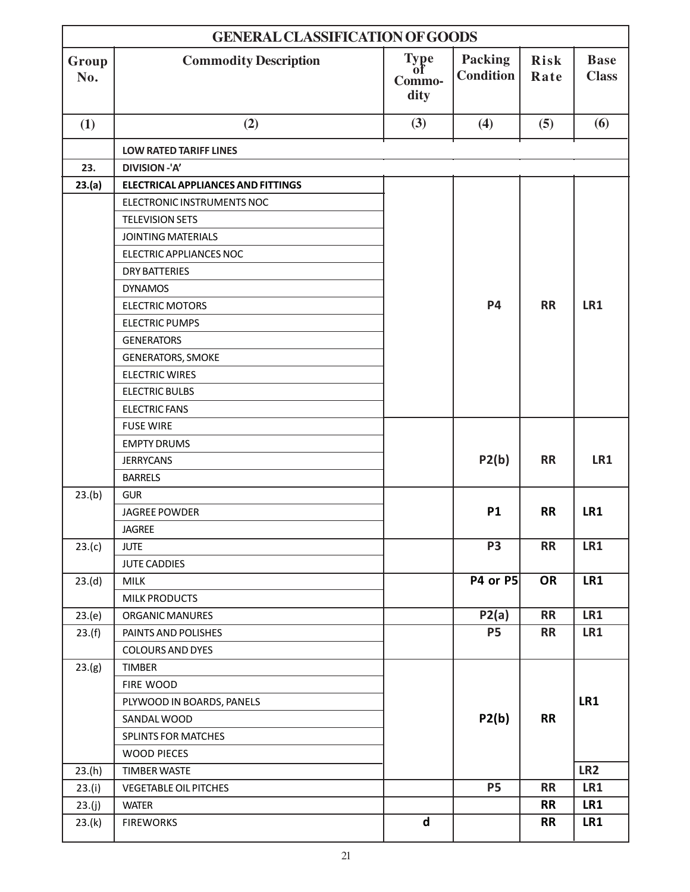| GENERAL CLASSIFICATION OF GOODS | | | | | |
|---|---|---|---|---|---|
| **Group No.** | **Commodity Description** | **Type of Commo-dity** | **Packing Condition** | **Risk Rate** | **Base Class** |
| **(1)** | **(2)** | **(3)** | **(4)** | **(5)** | **(6)** |
| | **LOW RATED TARIFF LINES** | | | | |
| **23.** | **DIVISION -'A'** | | | | |
| **23.(a)** | **ELECTRICAL APPLIANCES AND FITTINGS** | | | | |
| | ELECTRONIC INSTRUMENTS NOC | | P4 | RR | LR1 |
| | TELEVISION SETS | | | | |
| | JOINTING MATERIALS | | | | |
| | ELECTRIC APPLIANCES NOC | | | | |
| | DRY BATTERIES | | | | |
| | DYNAMOS | | | | |
| | ELECTRIC MOTORS | | | | |
| | ELECTRIC PUMPS | | | | |
| | GENERATORS | | | | |
| | GENERATORS, SMOKE | | | | |
| | ELECTRIC WIRES | | | | |
| | ELECTRIC BULBS | | | | |
| | ELECTRIC FANS | | | | |
| | FUSE WIRE | | P2(b) | RR | LR1 |
| | EMPTY DRUMS | | | | |
| | JERRYCANS | | | | |
| | BARRELS | | | | |
| 23.(b) | GUR | | P1 | RR | LR1 |
| | JAGREE POWDER | | | | |
| | JAGREE | | | | |
| 23.(c) | JUTE | | P3 | RR | LR1 |
| | JUTE CADDIES | | | | |
| 23.(d) | MILK | | P4 or P5 | OR | LR1 |
| | MILK PRODUCTS | | | | |
| 23.(e) | ORGANIC MANURES | | P2(a) | RR | LR1 |
| 23.(f) | PAINTS AND POLISHES | | P5 | RR | LR1 |
| | COLOURS AND DYES | | | | |
| 23.(g) | TIMBER | | P2(b) | RR | LR1 |
| | FIRE WOOD | | | | |
| | PLYWOOD IN BOARDS, PANELS | | | | |
| | SANDAL WOOD | | | | |
| | SPLINTS FOR MATCHES | | | | |
| | WOOD PIECES | | | | |
| 23.(h) | TIMBER WASTE | | | | LR2 |
| 23.(i) | VEGETABLE OIL PITCHES | | P5 | RR | LR1 |
| 23.(j) | WATER | | | RR | LR1 |
| 23.(k) | FIREWORKS | d | | RR | LR1 |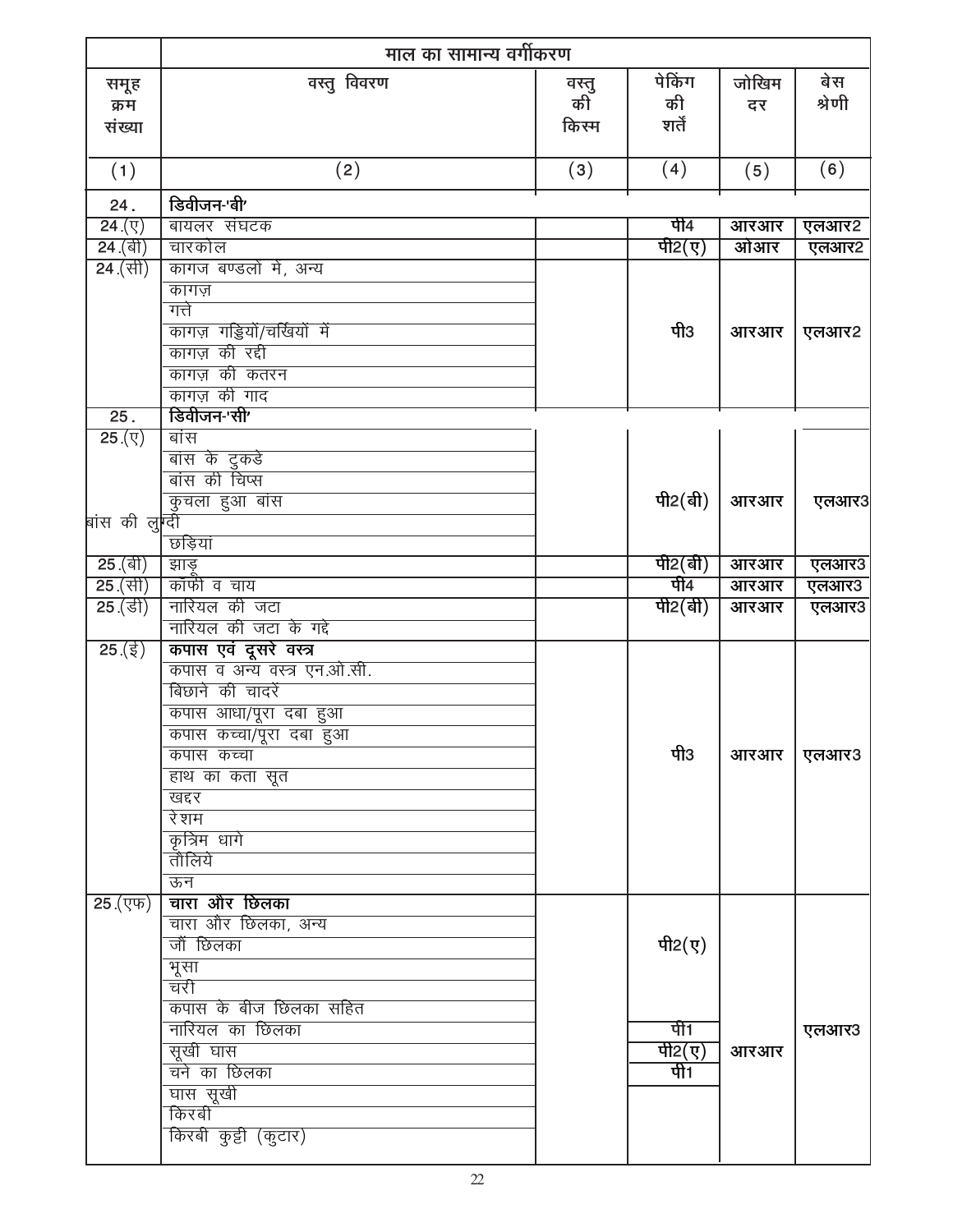| | माल का सामान्य वर्गीकरण | | | | |
|---|---|---|---|---|---|
| समूह क्रम संख्या | वस्तु विवरण | वस्तु की किस्म | पेकिंग की शर्तें | जोखिम दर | बेस श्रेणी |
| (1) | (2) | (3) | (4) | (5) | (6) |
| 24. | डिवीजन-'बी' | | | | |
| 24.(ए) | बायलर संघटक | | पी4 | आरआर | एलआर2 |
| 24.(बी) | चारकोल | | पी2(ए) | ओआर | एलआर2 |
| 24.(सी) | कागज बण्डलो मे, अन्य | | पी3 | आरआर | एलआर2 |
| | कागज़ | | | | |
| | गत्ते | | | | |
| | कागज़ गड्डियों/चर्खियों में | | | | |
| | कागज़ की रद्दी | | | | |
| | कागज़ की कतरन | | | | |
| | कागज़ की गाद | | | | |
| 25. | डिवीजन-'सी' | | | | |
| 25.(ए) | बांस | | पी2(बी) | आरआर | एलआर3 |
| | बांस के टुकडे | | | | |
| | बांस की चिप्स | | | | |
| | कुचला हुआ बांस | | | | |
| | बांस की लुग्दी | | | | |
| | छड़ियां | | | | |
| 25.(बी) | झाड़ू | | पी2(बी) | आरआर | एलआर3 |
| 25.(सी) | कॉफी व चाय | | पी4 | आरआर | एलआर3 |
| 25.(डी) | नारियल की जटा | | पी2(बी) | आरआर | एलआर3 |
| | नारियल की जटा के गद्दे | | | | |
| 25.(ई) | **कपास एवं दूसरे वस्त्र** | | पी3 | आरआर | एलआर3 |
| | कपास व अन्य वस्त्र एन.ओ.सी. | | | | |
| | बिछाने की चादरें | | | | |
| | कपास आधा/पूरा दबा हुआ | | | | |
| | कपास कच्चा/पूरा दबा हुआ | | | | |
| | कपास कच्चा | | | | |
| | हाथ का कता सूत | | | | |
| | खद्दर | | | | |
| | रेशम | | | | |
| | कृत्रिम धागे | | | | |
| | तौलिये | | | | |
| | ऊन | | | | |
| 25.(एफ) | **चारा और छिलका** | | पी2(ए) | आरआर | एलआर3 |
| | चारा और छिलका, अन्य | | | | |
| | जौं छिलका | | | | |
| | भूसा | | | | |
| | चरी | | | | |
| | कपास के बीज छिलका सहित | | | | |
| | नारियल का छिलका | | पी1 | | |
| | सूखी घास | | पी2(ए) | | |
| | चने का छिलका | | पी1 | | |
| | घास सूखी | | | | |
| | किरबी | | | | |
| | किरबी कुट्टी (कुटार) | | | | |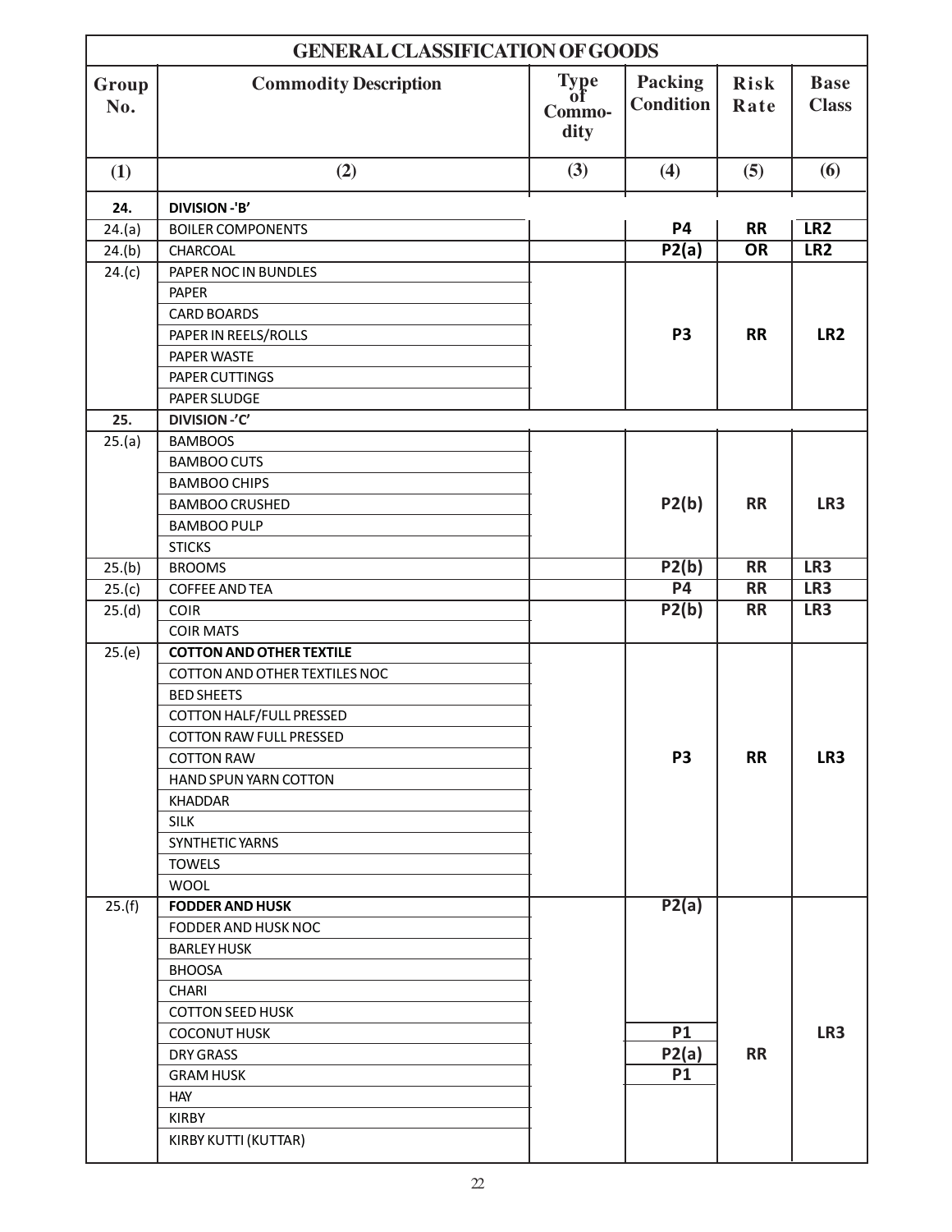| GENERAL CLASSIFICATION OF GOODS | | | | | |
|---|---|---|---|---|---|
| Group No. | Commodity Description | Type of Commodity | Packing Condition | Risk Rate | Base Class |
| (1) | (2) | (3) | (4) | (5) | (6) |
| 24. | DIVISION -'B' | | | | |
| 24.(a) | BOILER COMPONENTS | | P4 | RR | LR2 |
| 24.(b) | CHARCOAL | | P2(a) | OR | LR2 |
| 24.(c) | PAPER NOC IN BUNDLES | | P3 | RR | LR2 |
| | PAPER | | | | |
| | CARD BOARDS | | | | |
| | PAPER IN REELS/ROLLS | | | | |
| | PAPER WASTE | | | | |
| | PAPER CUTTINGS | | | | |
| | PAPER SLUDGE | | | | |
| 25. | DIVISION -'C' | | | | |
| 25.(a) | BAMBOOS | | P2(b) | RR | LR3 |
| | BAMBOO CUTS | | | | |
| | BAMBOO CHIPS | | | | |
| | BAMBOO CRUSHED | | | | |
| | BAMBOO PULP | | | | |
| | STICKS | | | | |
| 25.(b) | BROOMS | | P2(b) | RR | LR3 |
| 25.(c) | COFFEE AND TEA | | P4 | RR | LR3 |
| 25.(d) | COIR | | P2(b) | RR | LR3 |
| | COIR MATS | | | | |
| 25.(e) | **COTTON AND OTHER TEXTILE** | | P3 | RR | LR3 |
| | COTTON AND OTHER TEXTILES NOC | | | | |
| | BED SHEETS | | | | |
| | COTTON HALF/FULL PRESSED | | | | |
| | COTTON RAW FULL PRESSED | | | | |
| | COTTON RAW | | | | |
| | HAND SPUN YARN COTTON | | | | |
| | KHADDAR | | | | |
| | SILK | | | | |
| | SYNTHETIC YARNS | | | | |
| | TOWELS | | | | |
| | WOOL | | | | |
| 25.(f) | **FODDER AND HUSK** | | P2(a) | RR | LR3 |
| | FODDER AND HUSK NOC | | | | |
| | BARLEY HUSK | | | | |
| | BHOOSA | | | | |
| | CHARI | | | | |
| | COTTON SEED HUSK | | | | |
| | COCONUT HUSK | | P1 | | |
| | DRY GRASS | | P2(a) | | |
| | GRAM HUSK | | P1 | | |
| | HAY | | | | |
| | KIRBY | | | | |
| | KIRBY KUTTI (KUTTAR) | | | | |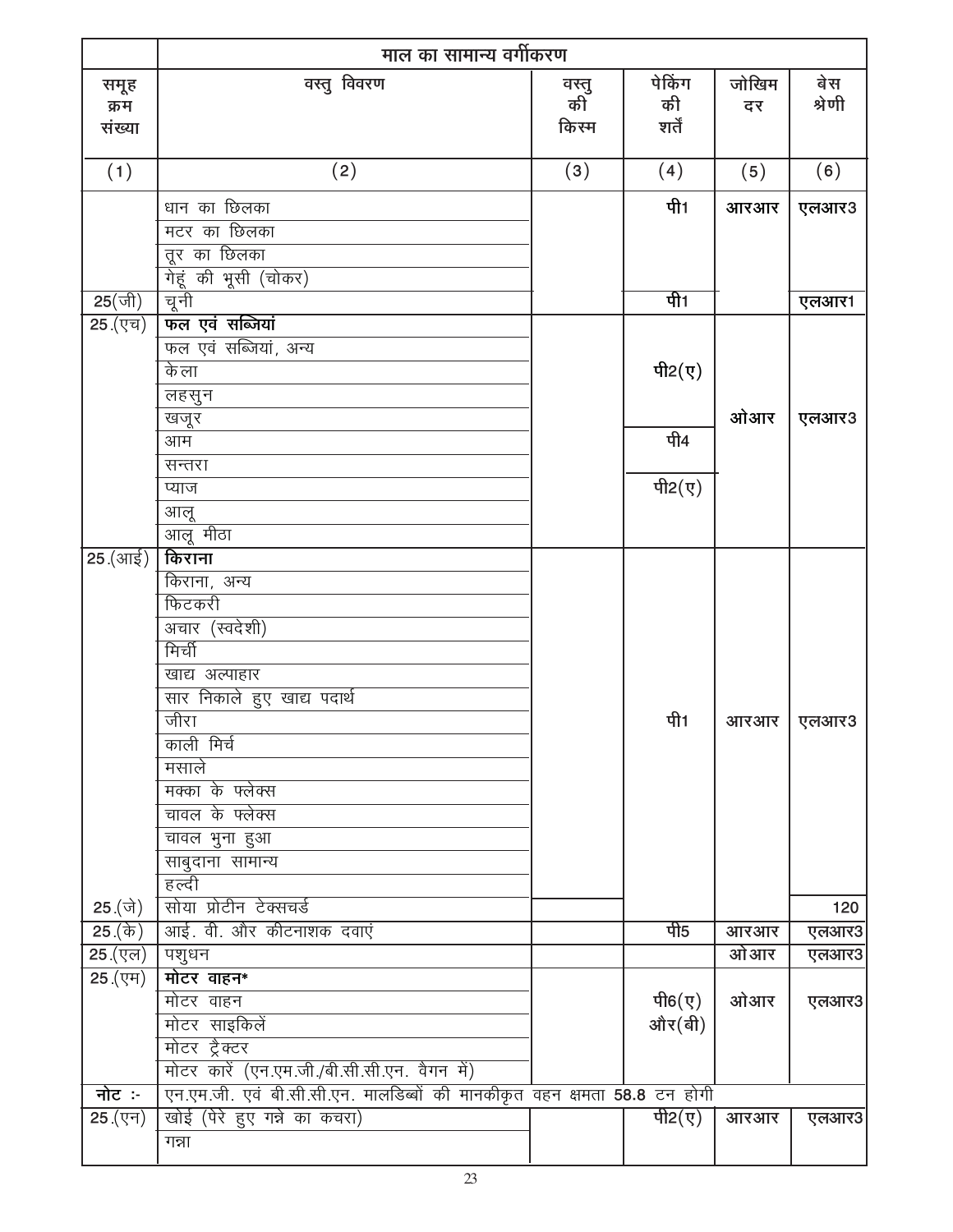| | माल का सामान्य वर्गीकरण | | | | |
|---|---|---|---|---|---|
| समूह क्रम संख्या | वस्तु विवरण | वस्तु की किस्म | पेकिंग की शर्तें | जोखिम दर | बेस श्रेणी |
| (1) | (2) | (3) | (4) | (5) | (6) |
| | धान का छिलका | | पी1 | आरआर | एलआर3 |
| | मटर का छिलका | | | | |
| | तूर का छिलका | | | | |
| | गेहूं की भूसी (चोकर) | | | | |
| 25(जी) | चूनी | | पी1 | | एलआर1 |
| 25.(एच) | **फल एवं सब्जियां** | | | | |
| | फल एवं सब्जियां, अन्य | | | | |
| | केला | | पी2(ए) | | |
| | लहसुन | | | | |
| | खजूर | | | ओआर | एलआर3 |
| | आम | | पी4 | | |
| | सन्तरा | | | | |
| | प्याज | | पी2(ए) | | |
| | आलू | | | | |
| | आलू मीठा | | | | |
| 25.(आई) | **किराना** | | | | |
| | किराना, अन्य | | | | |
| | फिटकरी | | | | |
| | अचार (स्वदेशी) | | | | |
| | मिर्ची | | | | |
| | खाद्य अल्पाहार | | | | |
| | सार निकाले हुए खाद्य पदार्थ | | | | |
| | जीरा | | पी1 | आरआर | एलआर3 |
| | काली मिर्च | | | | |
| | मसाले | | | | |
| | मक्का के फ्लेक्स | | | | |
| | चावल के फ्लेक्स | | | | |
| | चावल भुना हुआ | | | | |
| | साबुदाना सामान्य | | | | |
| | हल्दी | | | | |
| 25.(जे) | सोया प्रोटीन टेक्सचर्ड | | | | 120 |
| 25.(के) | आई. वी. और कीटनाशक दवाएं | | पी5 | आरआर | एलआर3 |
| 25.(एल) | पशुधन | | | ओआर | एलआर3 |
| 25.(एम) | **मोटर वाहन*** | | | | |
| | मोटर वाहन | | पी6(ए) और(बी) | ओआर | एलआर3 |
| | मोटर साइकिलें | | | | |
| | मोटर ट्रैक्टर | | | | |
| | मोटर कारें (एन.एम.जी./बी.सी.सी.एन. वैगन में) | | | | |
| **नोट :-** | एन.एम.जी. एवं बी.सी.सी.एन. मालडिब्बों की मानकीकृत वहन क्षमता 58.8 टन होगी | | | | |
| 25.(एन) | खोई (पेरे हुए गन्ने का कचरा) | | पी2(ए) | आरआर | एलआर3 |
| | गन्ना | | | | |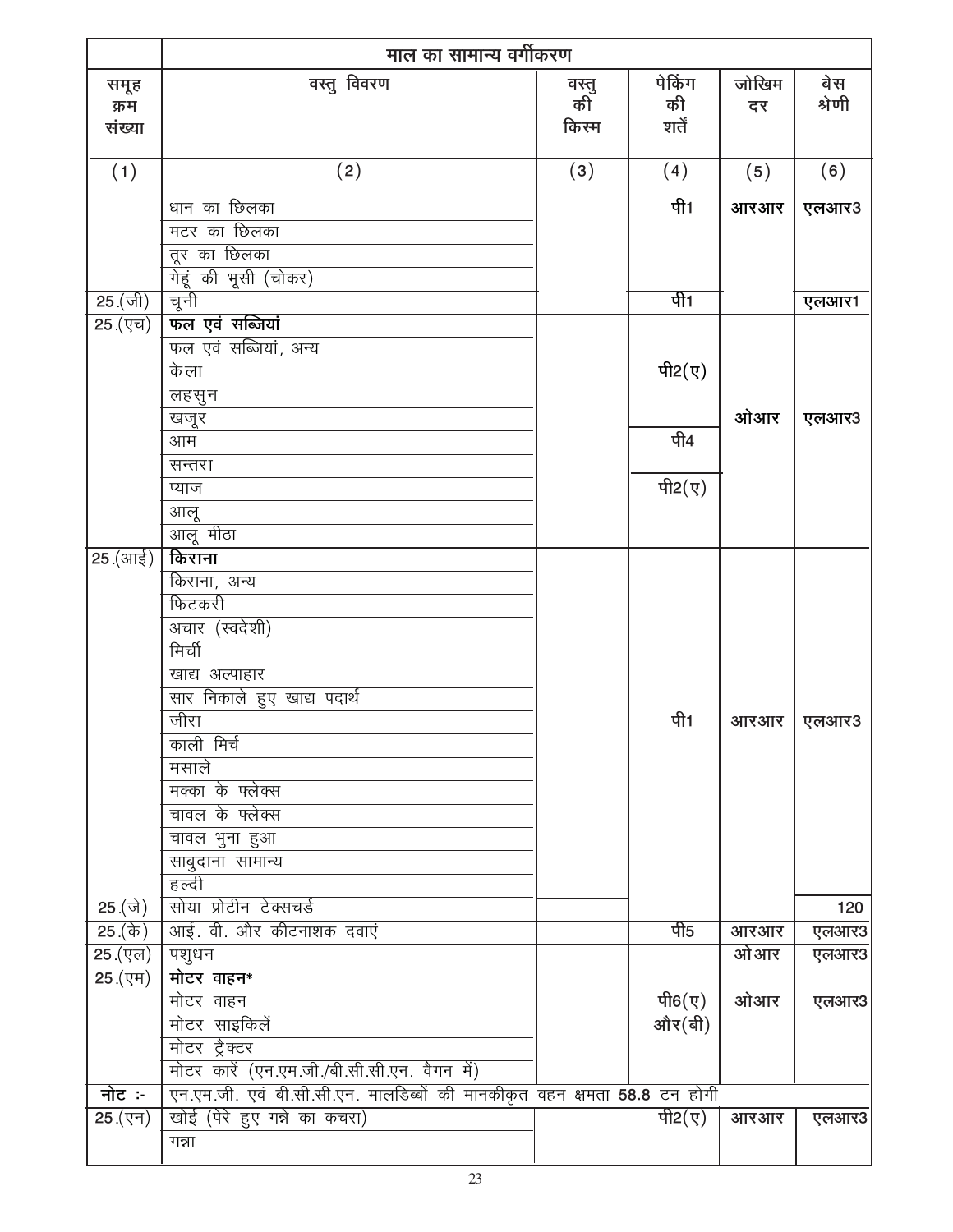| | माल का सामान्य वर्गीकरण | | | | |
|---|---|---|---|---|---|
| समूह क्रम संख्या | वस्तु विवरण | वस्तु की किस्म | पेकिंग की शर्तें | जोखिम दर | बेस श्रेणी |
| (1) | (2) | (3) | (4) | (5) | (6) |
| | धान का छिलका | | पी1 | आरआर | एलआर3 |
| | मटर का छिलका | | | | |
| | तूर का छिलका | | | | |
| | गेहूं की भूसी (चोकर) | | | | |
| 25.(जी) | चूनी | | पी1 | | एलआर1 |
| 25.(एच) | **फल एवं सब्जियां** | | | | |
| | फल एवं सब्जियां, अन्य | | | | |
| | केला | | पी2(ए) | | |
| | लहसुन | | | | |
| | खजूर | | | ओआर | एलआर3 |
| | आम | | पी4 | | |
| | सन्तरा | | | | |
| | प्याज | | पी2(ए) | | |
| | आलू | | | | |
| | आलू मीठा | | | | |
| 25.(आई) | **किराना** | | | | |
| | किराना, अन्य | | | | |
| | फिटकरी | | | | |
| | अचार (स्वदेशी) | | | | |
| | मिर्ची | | | | |
| | खाद्य अल्पाहार | | | | |
| | सार निकाले हुए खाद्य पदार्थ | | | | |
| | जीरा | | पी1 | आरआर | एलआर3 |
| | काली मिर्च | | | | |
| | मसाले | | | | |
| | मक्का के फ्लेक्स | | | | |
| | चावल के फ्लेक्स | | | | |
| | चावल भुना हुआ | | | | |
| | साबुदाना सामान्य | | | | |
| | हल्दी | | | | |
| 25.(जे) | सोया प्रोटीन टेक्सचर्ड | | | | 120 |
| 25.(के) | आई. वी. और कीटनाशक दवाएं | | पी5 | आरआर | एलआर3 |
| 25.(एल) | पशुधन | | | ओआर | एलआर3 |
| 25.(एम) | **मोटर वाहन*** | | | | |
| | मोटर वाहन | | पी6(ए) और(बी) | ओआर | एलआर3 |
| | मोटर साइकिलें | | | | |
| | मोटर ट्रैक्टर | | | | |
| | मोटर कारें (एन.एम.जी./बी.सी.सी.एन. वैगन में) | | | | |
| **नोट :-** | एन.एम.जी. एवं बी.सी.सी.एन. मालडिब्बों की मानकीकृत वहन क्षमता 58.8 टन होगी | | | | |
| 25.(एन) | खोई (पेरे हुए गन्ने का कचरा) | | पी2(ए) | आरआर | एलआर3 |
| | गन्ना | | | | |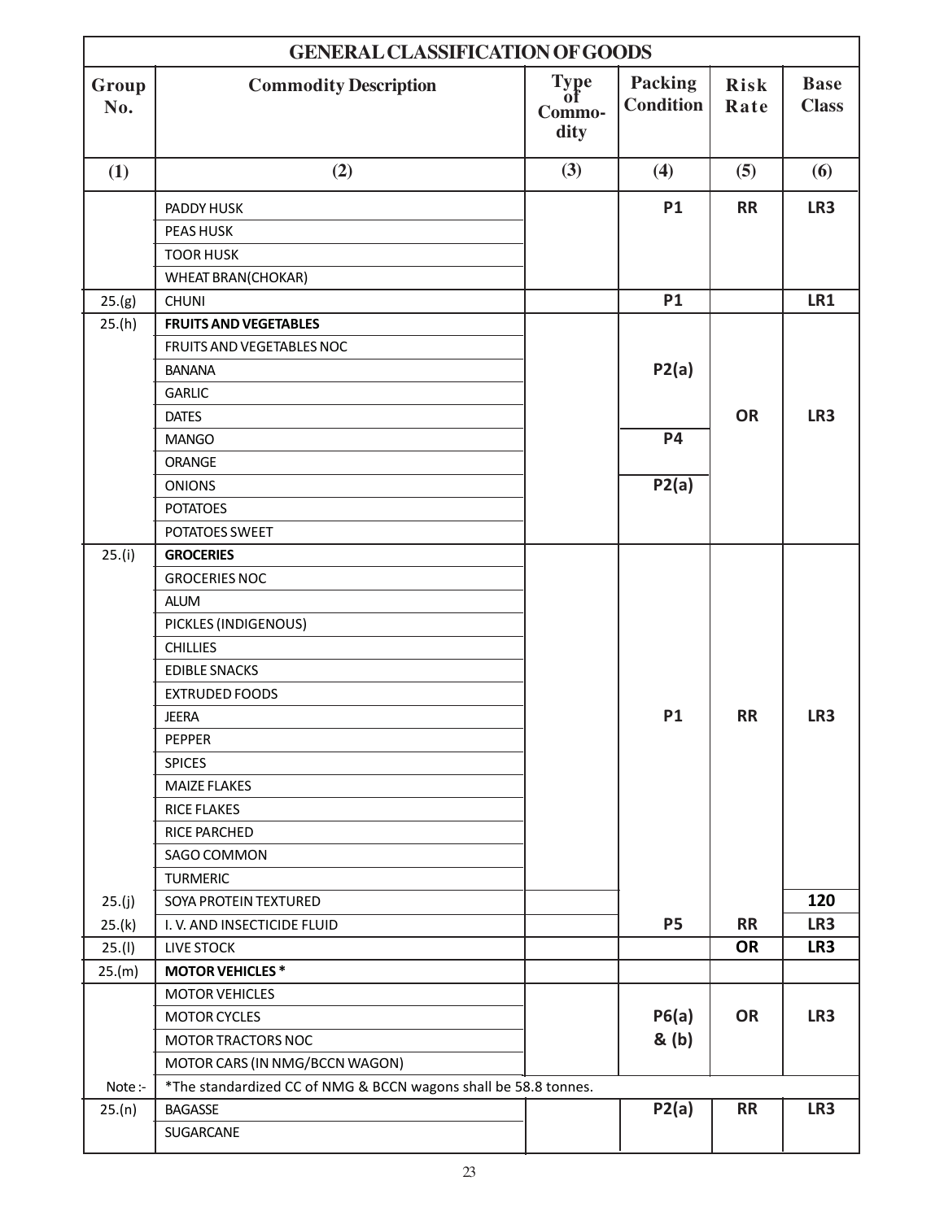## GENERAL CLASSIFICATION OF GOODS

| Group No. | Commodity Description | Type of Commo-dity | Packing Condition | Risk Rate | Base Class |
|---|---|---|---|---|---|
| (1) | (2) | (3) | (4) | (5) | (6) |
| | PADDY HUSK | | P1 | RR | LR3 |
| | PEAS HUSK | | | | |
| | TOOR HUSK | | | | |
| | WHEAT BRAN(CHOKAR) | | | | |
| 25.(g) | CHUNI | | P1 | | LR1 |
| 25.(h) | **FRUITS AND VEGETABLES** | | | | |
| | FRUITS AND VEGETABLES NOC | | | | |
| | BANANA | | P2(a) | | |
| | GARLIC | | | | |
| | DATES | | | OR | LR3 |
| | MANGO | | P4 | | |
| | ORANGE | | | | |
| | ONIONS | | P2(a) | | |
| | POTATOES | | | | |
| | POTATOES SWEET | | | | |
| 25.(i) | **GROCERIES** | | | | |
| | GROCERIES NOC | | | | |
| | ALUM | | | | |
| | PICKLES (INDIGENOUS) | | | | |
| | CHILLIES | | | | |
| | EDIBLE SNACKS | | | | |
| | EXTRUDED FOODS | | | | |
| | JEERA | | P1 | RR | LR3 |
| | PEPPER | | | | |
| | SPICES | | | | |
| | MAIZE FLAKES | | | | |
| | RICE FLAKES | | | | |
| | RICE PARCHED | | | | |
| | SAGO COMMON | | | | |
| | TURMERIC | | | | |
| 25.(j) | SOYA PROTEIN TEXTURED | | | | 120 |
| 25.(k) | I. V. AND INSECTICIDE FLUID | | P5 | RR | LR3 |
| 25.(l) | LIVE STOCK | | | OR | LR3 |
| 25.(m) | **MOTOR VEHICLES \*** | | | | |
| | MOTOR VEHICLES | | | | |
| | MOTOR CYCLES | | P6(a) & (b) | OR | LR3 |
| | MOTOR TRACTORS NOC | | | | |
| | MOTOR CARS (IN NMG/BCCN WAGON) | | | | |
| Note :- | *The standardized CC of NMG & BCCN wagons shall be 58.8 tonnes. | | | | |
| 25.(n) | BAGASSE | | P2(a) | RR | LR3 |
| | SUGARCANE | | | | |